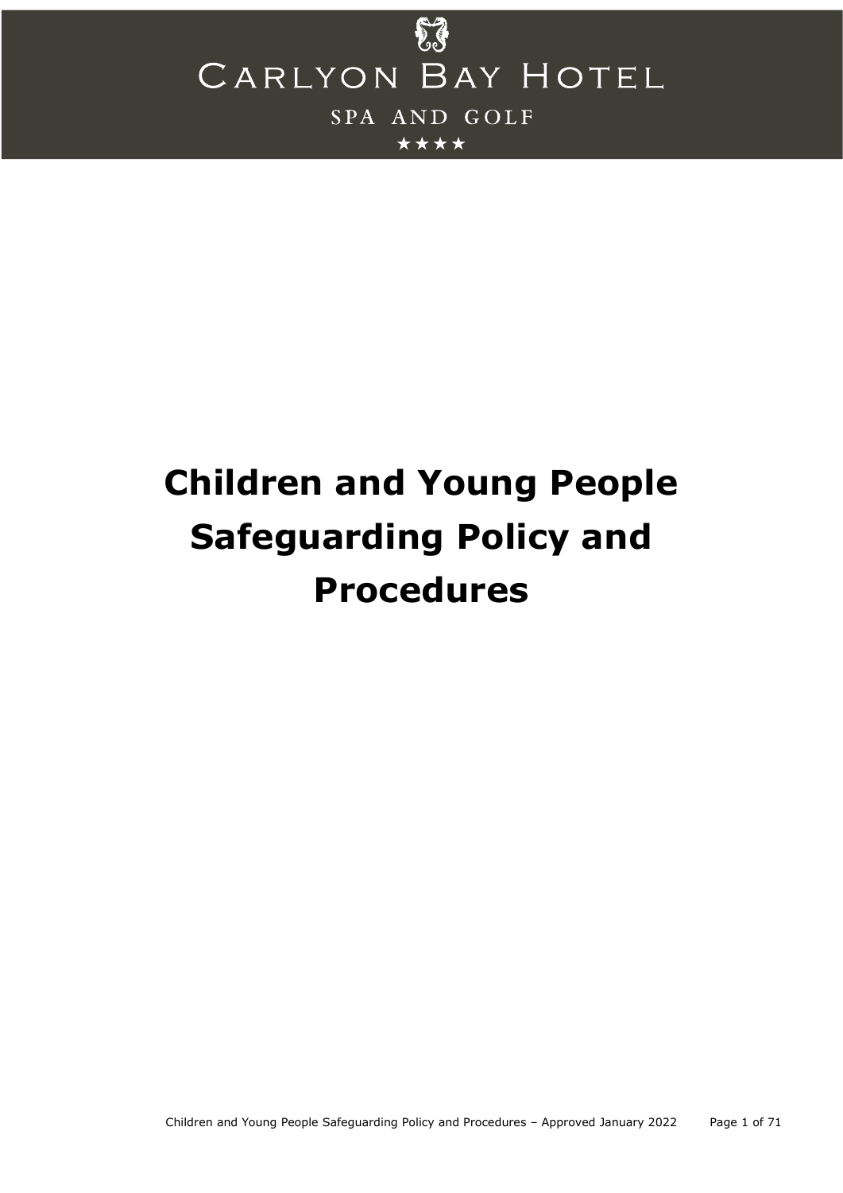CARLYON BAY HOTEL

SPA AND GOLF

★★★★

# Children and Young People Safeguarding Policy and Procedures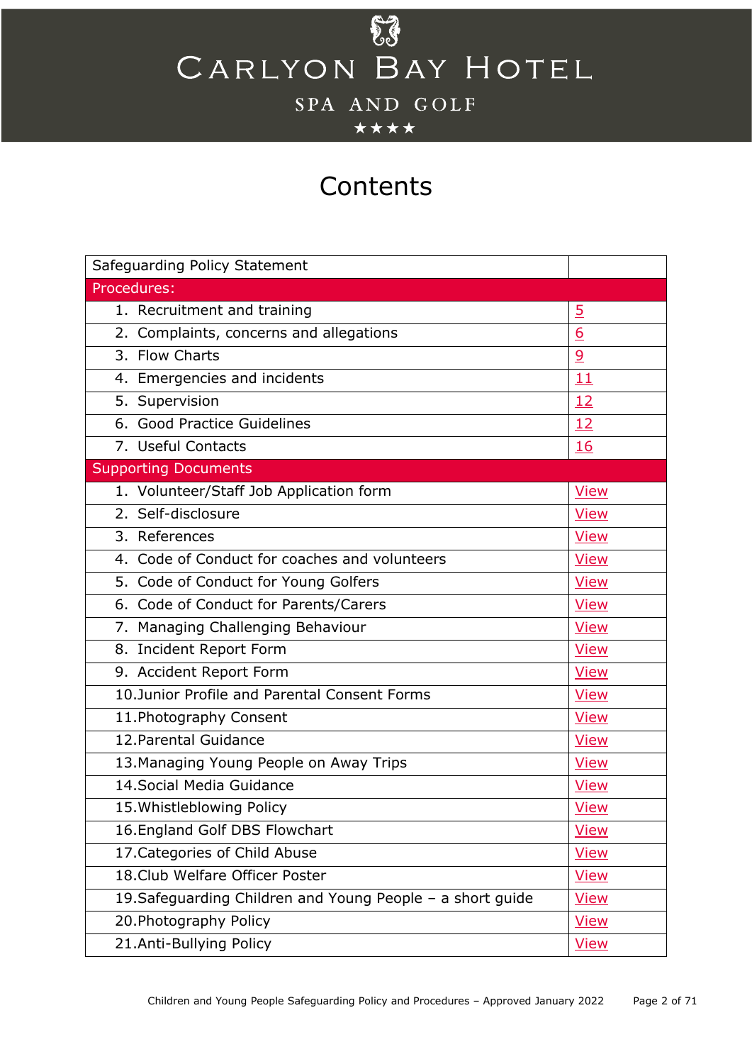CARLYON BAY HOTEL

SPA AND GOLF

★★★★

# Contents

| Safeguarding Policy Statement | |
|---|---|
| **Procedures:** | |
| 1. Recruitment and training | 5 |
| 2. Complaints, concerns and allegations | 6 |
| 3. Flow Charts | 9 |
| 4. Emergencies and incidents | 11 |
| 5. Supervision | 12 |
| 6. Good Practice Guidelines | 12 |
| 7. Useful Contacts | 16 |
| **Supporting Documents** | |
| 1. Volunteer/Staff Job Application form | View |
| 2. Self-disclosure | View |
| 3. References | View |
| 4. Code of Conduct for coaches and volunteers | View |
| 5. Code of Conduct for Young Golfers | View |
| 6. Code of Conduct for Parents/Carers | View |
| 7. Managing Challenging Behaviour | View |
| 8. Incident Report Form | View |
| 9. Accident Report Form | View |
| 10. Junior Profile and Parental Consent Forms | View |
| 11. Photography Consent | View |
| 12. Parental Guidance | View |
| 13. Managing Young People on Away Trips | View |
| 14. Social Media Guidance | View |
| 15. Whistleblowing Policy | View |
| 16. England Golf DBS Flowchart | View |
| 17. Categories of Child Abuse | View |
| 18. Club Welfare Officer Poster | View |
| 19. Safeguarding Children and Young People – a short guide | View |
| 20. Photography Policy | View |
| 21. Anti-Bullying Policy | View |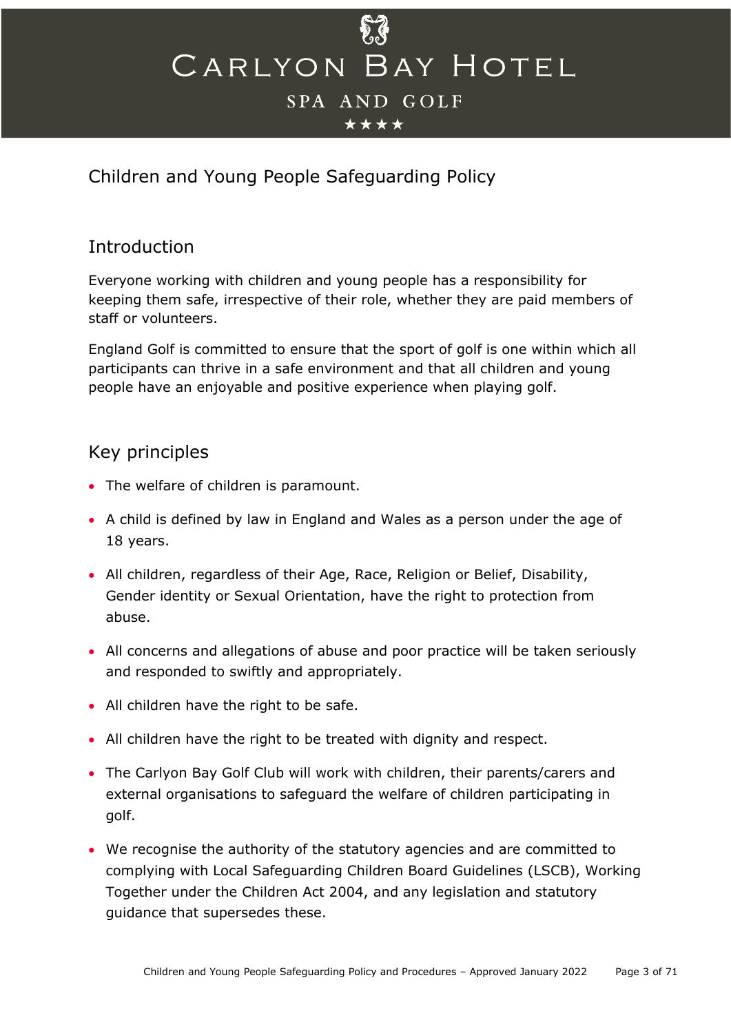# Children and Young People Safeguarding Policy

## Introduction

Everyone working with children and young people has a responsibility for keeping them safe, irrespective of their role, whether they are paid members of staff or volunteers.

England Golf is committed to ensure that the sport of golf is one within which all participants can thrive in a safe environment and that all children and young people have an enjoyable and positive experience when playing golf.

## Key principles

- The welfare of children is paramount.
- A child is defined by law in England and Wales as a person under the age of 18 years.
- All children, regardless of their Age, Race, Religion or Belief, Disability, Gender identity or Sexual Orientation, have the right to protection from abuse.
- All concerns and allegations of abuse and poor practice will be taken seriously and responded to swiftly and appropriately.
- All children have the right to be safe.
- All children have the right to be treated with dignity and respect.
- The Carlyon Bay Golf Club will work with children, their parents/carers and external organisations to safeguard the welfare of children participating in golf.
- We recognise the authority of the statutory agencies and are committed to complying with Local Safeguarding Children Board Guidelines (LSCB), Working Together under the Children Act 2004, and any legislation and statutory guidance that supersedes these.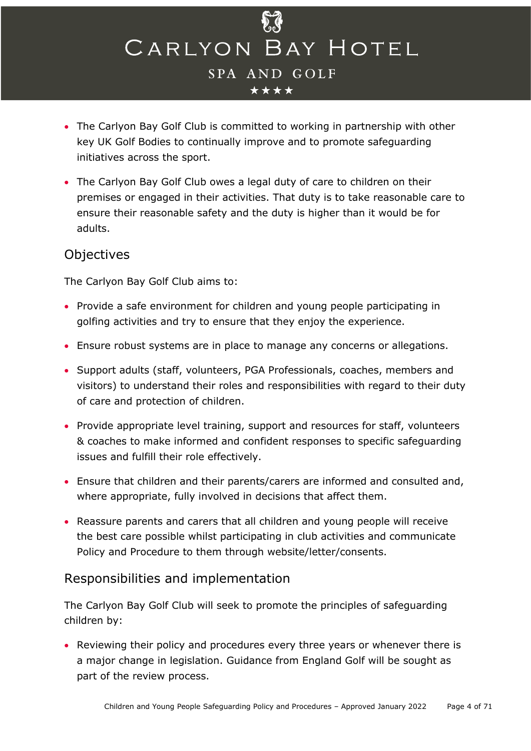- The Carlyon Bay Golf Club is committed to working in partnership with other key UK Golf Bodies to continually improve and to promote safeguarding initiatives across the sport.
- The Carlyon Bay Golf Club owes a legal duty of care to children on their premises or engaged in their activities. That duty is to take reasonable care to ensure their reasonable safety and the duty is higher than it would be for adults.

## Objectives

The Carlyon Bay Golf Club aims to:

- Provide a safe environment for children and young people participating in golfing activities and try to ensure that they enjoy the experience.
- Ensure robust systems are in place to manage any concerns or allegations.
- Support adults (staff, volunteers, PGA Professionals, coaches, members and visitors) to understand their roles and responsibilities with regard to their duty of care and protection of children.
- Provide appropriate level training, support and resources for staff, volunteers & coaches to make informed and confident responses to specific safeguarding issues and fulfill their role effectively.
- Ensure that children and their parents/carers are informed and consulted and, where appropriate, fully involved in decisions that affect them.
- Reassure parents and carers that all children and young people will receive the best care possible whilst participating in club activities and communicate Policy and Procedure to them through website/letter/consents.

## Responsibilities and implementation

The Carlyon Bay Golf Club will seek to promote the principles of safeguarding children by:

- Reviewing their policy and procedures every three years or whenever there is a major change in legislation. Guidance from England Golf will be sought as part of the review process.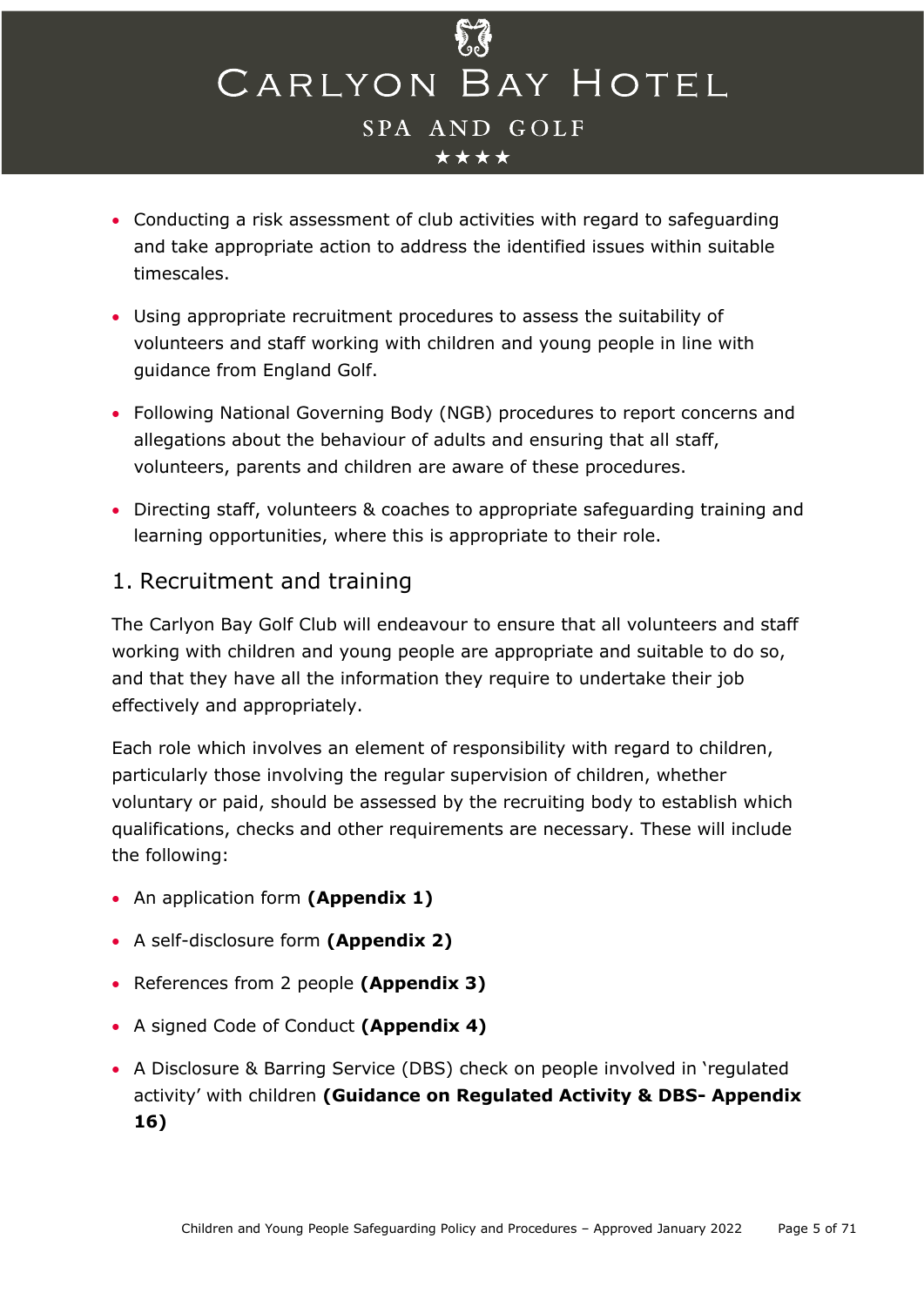- Conducting a risk assessment of club activities with regard to safeguarding and take appropriate action to address the identified issues within suitable timescales.
- Using appropriate recruitment procedures to assess the suitability of volunteers and staff working with children and young people in line with guidance from England Golf.
- Following National Governing Body (NGB) procedures to report concerns and allegations about the behaviour of adults and ensuring that all staff, volunteers, parents and children are aware of these procedures.
- Directing staff, volunteers & coaches to appropriate safeguarding training and learning opportunities, where this is appropriate to their role.

## 1. Recruitment and training

The Carlyon Bay Golf Club will endeavour to ensure that all volunteers and staff working with children and young people are appropriate and suitable to do so, and that they have all the information they require to undertake their job effectively and appropriately.

Each role which involves an element of responsibility with regard to children, particularly those involving the regular supervision of children, whether voluntary or paid, should be assessed by the recruiting body to establish which qualifications, checks and other requirements are necessary. These will include the following:

- An application form **(Appendix 1)**
- A self-disclosure form **(Appendix 2)**
- References from 2 people **(Appendix 3)**
- A signed Code of Conduct **(Appendix 4)**
- A Disclosure & Barring Service (DBS) check on people involved in 'regulated activity' with children **(Guidance on Regulated Activity & DBS- Appendix 16)**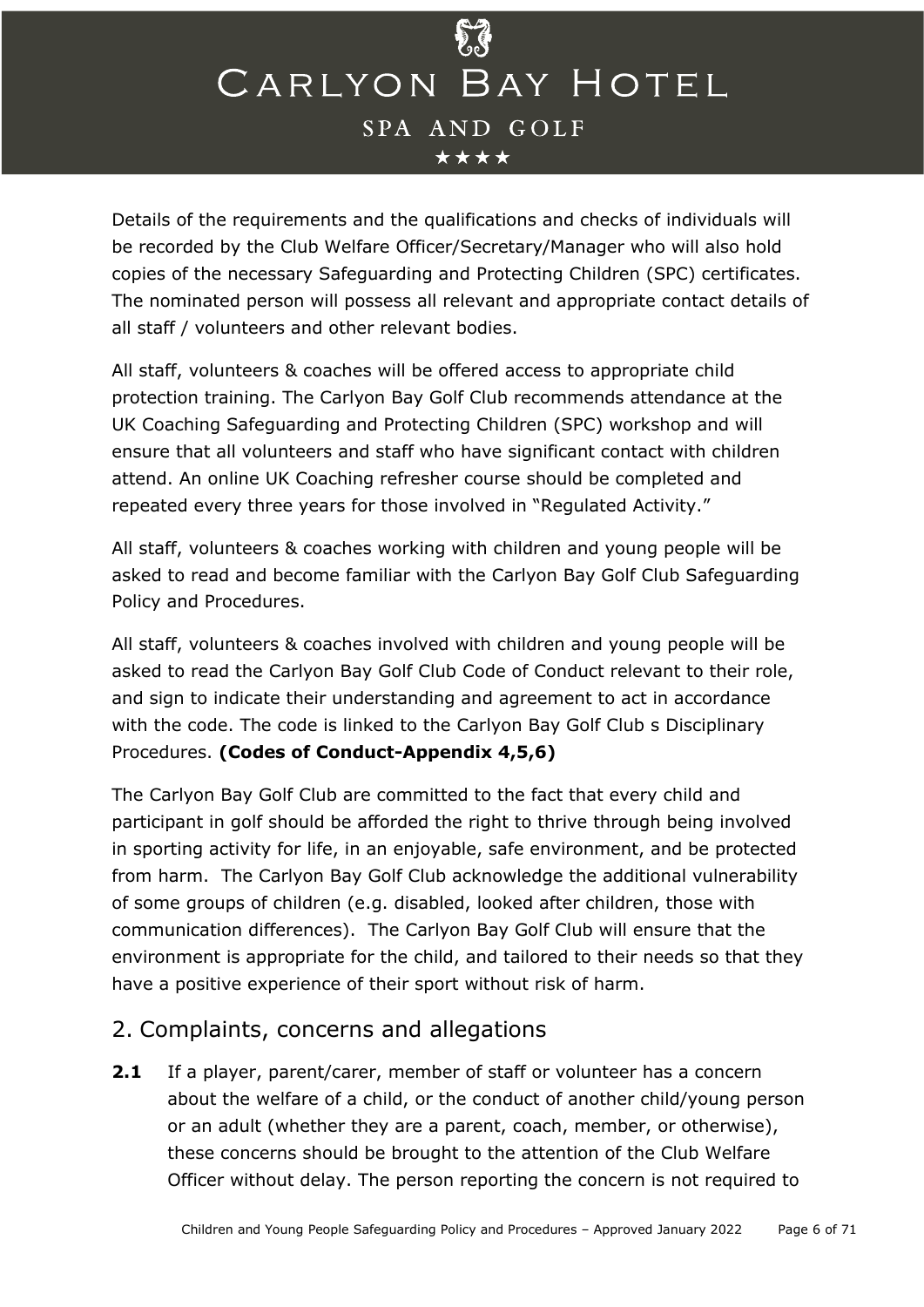Details of the requirements and the qualifications and checks of individuals will be recorded by the Club Welfare Officer/Secretary/Manager who will also hold copies of the necessary Safeguarding and Protecting Children (SPC) certificates. The nominated person will possess all relevant and appropriate contact details of all staff / volunteers and other relevant bodies.

All staff, volunteers & coaches will be offered access to appropriate child protection training. The Carlyon Bay Golf Club recommends attendance at the UK Coaching Safeguarding and Protecting Children (SPC) workshop and will ensure that all volunteers and staff who have significant contact with children attend. An online UK Coaching refresher course should be completed and repeated every three years for those involved in "Regulated Activity."

All staff, volunteers & coaches working with children and young people will be asked to read and become familiar with the Carlyon Bay Golf Club Safeguarding Policy and Procedures.

All staff, volunteers & coaches involved with children and young people will be asked to read the Carlyon Bay Golf Club Code of Conduct relevant to their role, and sign to indicate their understanding and agreement to act in accordance with the code. The code is linked to the Carlyon Bay Golf Club s Disciplinary Procedures. **(Codes of Conduct-Appendix 4,5,6)**

The Carlyon Bay Golf Club are committed to the fact that every child and participant in golf should be afforded the right to thrive through being involved in sporting activity for life, in an enjoyable, safe environment, and be protected from harm. The Carlyon Bay Golf Club acknowledge the additional vulnerability of some groups of children (e.g. disabled, looked after children, those with communication differences). The Carlyon Bay Golf Club will ensure that the environment is appropriate for the child, and tailored to their needs so that they have a positive experience of their sport without risk of harm.

## 2. Complaints, concerns and allegations

**2.1** If a player, parent/carer, member of staff or volunteer has a concern about the welfare of a child, or the conduct of another child/young person or an adult (whether they are a parent, coach, member, or otherwise), these concerns should be brought to the attention of the Club Welfare Officer without delay. The person reporting the concern is not required to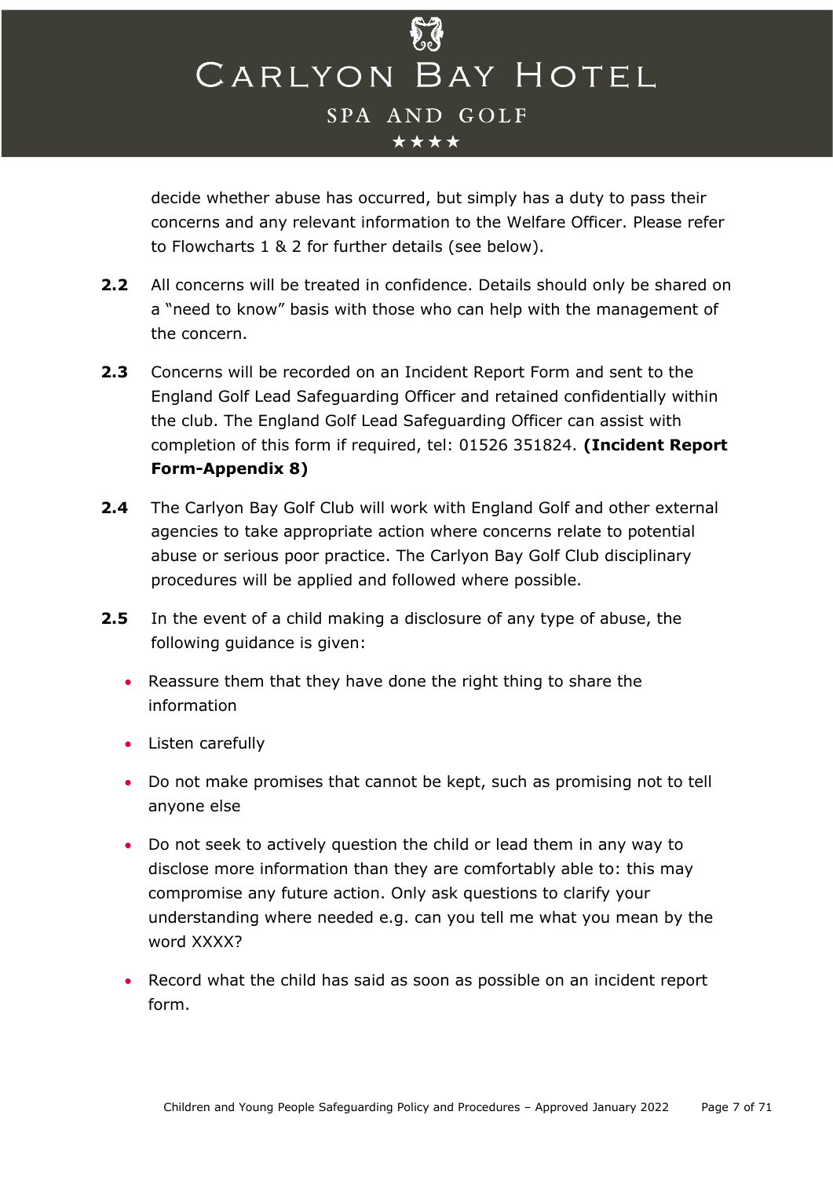decide whether abuse has occurred, but simply has a duty to pass their concerns and any relevant information to the Welfare Officer. Please refer to Flowcharts 1 & 2 for further details (see below).

**2.2** All concerns will be treated in confidence. Details should only be shared on a "need to know" basis with those who can help with the management of the concern.

**2.3** Concerns will be recorded on an Incident Report Form and sent to the England Golf Lead Safeguarding Officer and retained confidentially within the club. The England Golf Lead Safeguarding Officer can assist with completion of this form if required, tel: 01526 351824. **(Incident Report Form-Appendix 8)**

**2.4** The Carlyon Bay Golf Club will work with England Golf and other external agencies to take appropriate action where concerns relate to potential abuse or serious poor practice. The Carlyon Bay Golf Club disciplinary procedures will be applied and followed where possible.

**2.5** In the event of a child making a disclosure of any type of abuse, the following guidance is given:

- Reassure them that they have done the right thing to share the information
- Listen carefully
- Do not make promises that cannot be kept, such as promising not to tell anyone else
- Do not seek to actively question the child or lead them in any way to disclose more information than they are comfortably able to: this may compromise any future action. Only ask questions to clarify your understanding where needed e.g. can you tell me what you mean by the word XXXX?
- Record what the child has said as soon as possible on an incident report form.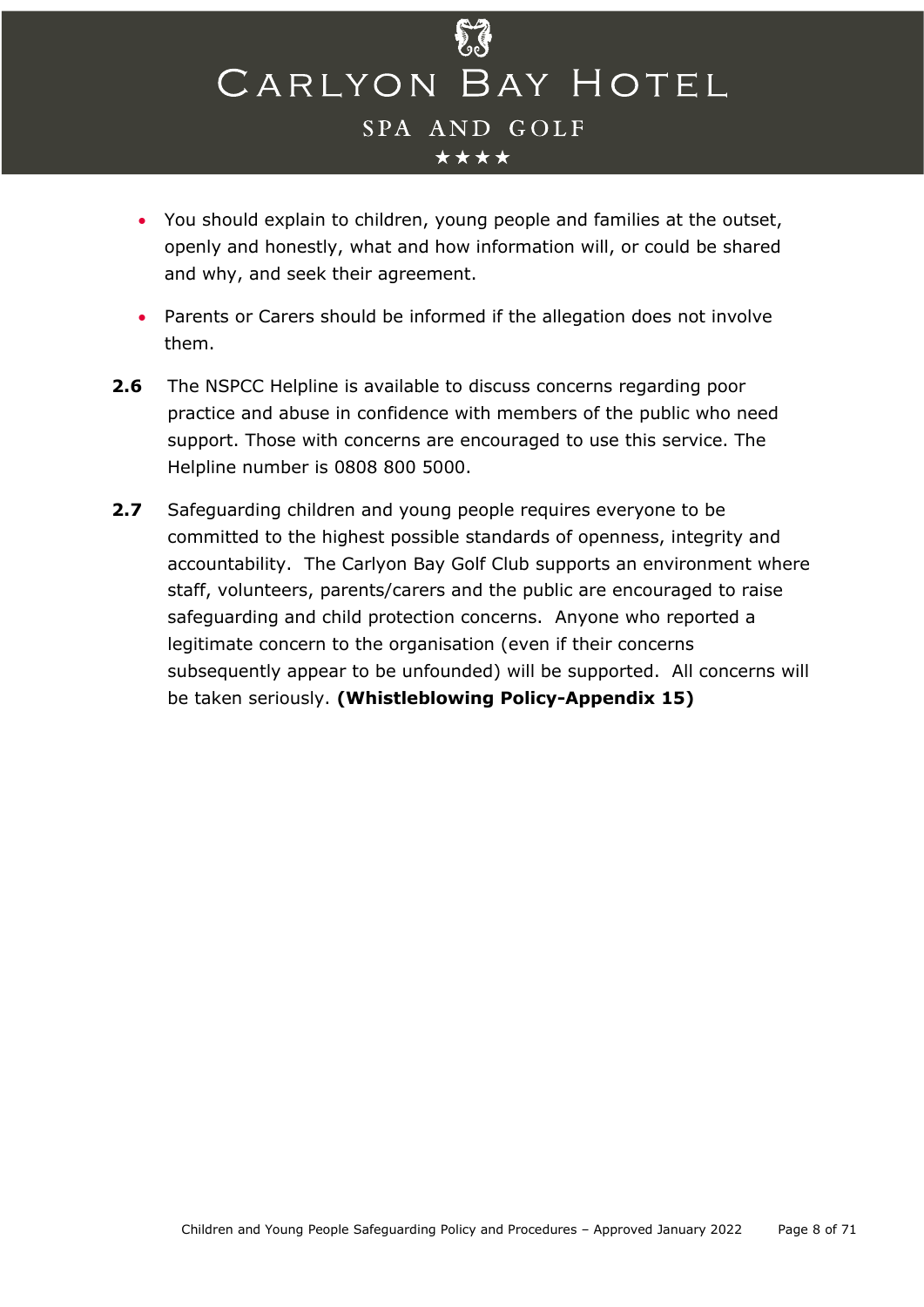- You should explain to children, young people and families at the outset, openly and honestly, what and how information will, or could be shared and why, and seek their agreement.
- Parents or Carers should be informed if the allegation does not involve them.

**2.6** The NSPCC Helpline is available to discuss concerns regarding poor practice and abuse in confidence with members of the public who need support. Those with concerns are encouraged to use this service. The Helpline number is 0808 800 5000.

**2.7** Safeguarding children and young people requires everyone to be committed to the highest possible standards of openness, integrity and accountability. The Carlyon Bay Golf Club supports an environment where staff, volunteers, parents/carers and the public are encouraged to raise safeguarding and child protection concerns. Anyone who reported a legitimate concern to the organisation (even if their concerns subsequently appear to be unfounded) will be supported. All concerns will be taken seriously. **(Whistleblowing Policy-Appendix 15)**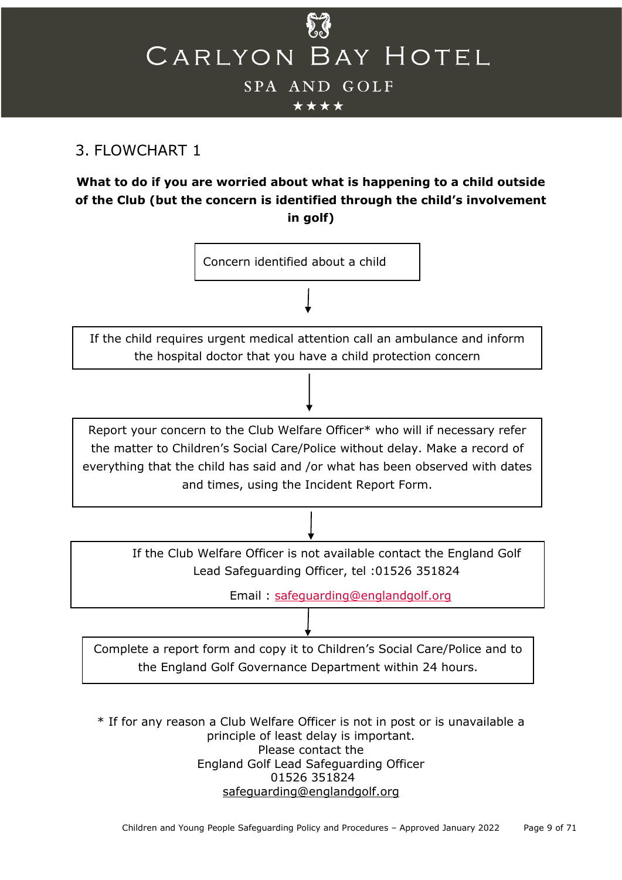## 3. FLOWCHART 1

**What to do if you are worried about what is happening to a child outside of the Club (but the concern is identified through the child's involvement in golf)**

Concern identified about a child

↓

If the child requires urgent medical attention call an ambulance and inform the hospital doctor that you have a child protection concern

↓

Report your concern to the Club Welfare Officer* who will if necessary refer the matter to Children's Social Care/Police without delay. Make a record of everything that the child has said and /or what has been observed with dates and times, using the Incident Report Form.

↓

If the Club Welfare Officer is not available contact the England Golf Lead Safeguarding Officer, tel :01526 351824

Email : safeguarding@englandgolf.org

↓

Complete a report form and copy it to Children's Social Care/Police and to the England Golf Governance Department within 24 hours.

\* If for any reason a Club Welfare Officer is not in post or is unavailable a principle of least delay is important.
Please contact the
England Golf Lead Safeguarding Officer
01526 351824
safeguarding@englandgolf.org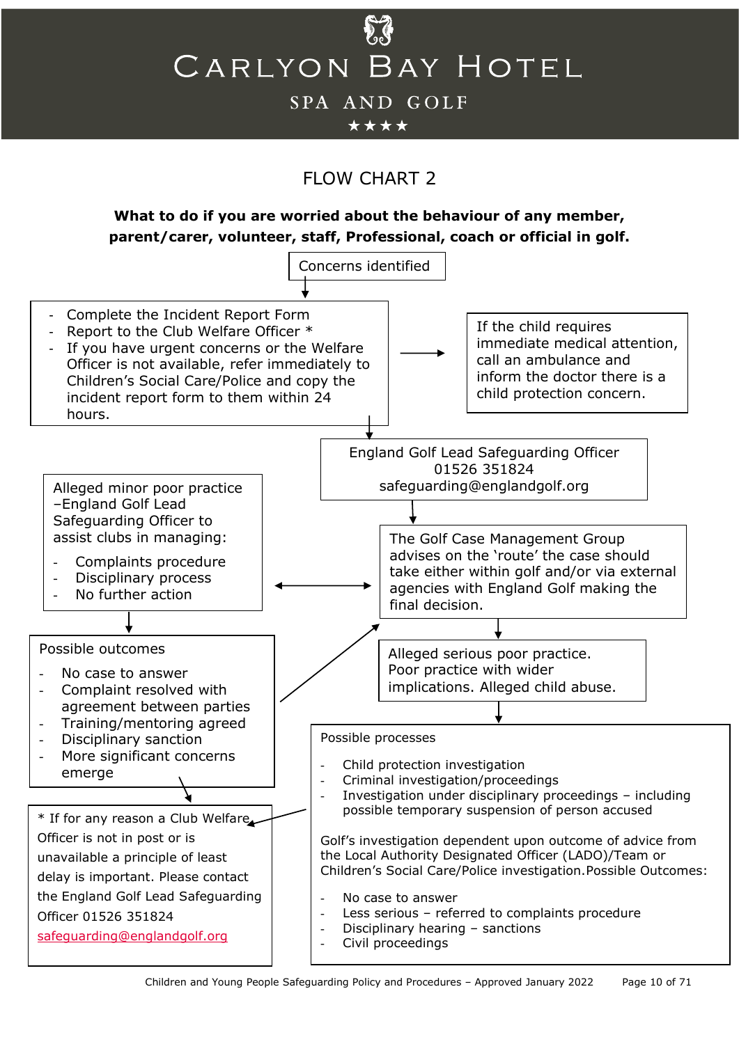# FLOW CHART 2

**What to do if you are worried about the behaviour of any member, parent/carer, volunteer, staff, Professional, coach or official in golf.**

Concerns identified

- Complete the Incident Report Form
- Report to the Club Welfare Officer *
- If you have urgent concerns or the Welfare Officer is not available, refer immediately to Children's Social Care/Police and copy the incident report form to them within 24 hours.

If the child requires immediate medical attention, call an ambulance and inform the doctor there is a child protection concern.

England Golf Lead Safeguarding Officer
01526 351824
safeguarding@englandgolf.org

The Golf Case Management Group advises on the 'route' the case should take either within golf and/or via external agencies with England Golf making the final decision.

Alleged minor poor practice –England Golf Lead Safeguarding Officer to assist clubs in managing:

- Complaints procedure
- Disciplinary process
- No further action

Possible outcomes

- No case to answer
- Complaint resolved with agreement between parties
- Training/mentoring agreed
- Disciplinary sanction
- More significant concerns emerge

Alleged serious poor practice. Poor practice with wider implications. Alleged child abuse.

Possible processes

- Child protection investigation
- Criminal investigation/proceedings
- Investigation under disciplinary proceedings – including possible temporary suspension of person accused

Golf's investigation dependent upon outcome of advice from the Local Authority Designated Officer (LADO)/Team or Children's Social Care/Police investigation.Possible Outcomes:

- No case to answer
- Less serious – referred to complaints procedure
- Disciplinary hearing – sanctions
- Civil proceedings

* If for any reason a Club Welfare Officer is not in post or is unavailable a principle of least delay is important. Please contact the England Golf Lead Safeguarding Officer 01526 351824 safeguarding@englandgolf.org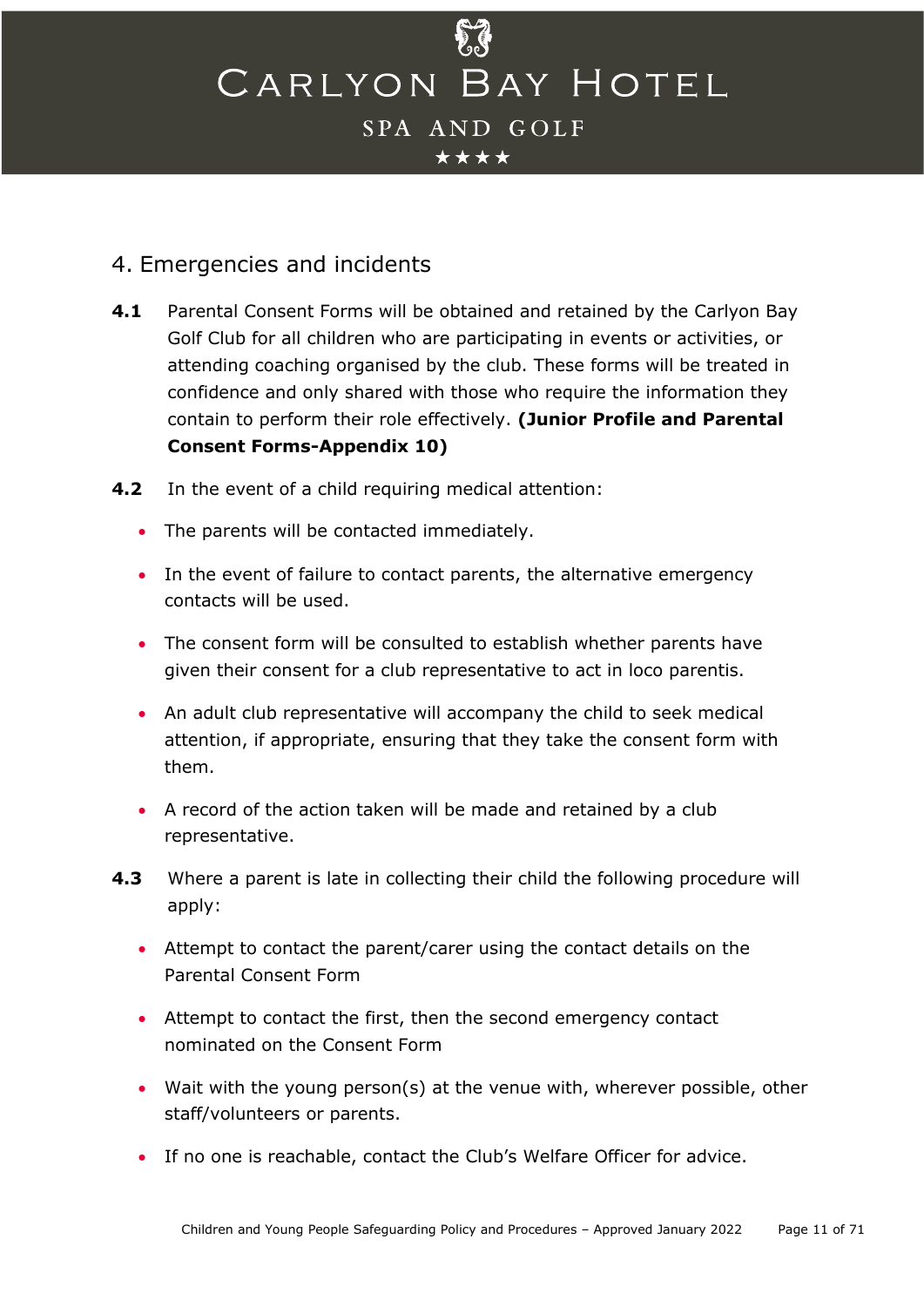## 4. Emergencies and incidents

**4.1** Parental Consent Forms will be obtained and retained by the Carlyon Bay Golf Club for all children who are participating in events or activities, or attending coaching organised by the club. These forms will be treated in confidence and only shared with those who require the information they contain to perform their role effectively. **(Junior Profile and Parental Consent Forms-Appendix 10)**

**4.2** In the event of a child requiring medical attention:

- The parents will be contacted immediately.
- In the event of failure to contact parents, the alternative emergency contacts will be used.
- The consent form will be consulted to establish whether parents have given their consent for a club representative to act in loco parentis.
- An adult club representative will accompany the child to seek medical attention, if appropriate, ensuring that they take the consent form with them.
- A record of the action taken will be made and retained by a club representative.

**4.3** Where a parent is late in collecting their child the following procedure will apply:

- Attempt to contact the parent/carer using the contact details on the Parental Consent Form
- Attempt to contact the first, then the second emergency contact nominated on the Consent Form
- Wait with the young person(s) at the venue with, wherever possible, other staff/volunteers or parents.
- If no one is reachable, contact the Club's Welfare Officer for advice.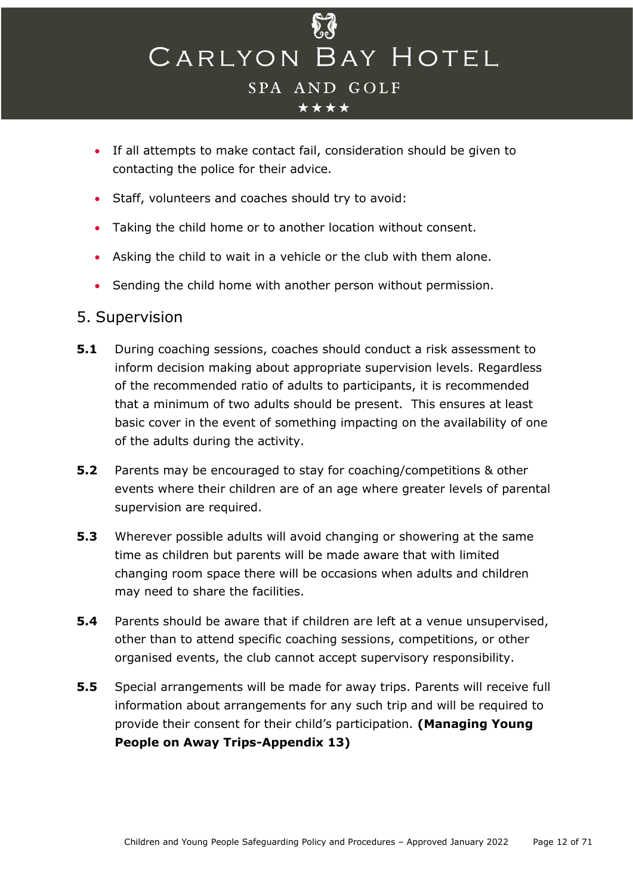- If all attempts to make contact fail, consideration should be given to contacting the police for their advice.
- Staff, volunteers and coaches should try to avoid:
- Taking the child home or to another location without consent.
- Asking the child to wait in a vehicle or the club with them alone.
- Sending the child home with another person without permission.

## 5. Supervision

**5.1** During coaching sessions, coaches should conduct a risk assessment to inform decision making about appropriate supervision levels. Regardless of the recommended ratio of adults to participants, it is recommended that a minimum of two adults should be present. This ensures at least basic cover in the event of something impacting on the availability of one of the adults during the activity.

**5.2** Parents may be encouraged to stay for coaching/competitions & other events where their children are of an age where greater levels of parental supervision are required.

**5.3** Wherever possible adults will avoid changing or showering at the same time as children but parents will be made aware that with limited changing room space there will be occasions when adults and children may need to share the facilities.

**5.4** Parents should be aware that if children are left at a venue unsupervised, other than to attend specific coaching sessions, competitions, or other organised events, the club cannot accept supervisory responsibility.

**5.5** Special arrangements will be made for away trips. Parents will receive full information about arrangements for any such trip and will be required to provide their consent for their child's participation. **(Managing Young People on Away Trips-Appendix 13)**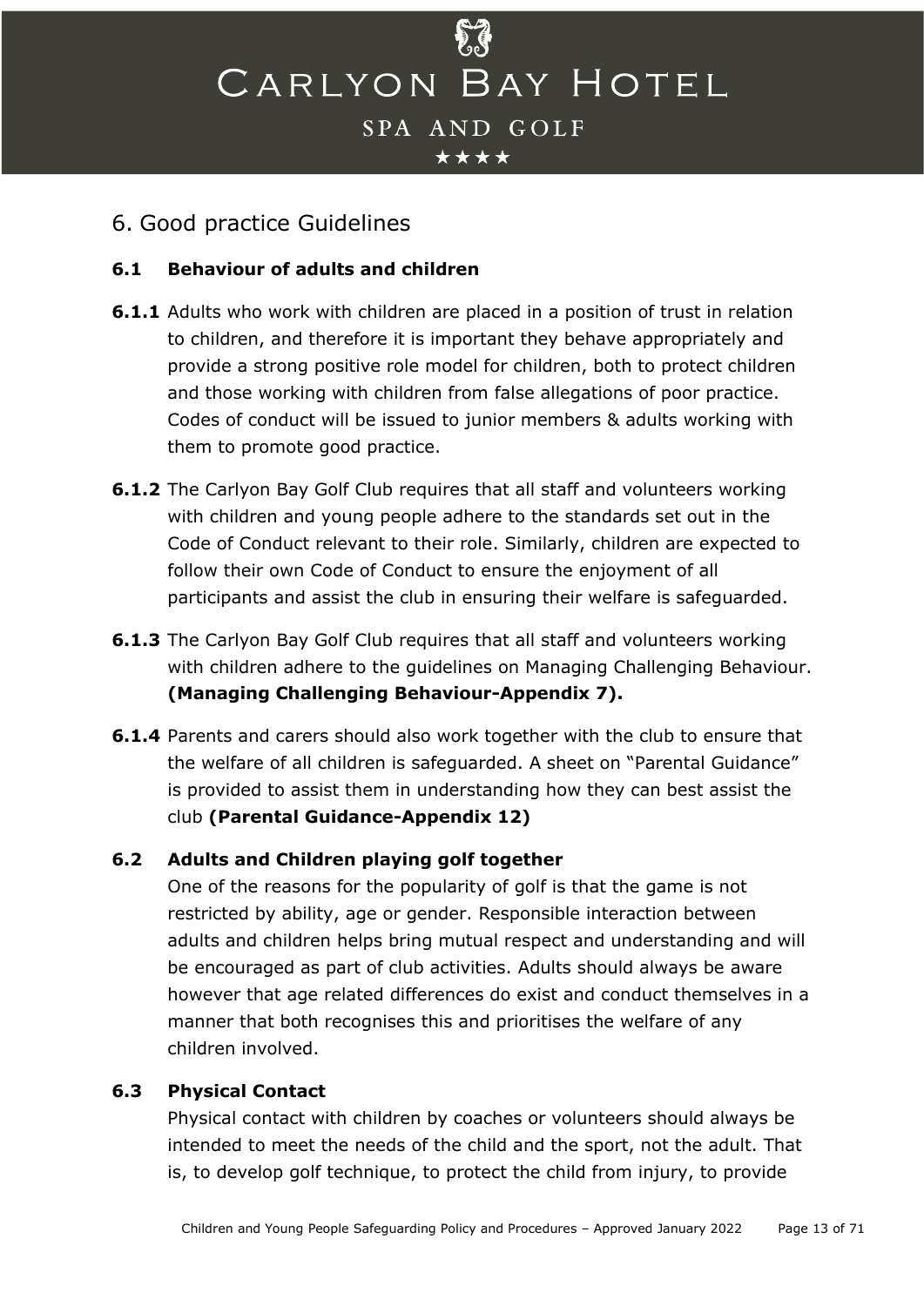## 6. Good practice Guidelines

### 6.1 Behaviour of adults and children

**6.1.1** Adults who work with children are placed in a position of trust in relation to children, and therefore it is important they behave appropriately and provide a strong positive role model for children, both to protect children and those working with children from false allegations of poor practice. Codes of conduct will be issued to junior members & adults working with them to promote good practice.

**6.1.2** The Carlyon Bay Golf Club requires that all staff and volunteers working with children and young people adhere to the standards set out in the Code of Conduct relevant to their role. Similarly, children are expected to follow their own Code of Conduct to ensure the enjoyment of all participants and assist the club in ensuring their welfare is safeguarded.

**6.1.3** The Carlyon Bay Golf Club requires that all staff and volunteers working with children adhere to the guidelines on Managing Challenging Behaviour. **(Managing Challenging Behaviour-Appendix 7).**

**6.1.4** Parents and carers should also work together with the club to ensure that the welfare of all children is safeguarded. A sheet on "Parental Guidance" is provided to assist them in understanding how they can best assist the club **(Parental Guidance-Appendix 12)**

### 6.2 Adults and Children playing golf together

One of the reasons for the popularity of golf is that the game is not restricted by ability, age or gender. Responsible interaction between adults and children helps bring mutual respect and understanding and will be encouraged as part of club activities. Adults should always be aware however that age related differences do exist and conduct themselves in a manner that both recognises this and prioritises the welfare of any children involved.

### 6.3 Physical Contact

Physical contact with children by coaches or volunteers should always be intended to meet the needs of the child and the sport, not the adult. That is, to develop golf technique, to protect the child from injury, to provide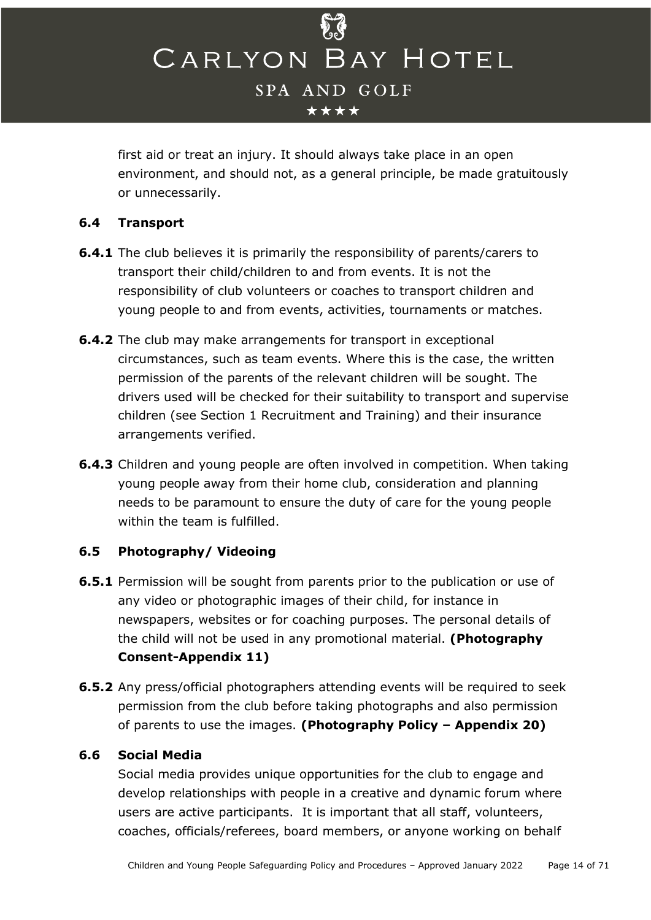first aid or treat an injury. It should always take place in an open environment, and should not, as a general principle, be made gratuitously or unnecessarily.

### 6.4 Transport

**6.4.1** The club believes it is primarily the responsibility of parents/carers to transport their child/children to and from events. It is not the responsibility of club volunteers or coaches to transport children and young people to and from events, activities, tournaments or matches.

**6.4.2** The club may make arrangements for transport in exceptional circumstances, such as team events. Where this is the case, the written permission of the parents of the relevant children will be sought. The drivers used will be checked for their suitability to transport and supervise children (see Section 1 Recruitment and Training) and their insurance arrangements verified.

**6.4.3** Children and young people are often involved in competition. When taking young people away from their home club, consideration and planning needs to be paramount to ensure the duty of care for the young people within the team is fulfilled.

### 6.5 Photography/ Videoing

**6.5.1** Permission will be sought from parents prior to the publication or use of any video or photographic images of their child, for instance in newspapers, websites or for coaching purposes. The personal details of the child will not be used in any promotional material. **(Photography Consent-Appendix 11)**

**6.5.2** Any press/official photographers attending events will be required to seek permission from the club before taking photographs and also permission of parents to use the images. **(Photography Policy – Appendix 20)**

### 6.6 Social Media

Social media provides unique opportunities for the club to engage and develop relationships with people in a creative and dynamic forum where users are active participants. It is important that all staff, volunteers, coaches, officials/referees, board members, or anyone working on behalf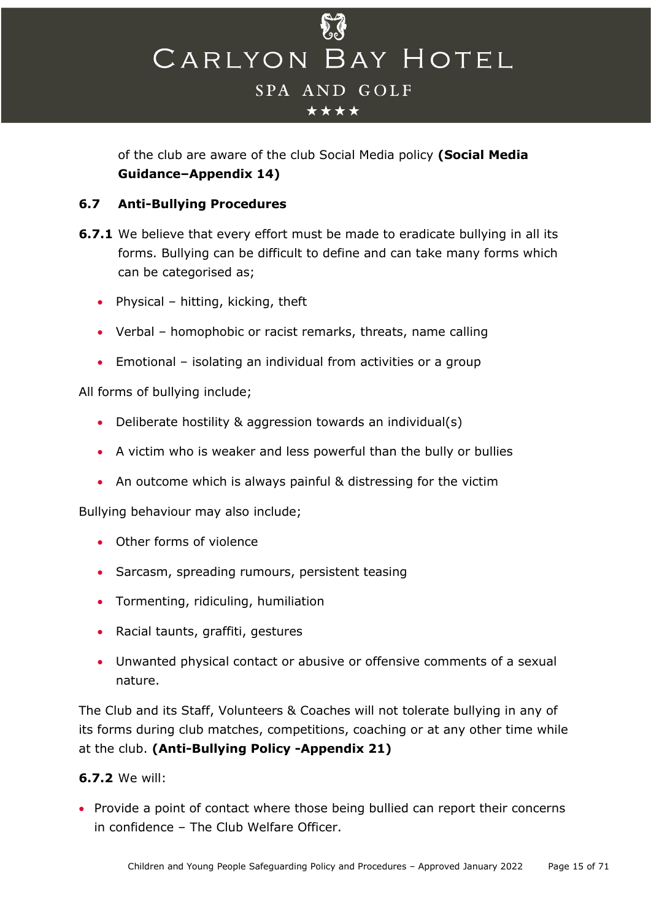of the club are aware of the club Social Media policy **(Social Media Guidance–Appendix 14)**

### 6.7 Anti-Bullying Procedures

**6.7.1** We believe that every effort must be made to eradicate bullying in all its forms. Bullying can be difficult to define and can take many forms which can be categorised as;

- Physical – hitting, kicking, theft
- Verbal – homophobic or racist remarks, threats, name calling
- Emotional – isolating an individual from activities or a group

All forms of bullying include;

- Deliberate hostility & aggression towards an individual(s)
- A victim who is weaker and less powerful than the bully or bullies
- An outcome which is always painful & distressing for the victim

Bullying behaviour may also include;

- Other forms of violence
- Sarcasm, spreading rumours, persistent teasing
- Tormenting, ridiculing, humiliation
- Racial taunts, graffiti, gestures
- Unwanted physical contact or abusive or offensive comments of a sexual nature.

The Club and its Staff, Volunteers & Coaches will not tolerate bullying in any of its forms during club matches, competitions, coaching or at any other time while at the club. **(Anti-Bullying Policy -Appendix 21)**

**6.7.2** We will:

- Provide a point of contact where those being bullied can report their concerns in confidence – The Club Welfare Officer.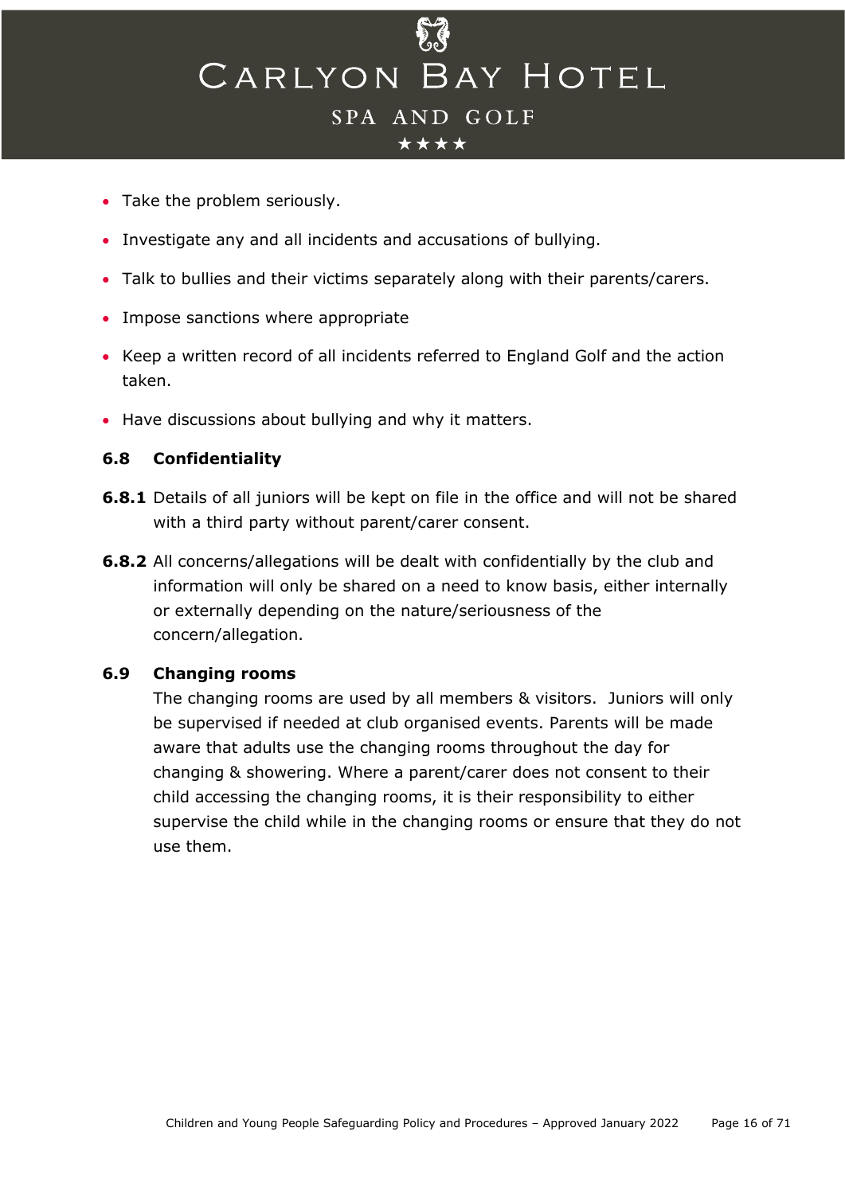- Take the problem seriously.
- Investigate any and all incidents and accusations of bullying.
- Talk to bullies and their victims separately along with their parents/carers.
- Impose sanctions where appropriate
- Keep a written record of all incidents referred to England Golf and the action taken.
- Have discussions about bullying and why it matters.

### 6.8 Confidentiality

**6.8.1** Details of all juniors will be kept on file in the office and will not be shared with a third party without parent/carer consent.

**6.8.2** All concerns/allegations will be dealt with confidentially by the club and information will only be shared on a need to know basis, either internally or externally depending on the nature/seriousness of the concern/allegation.

### 6.9 Changing rooms

The changing rooms are used by all members & visitors. Juniors will only be supervised if needed at club organised events. Parents will be made aware that adults use the changing rooms throughout the day for changing & showering. Where a parent/carer does not consent to their child accessing the changing rooms, it is their responsibility to either supervise the child while in the changing rooms or ensure that they do not use them.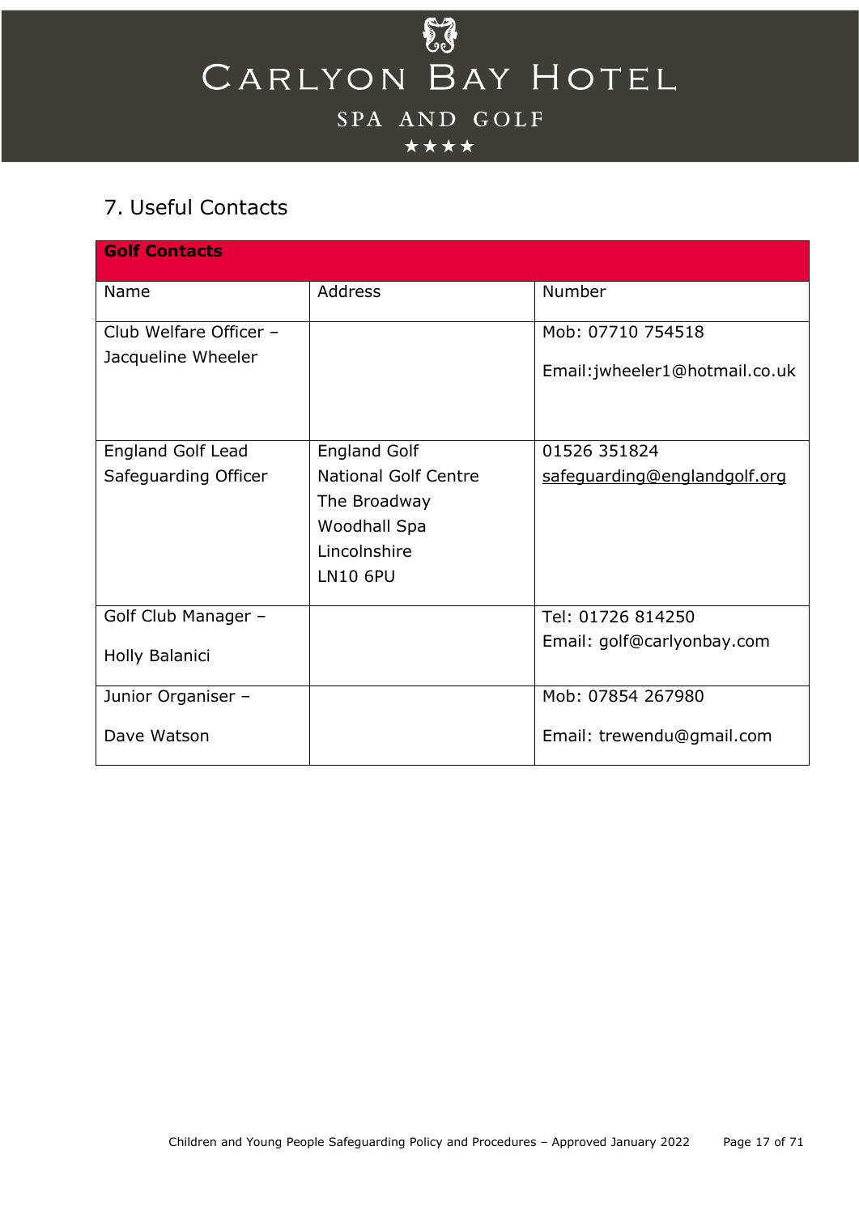## 7. Useful Contacts

| **Golf Contacts** | | |
|---|---|---|
| Name | Address | Number |
| Club Welfare Officer – Jacqueline Wheeler | | Mob: 07710 754518<br><br>Email:jwheeler1@hotmail.co.uk |
| England Golf Lead Safeguarding Officer | England Golf<br>National Golf Centre<br>The Broadway<br>Woodhall Spa<br>Lincolnshire<br>LN10 6PU | 01526 351824<br>safeguarding@englandgolf.org |
| Golf Club Manager –<br><br>Holly Balanici | | Tel: 01726 814250<br>Email: golf@carlyonbay.com |
| Junior Organiser –<br><br>Dave Watson | | Mob: 07854 267980<br><br>Email: trewendu@gmail.com |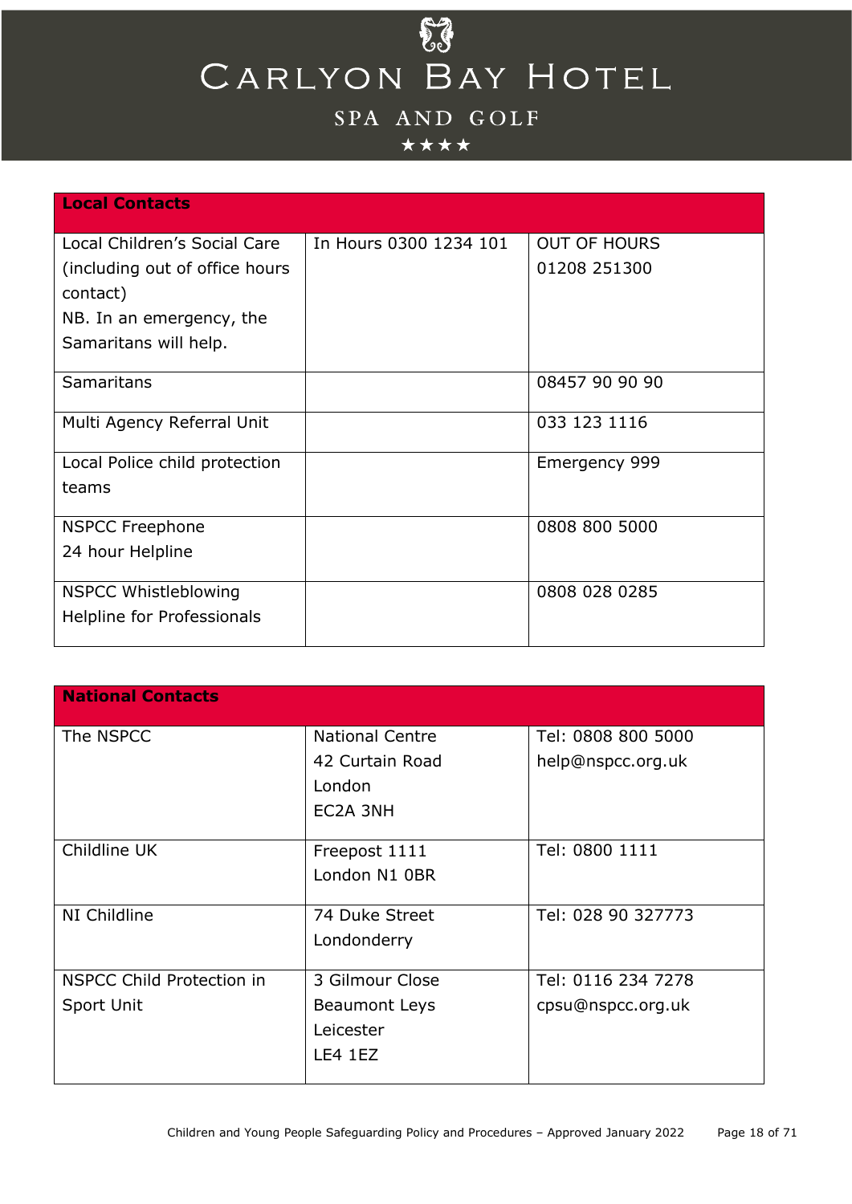| Local Contacts | | |
|---|---|---|
| Local Children's Social Care (including out of office hours contact) NB. In an emergency, the Samaritans will help. | In Hours 0300 1234 101 | OUT OF HOURS 01208 251300 |
| Samaritans | | 08457 90 90 90 |
| Multi Agency Referral Unit | | 033 123 1116 |
| Local Police child protection teams | | Emergency 999 |
| NSPCC Freephone 24 hour Helpline | | 0808 800 5000 |
| NSPCC Whistleblowing Helpline for Professionals | | 0808 028 0285 |

| National Contacts | | |
|---|---|---|
| The NSPCC | National Centre 42 Curtain Road London EC2A 3NH | Tel: 0808 800 5000 help@nspcc.org.uk |
| Childline UK | Freepost 1111 London N1 0BR | Tel: 0800 1111 |
| NI Childline | 74 Duke Street Londonderry | Tel: 028 90 327773 |
| NSPCC Child Protection in Sport Unit | 3 Gilmour Close Beaumont Leys Leicester LE4 1EZ | Tel: 0116 234 7278 cpsu@nspcc.org.uk |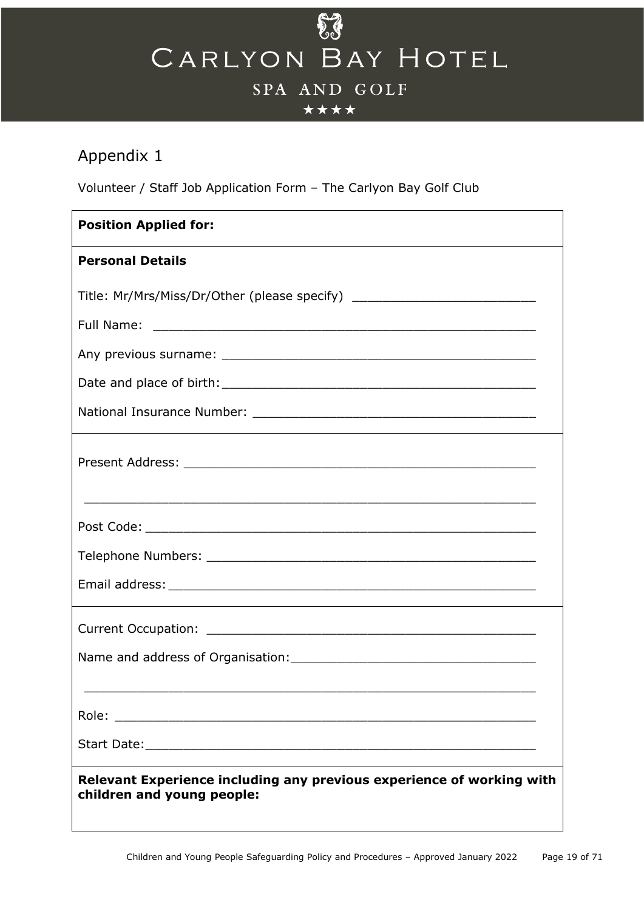# Appendix 1

Volunteer / Staff Job Application Form – The Carlyon Bay Golf Club

**Position Applied for:**

**Personal Details**

Title: Mr/Mrs/Miss/Dr/Other (please specify) ________________________

Full Name: ________________________________________________

Any previous surname: ________________________________________

Date and place of birth: ______________________________________

National Insurance Number: ___________________________________

Present Address: ____________________________________________

________________________________________________________

Post Code: _________________________________________________

Telephone Numbers: __________________________________________

Email address: ______________________________________________

Current Occupation: __________________________________________

Name and address of Organisation: _______________________________

________________________________________________________

Role: _____________________________________________________

Start Date: _________________________________________________

**Relevant Experience including any previous experience of working with children and young people:**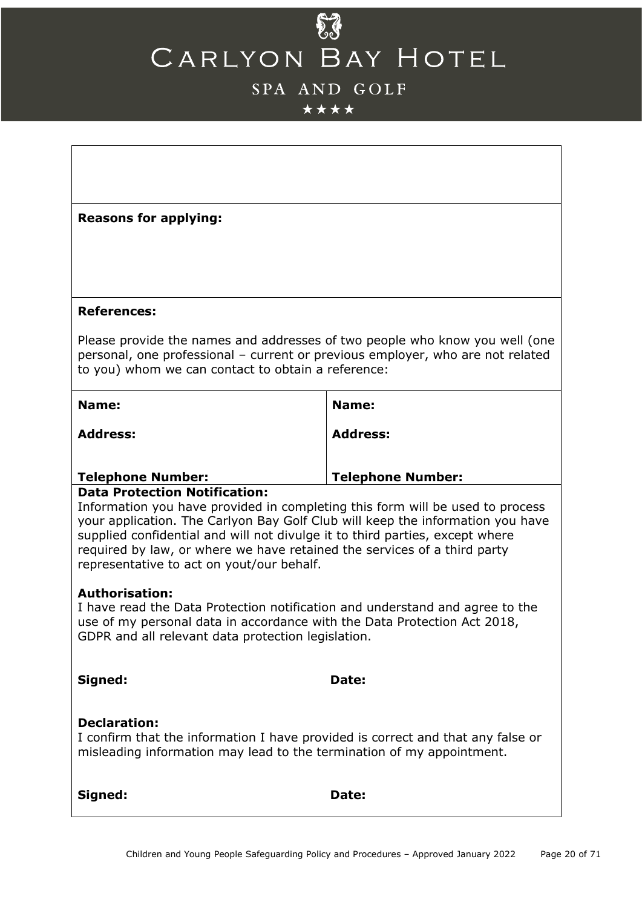**Reasons for applying:**

**References:**

Please provide the names and addresses of two people who know you well (one personal, one professional – current or previous employer, who are not related to you) whom we can contact to obtain a reference:

| **Name:** | **Name:** |
|---|---|
| **Address:** | **Address:** |
| **Telephone Number:** | **Telephone Number:** |

**Data Protection Notification:**
Information you have provided in completing this form will be used to process your application. The Carlyon Bay Golf Club will keep the information you have supplied confidential and will not divulge it to third parties, except where required by law, or where we have retained the services of a third party representative to act on yout/our behalf.

**Authorisation:**
I have read the Data Protection notification and understand and agree to the use of my personal data in accordance with the Data Protection Act 2018, GDPR and all relevant data protection legislation.

**Signed:** **Date:**

**Declaration:**
I confirm that the information I have provided is correct and that any false or misleading information may lead to the termination of my appointment.

**Signed:** **Date:**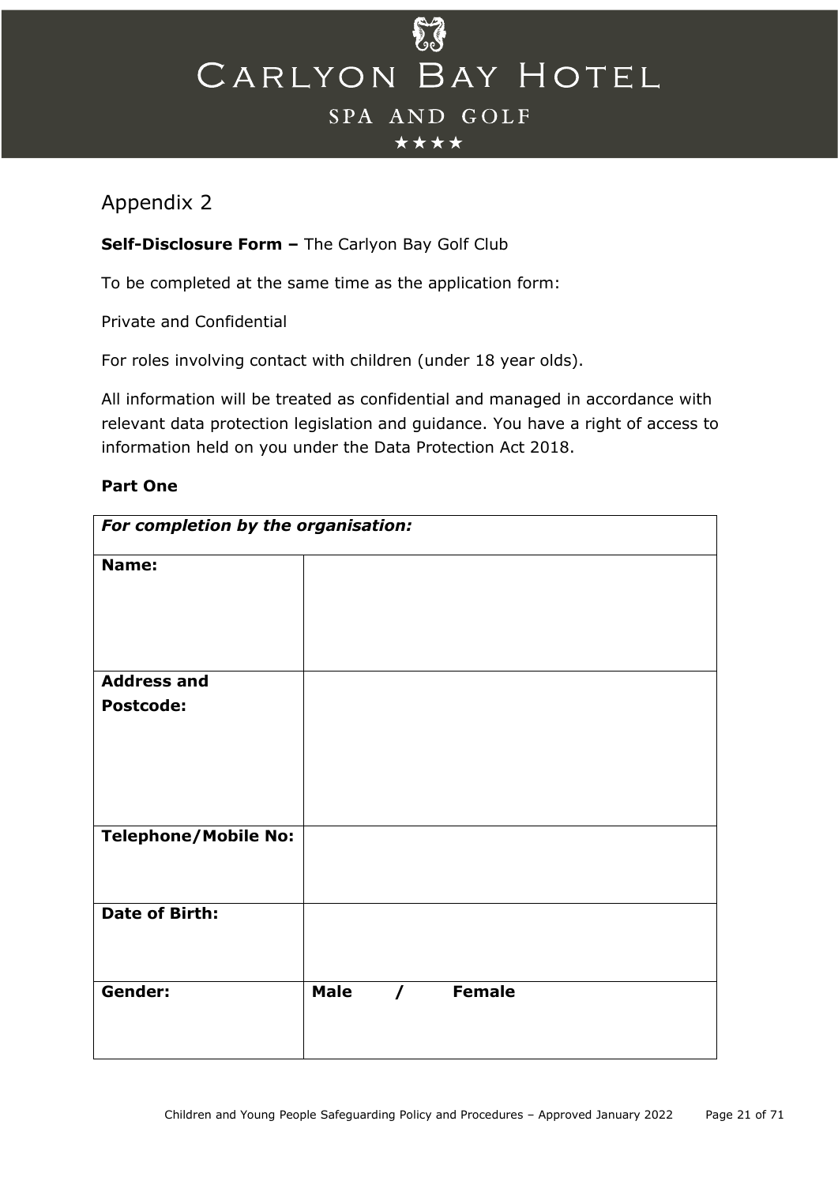# Appendix 2

**Self-Disclosure Form –** The Carlyon Bay Golf Club

To be completed at the same time as the application form:

Private and Confidential

For roles involving contact with children (under 18 year olds).

All information will be treated as confidential and managed in accordance with relevant data protection legislation and guidance. You have a right of access to information held on you under the Data Protection Act 2018.

**Part One**

| ***For completion by the organisation:*** | |
|---|---|
| **Name:** | |
| **Address and Postcode:** | |
| **Telephone/Mobile No:** | |
| **Date of Birth:** | |
| **Gender:** | **Male / Female** |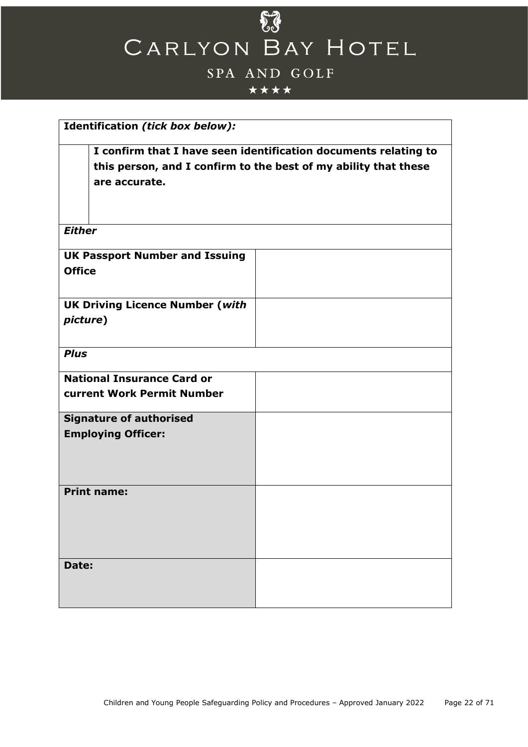| **Identification *(tick box below):*** | |
|---|---|
| | **I confirm that I have seen identification documents relating to this person, and I confirm to the best of my ability that these are accurate.** |
| ***Either*** | |
| **UK Passport Number and Issuing Office** | |
| **UK Driving Licence Number (*with picture*)** | |
| ***Plus*** | |
| **National Insurance Card or current Work Permit Number** | |
| **Signature of authorised Employing Officer:** | |
| **Print name:** | |
| **Date:** | |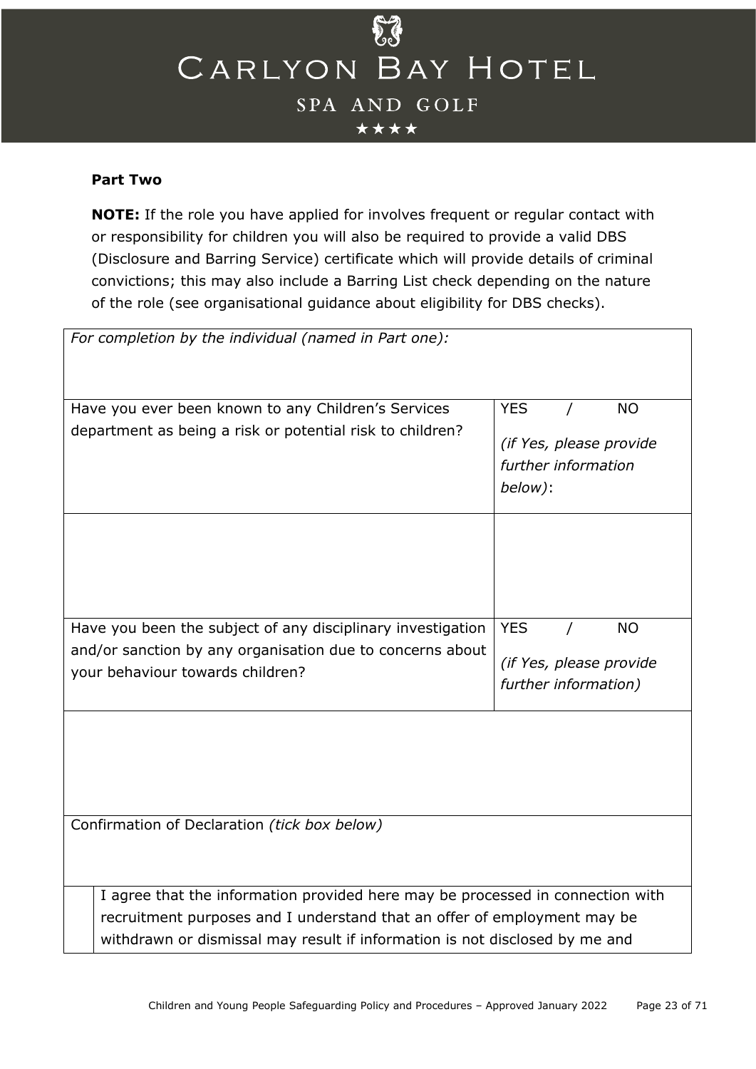**Part Two**

**NOTE:** If the role you have applied for involves frequent or regular contact with or responsibility for children you will also be required to provide a valid DBS (Disclosure and Barring Service) certificate which will provide details of criminal convictions; this may also include a Barring List check depending on the nature of the role (see organisational guidance about eligibility for DBS checks).

| *For completion by the individual (named in Part one):* | |
|---|---|
| Have you ever been known to any Children's Services department as being a risk or potential risk to children? | YES / NO<br>*(if Yes, please provide further information below)*: |
| | |
| Have you been the subject of any disciplinary investigation and/or sanction by any organisation due to concerns about your behaviour towards children? | YES / NO<br>*(if Yes, please provide further information)* |
| | |
| Confirmation of Declaration *(tick box below)* | |

| | |
|---|---|
| | I agree that the information provided here may be processed in connection with recruitment purposes and I understand that an offer of employment may be withdrawn or dismissal may result if information is not disclosed by me and |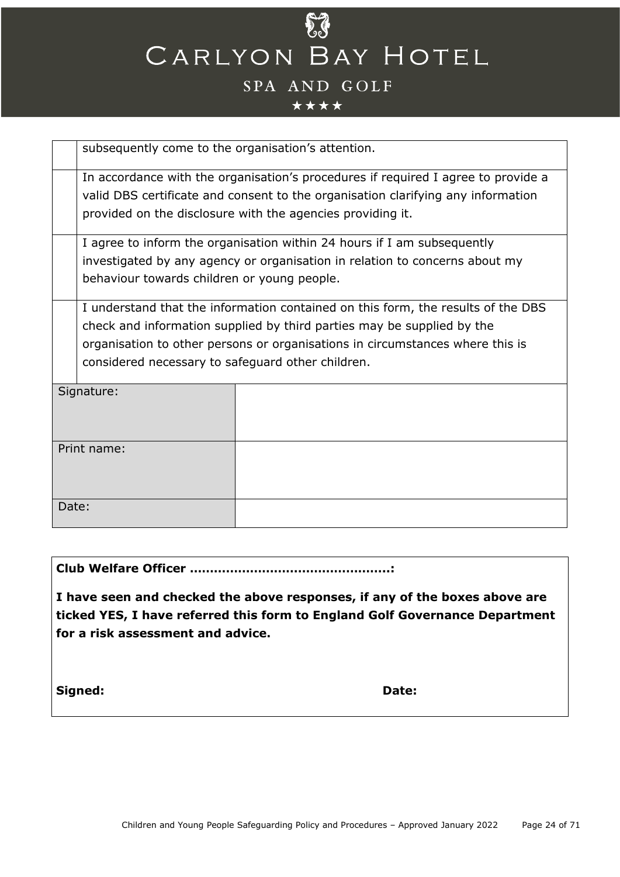| | |
|---|---|
| | subsequently come to the organisation's attention. |
| | In accordance with the organisation's procedures if required I agree to provide a valid DBS certificate and consent to the organisation clarifying any information provided on the disclosure with the agencies providing it. |
| | I agree to inform the organisation within 24 hours if I am subsequently investigated by any agency or organisation in relation to concerns about my behaviour towards children or young people. |
| | I understand that the information contained on this form, the results of the DBS check and information supplied by third parties may be supplied by the organisation to other persons or organisations in circumstances where this is considered necessary to safeguard other children. |

| | |
|---|---|
| Signature: | |
| Print name: | |
| Date: | |

**Club Welfare Officer …………………………………………:**

**I have seen and checked the above responses, if any of the boxes above are ticked YES, I have referred this form to England Golf Governance Department for a risk assessment and advice.**

**Signed:** **Date:**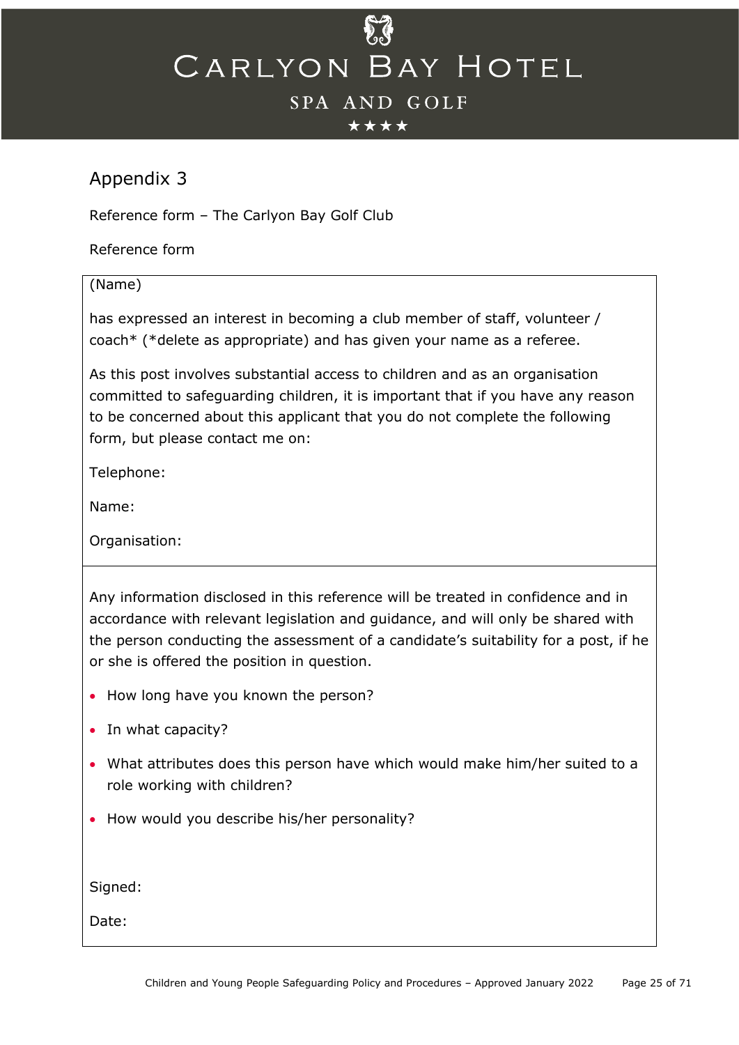## Appendix 3

Reference form – The Carlyon Bay Golf Club

Reference form

(Name)

has expressed an interest in becoming a club member of staff, volunteer / coach* (*delete as appropriate) and has given your name as a referee.

As this post involves substantial access to children and as an organisation committed to safeguarding children, it is important that if you have any reason to be concerned about this applicant that you do not complete the following form, but please contact me on:

Telephone:

Name:

Organisation:

---

Any information disclosed in this reference will be treated in confidence and in accordance with relevant legislation and guidance, and will only be shared with the person conducting the assessment of a candidate's suitability for a post, if he or she is offered the position in question.

- How long have you known the person?
- In what capacity?
- What attributes does this person have which would make him/her suited to a role working with children?
- How would you describe his/her personality?

Signed:

Date: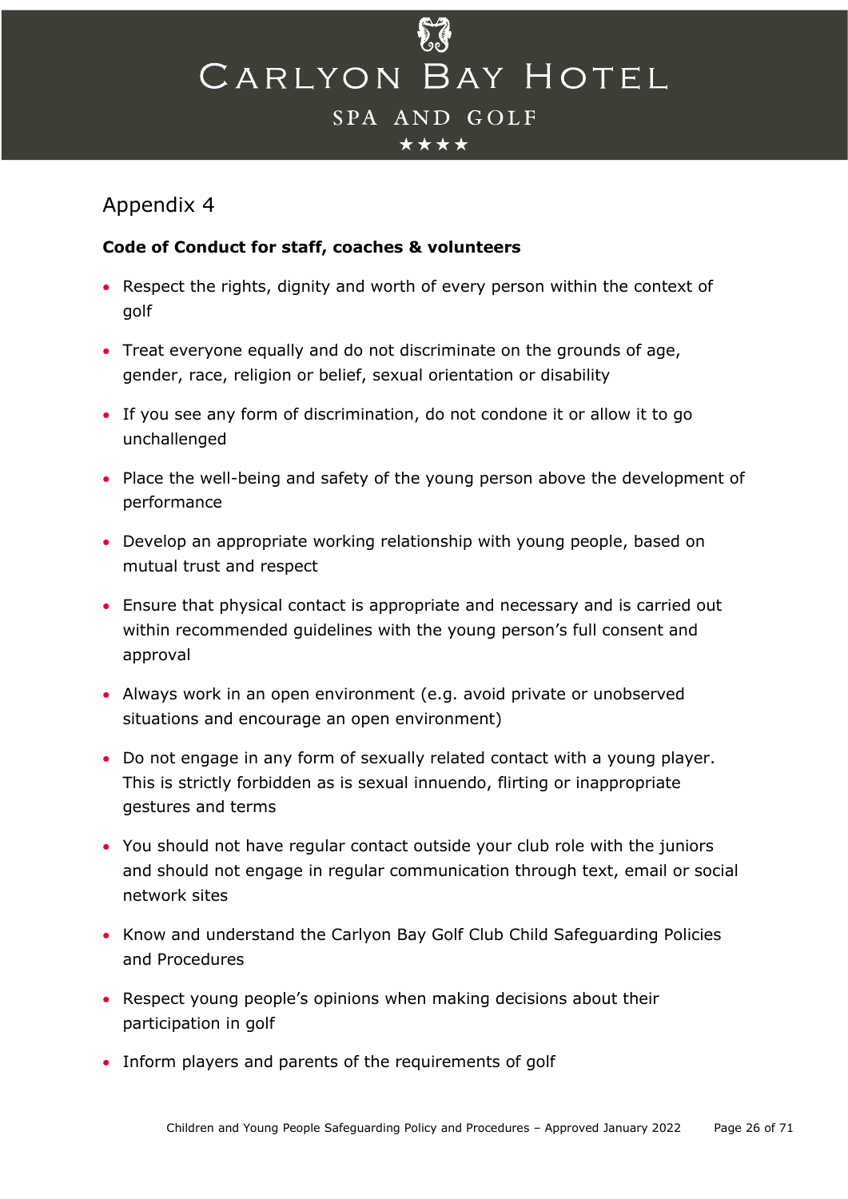## Appendix 4

**Code of Conduct for staff, coaches & volunteers**

- Respect the rights, dignity and worth of every person within the context of golf
- Treat everyone equally and do not discriminate on the grounds of age, gender, race, religion or belief, sexual orientation or disability
- If you see any form of discrimination, do not condone it or allow it to go unchallenged
- Place the well-being and safety of the young person above the development of performance
- Develop an appropriate working relationship with young people, based on mutual trust and respect
- Ensure that physical contact is appropriate and necessary and is carried out within recommended guidelines with the young person's full consent and approval
- Always work in an open environment (e.g. avoid private or unobserved situations and encourage an open environment)
- Do not engage in any form of sexually related contact with a young player. This is strictly forbidden as is sexual innuendo, flirting or inappropriate gestures and terms
- You should not have regular contact outside your club role with the juniors and should not engage in regular communication through text, email or social network sites
- Know and understand the Carlyon Bay Golf Club Child Safeguarding Policies and Procedures
- Respect young people's opinions when making decisions about their participation in golf
- Inform players and parents of the requirements of golf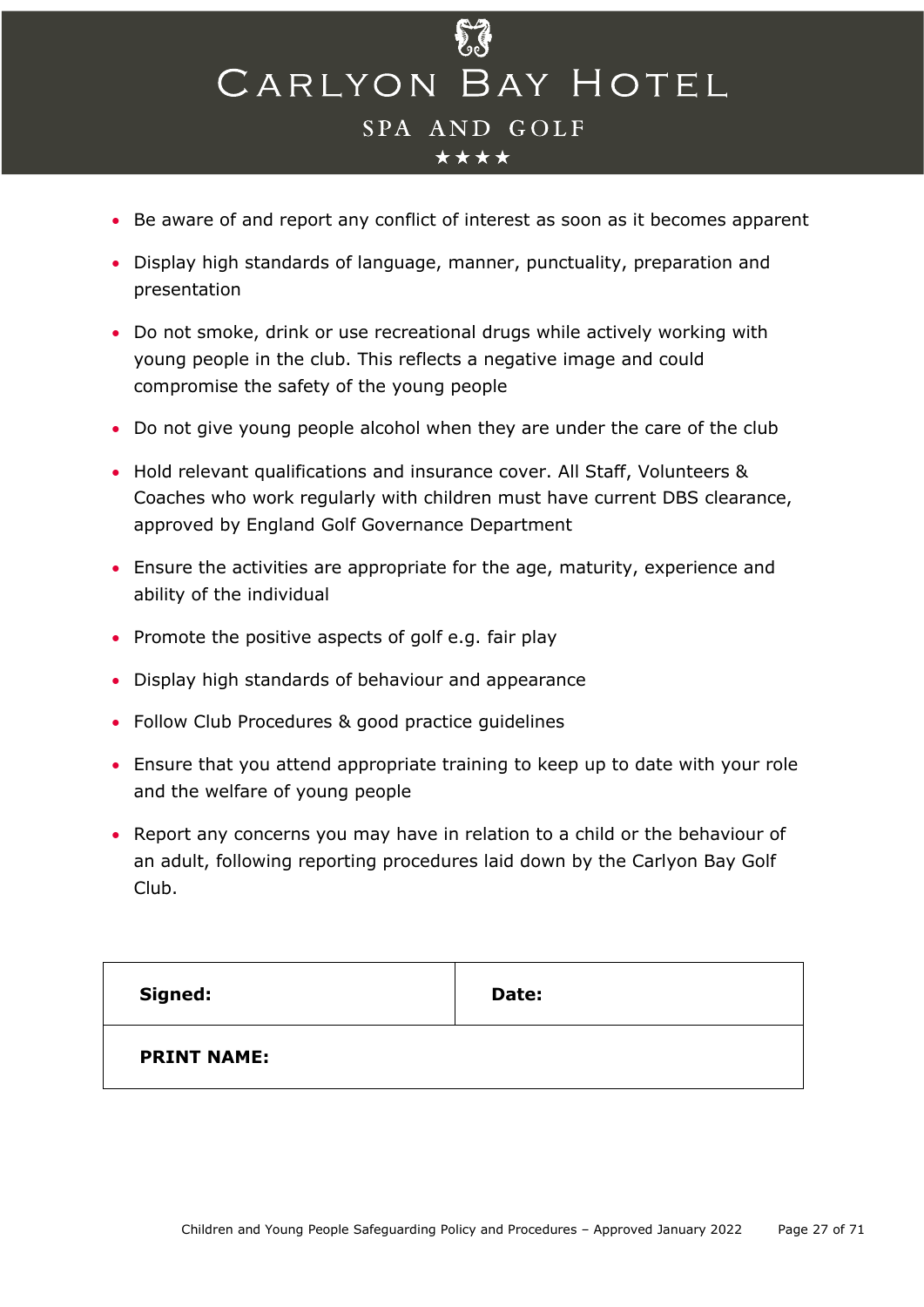- Be aware of and report any conflict of interest as soon as it becomes apparent
- Display high standards of language, manner, punctuality, preparation and presentation
- Do not smoke, drink or use recreational drugs while actively working with young people in the club. This reflects a negative image and could compromise the safety of the young people
- Do not give young people alcohol when they are under the care of the club
- Hold relevant qualifications and insurance cover. All Staff, Volunteers & Coaches who work regularly with children must have current DBS clearance, approved by England Golf Governance Department
- Ensure the activities are appropriate for the age, maturity, experience and ability of the individual
- Promote the positive aspects of golf e.g. fair play
- Display high standards of behaviour and appearance
- Follow Club Procedures & good practice guidelines
- Ensure that you attend appropriate training to keep up to date with your role and the welfare of young people
- Report any concerns you may have in relation to a child or the behaviour of an adult, following reporting procedures laid down by the Carlyon Bay Golf Club.

| **Signed:** | **Date:** |
| --- | --- |
| **PRINT NAME:** | |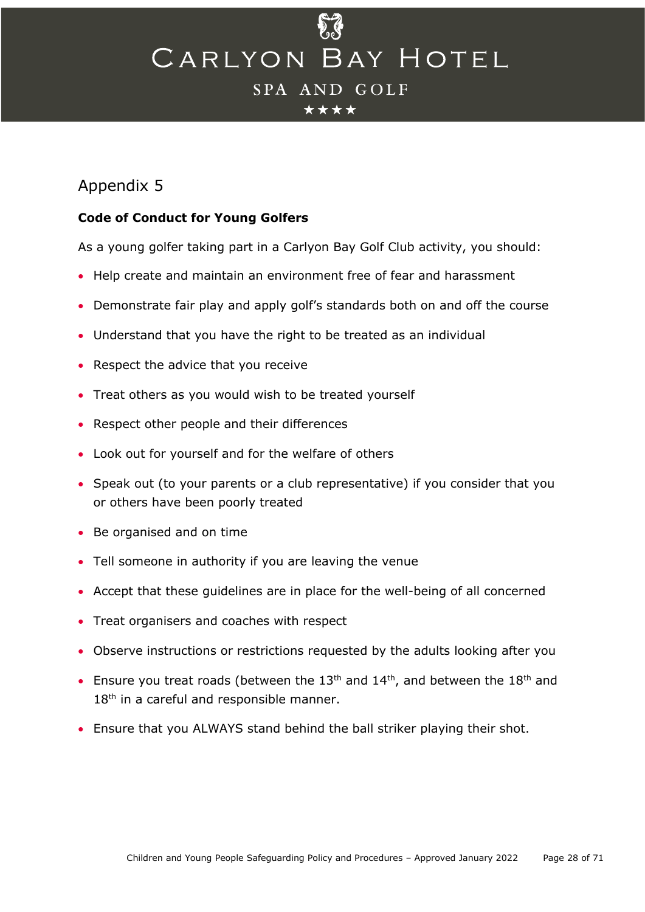## Appendix 5

**Code of Conduct for Young Golfers**

As a young golfer taking part in a Carlyon Bay Golf Club activity, you should:

- Help create and maintain an environment free of fear and harassment
- Demonstrate fair play and apply golf's standards both on and off the course
- Understand that you have the right to be treated as an individual
- Respect the advice that you receive
- Treat others as you would wish to be treated yourself
- Respect other people and their differences
- Look out for yourself and for the welfare of others
- Speak out (to your parents or a club representative) if you consider that you or others have been poorly treated
- Be organised and on time
- Tell someone in authority if you are leaving the venue
- Accept that these guidelines are in place for the well-being of all concerned
- Treat organisers and coaches with respect
- Observe instructions or restrictions requested by the adults looking after you
- Ensure you treat roads (between the 13th and 14th, and between the 18th and 18th in a careful and responsible manner.
- Ensure that you ALWAYS stand behind the ball striker playing their shot.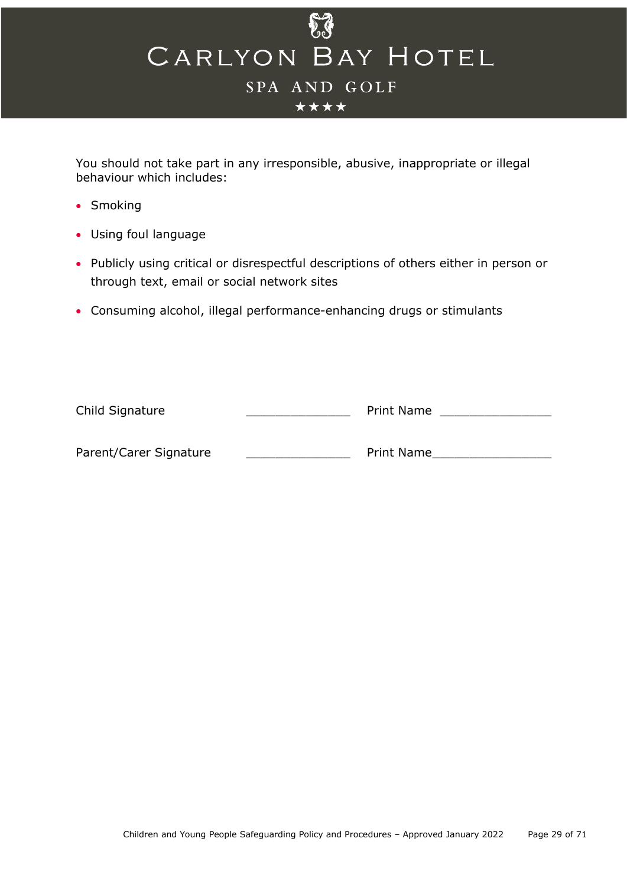You should not take part in any irresponsible, abusive, inappropriate or illegal behaviour which includes:

- Smoking
- Using foul language
- Publicly using critical or disrespectful descriptions of others either in person or through text, email or social network sites
- Consuming alcohol, illegal performance-enhancing drugs or stimulants

Child Signature _______________ Print Name ________________

Parent/Carer Signature _______________ Print Name_________________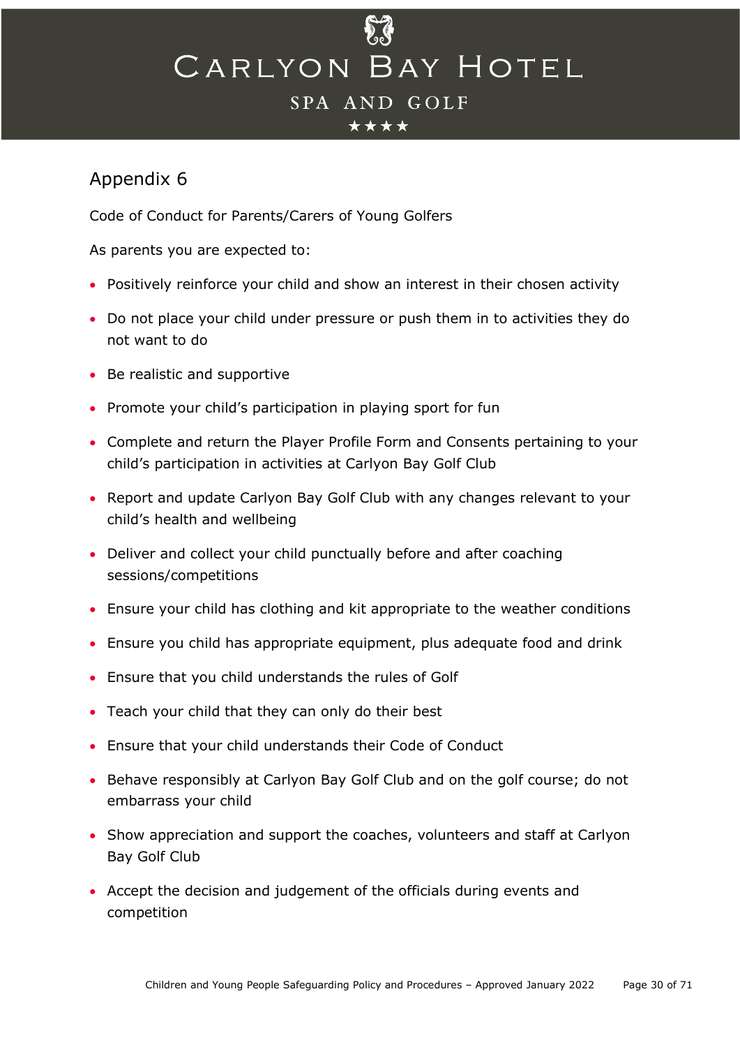## Appendix 6

Code of Conduct for Parents/Carers of Young Golfers

As parents you are expected to:

- Positively reinforce your child and show an interest in their chosen activity
- Do not place your child under pressure or push them in to activities they do not want to do
- Be realistic and supportive
- Promote your child's participation in playing sport for fun
- Complete and return the Player Profile Form and Consents pertaining to your child's participation in activities at Carlyon Bay Golf Club
- Report and update Carlyon Bay Golf Club with any changes relevant to your child's health and wellbeing
- Deliver and collect your child punctually before and after coaching sessions/competitions
- Ensure your child has clothing and kit appropriate to the weather conditions
- Ensure you child has appropriate equipment, plus adequate food and drink
- Ensure that you child understands the rules of Golf
- Teach your child that they can only do their best
- Ensure that your child understands their Code of Conduct
- Behave responsibly at Carlyon Bay Golf Club and on the golf course; do not embarrass your child
- Show appreciation and support the coaches, volunteers and staff at Carlyon Bay Golf Club
- Accept the decision and judgement of the officials during events and competition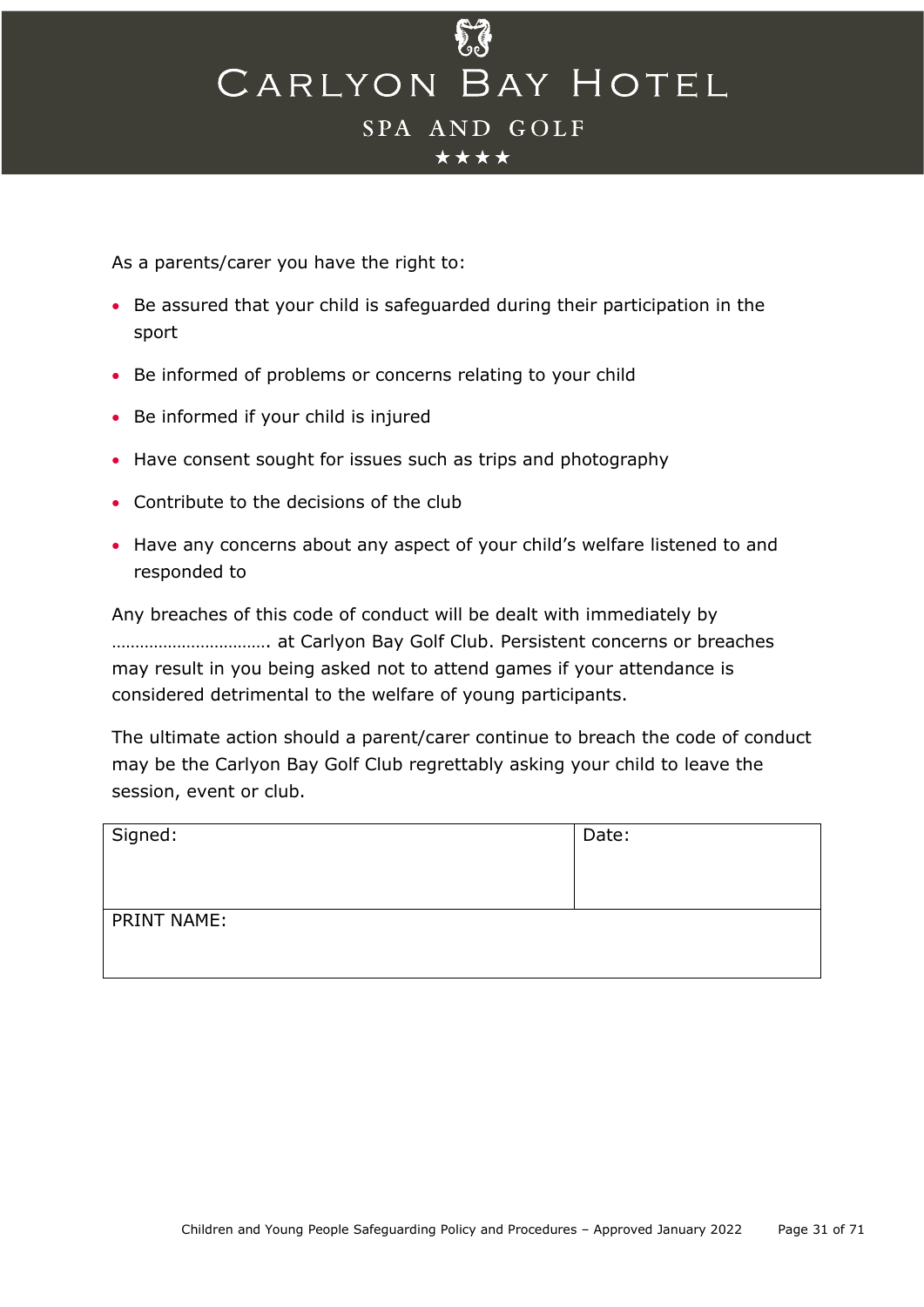As a parents/carer you have the right to:

- Be assured that your child is safeguarded during their participation in the sport
- Be informed of problems or concerns relating to your child
- Be informed if your child is injured
- Have consent sought for issues such as trips and photography
- Contribute to the decisions of the club
- Have any concerns about any aspect of your child's welfare listened to and responded to

Any breaches of this code of conduct will be dealt with immediately by ……………………………. at Carlyon Bay Golf Club. Persistent concerns or breaches may result in you being asked not to attend games if your attendance is considered detrimental to the welfare of young participants.

The ultimate action should a parent/carer continue to breach the code of conduct may be the Carlyon Bay Golf Club regrettably asking your child to leave the session, event or club.

| Signed: | Date: |
|---|---|
| PRINT NAME: | |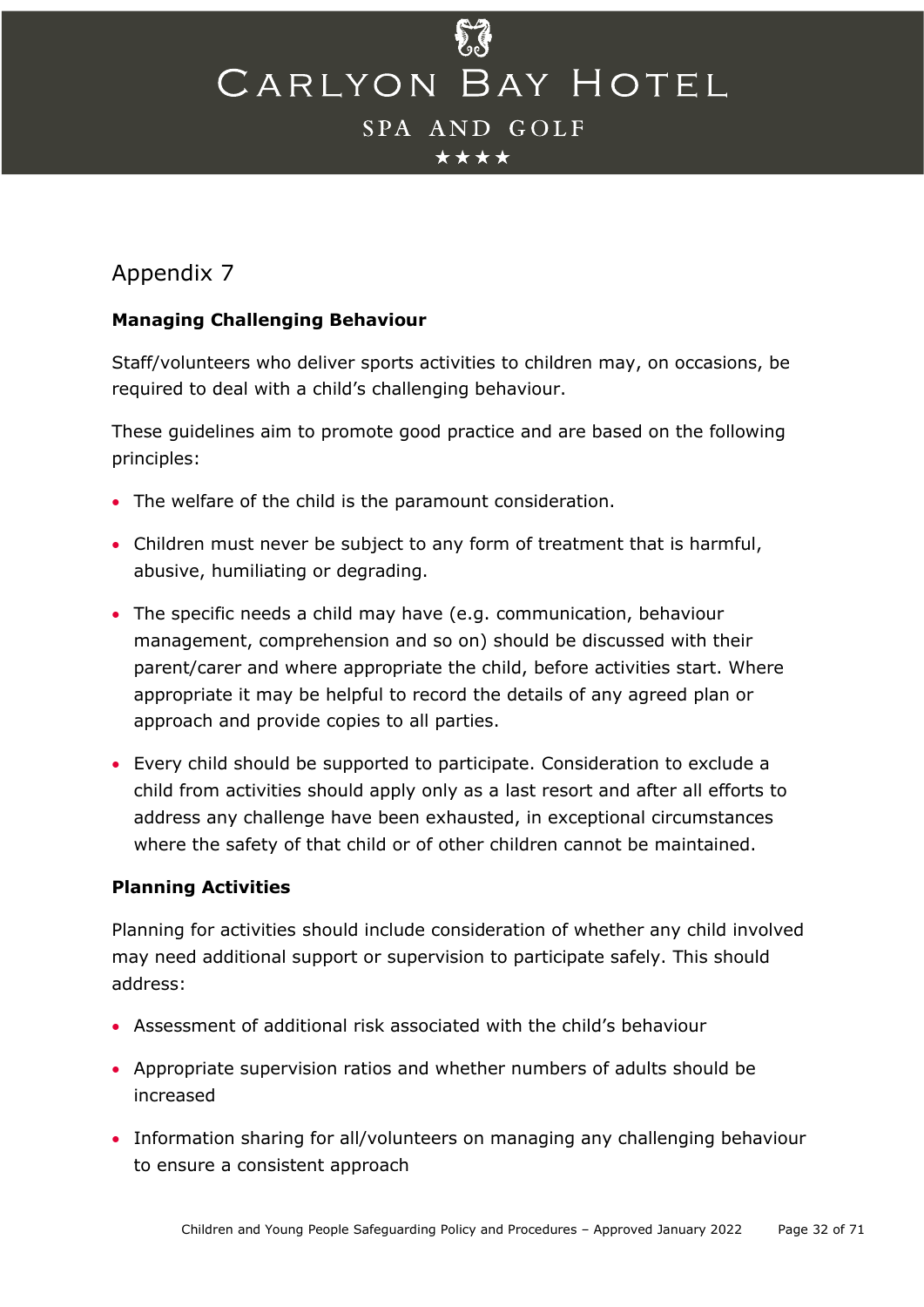## Appendix 7

**Managing Challenging Behaviour**

Staff/volunteers who deliver sports activities to children may, on occasions, be required to deal with a child's challenging behaviour.

These guidelines aim to promote good practice and are based on the following principles:

- The welfare of the child is the paramount consideration.
- Children must never be subject to any form of treatment that is harmful, abusive, humiliating or degrading.
- The specific needs a child may have (e.g. communication, behaviour management, comprehension and so on) should be discussed with their parent/carer and where appropriate the child, before activities start. Where appropriate it may be helpful to record the details of any agreed plan or approach and provide copies to all parties.
- Every child should be supported to participate. Consideration to exclude a child from activities should apply only as a last resort and after all efforts to address any challenge have been exhausted, in exceptional circumstances where the safety of that child or of other children cannot be maintained.

**Planning Activities**

Planning for activities should include consideration of whether any child involved may need additional support or supervision to participate safely. This should address:

- Assessment of additional risk associated with the child's behaviour
- Appropriate supervision ratios and whether numbers of adults should be increased
- Information sharing for all/volunteers on managing any challenging behaviour to ensure a consistent approach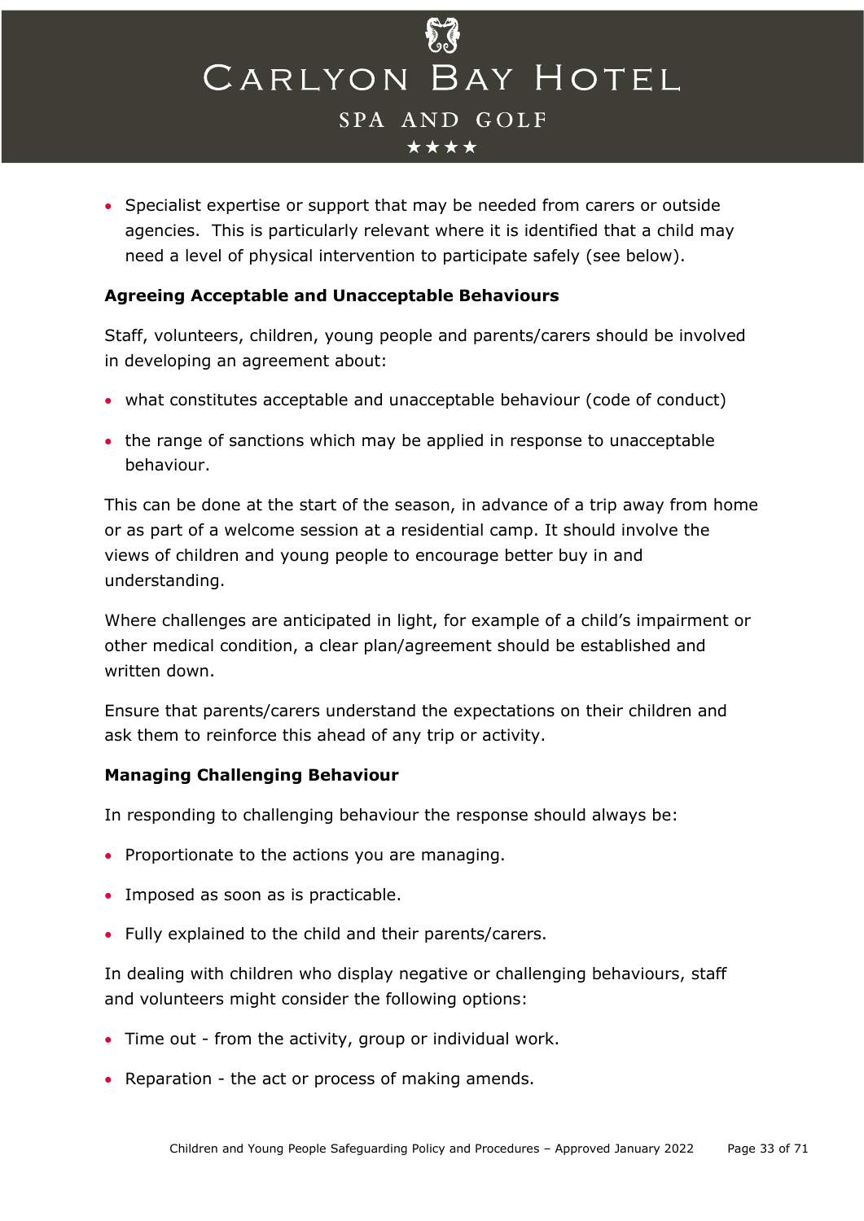- Specialist expertise or support that may be needed from carers or outside agencies. This is particularly relevant where it is identified that a child may need a level of physical intervention to participate safely (see below).

**Agreeing Acceptable and Unacceptable Behaviours**

Staff, volunteers, children, young people and parents/carers should be involved in developing an agreement about:

- what constitutes acceptable and unacceptable behaviour (code of conduct)
- the range of sanctions which may be applied in response to unacceptable behaviour.

This can be done at the start of the season, in advance of a trip away from home or as part of a welcome session at a residential camp. It should involve the views of children and young people to encourage better buy in and understanding.

Where challenges are anticipated in light, for example of a child's impairment or other medical condition, a clear plan/agreement should be established and written down.

Ensure that parents/carers understand the expectations on their children and ask them to reinforce this ahead of any trip or activity.

**Managing Challenging Behaviour**

In responding to challenging behaviour the response should always be:

- Proportionate to the actions you are managing.
- Imposed as soon as is practicable.
- Fully explained to the child and their parents/carers.

In dealing with children who display negative or challenging behaviours, staff and volunteers might consider the following options:

- Time out - from the activity, group or individual work.
- Reparation - the act or process of making amends.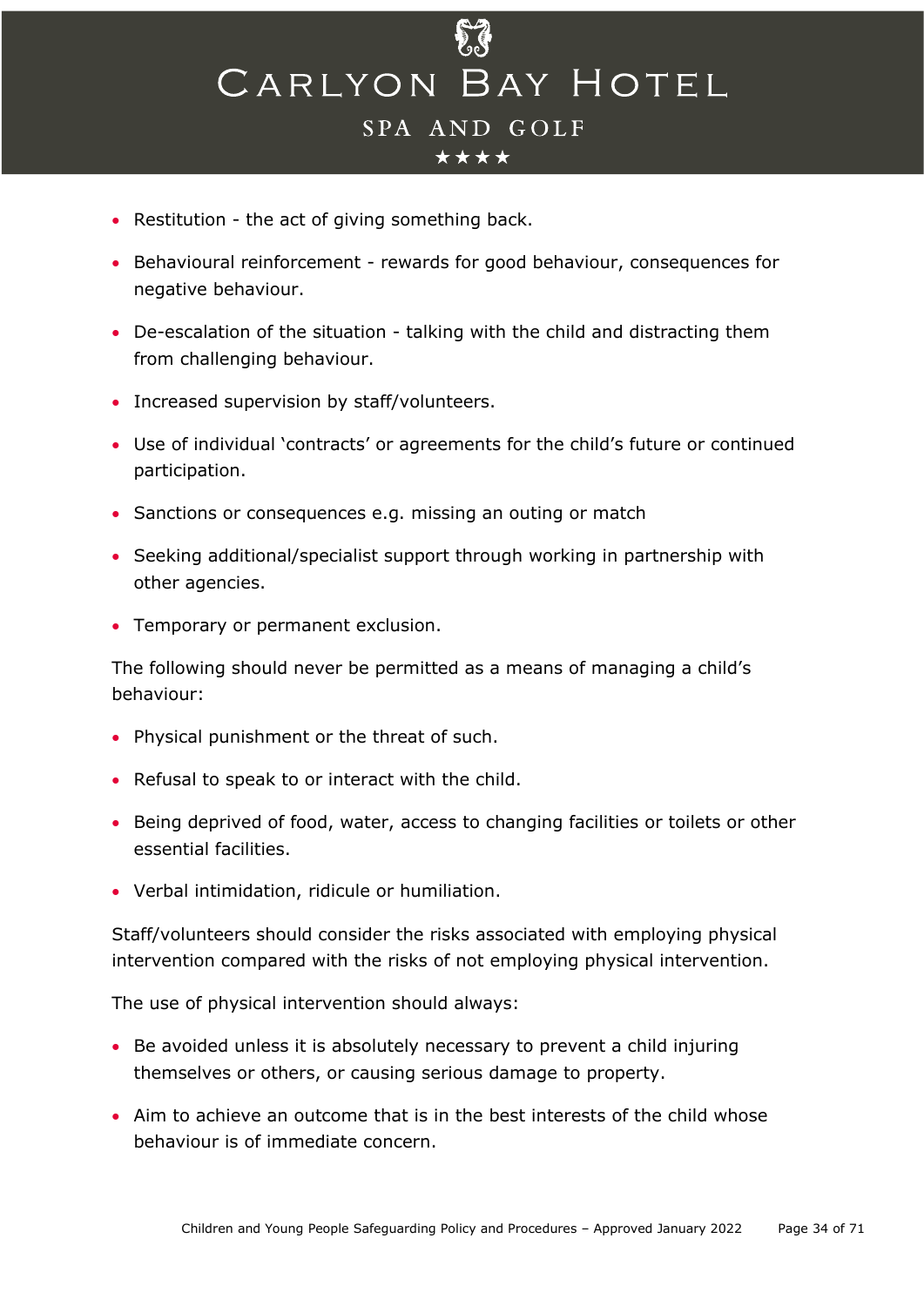- Restitution - the act of giving something back.
- Behavioural reinforcement - rewards for good behaviour, consequences for negative behaviour.
- De-escalation of the situation - talking with the child and distracting them from challenging behaviour.
- Increased supervision by staff/volunteers.
- Use of individual 'contracts' or agreements for the child's future or continued participation.
- Sanctions or consequences e.g. missing an outing or match
- Seeking additional/specialist support through working in partnership with other agencies.
- Temporary or permanent exclusion.

The following should never be permitted as a means of managing a child's behaviour:

- Physical punishment or the threat of such.
- Refusal to speak to or interact with the child.
- Being deprived of food, water, access to changing facilities or toilets or other essential facilities.
- Verbal intimidation, ridicule or humiliation.

Staff/volunteers should consider the risks associated with employing physical intervention compared with the risks of not employing physical intervention.

The use of physical intervention should always:

- Be avoided unless it is absolutely necessary to prevent a child injuring themselves or others, or causing serious damage to property.
- Aim to achieve an outcome that is in the best interests of the child whose behaviour is of immediate concern.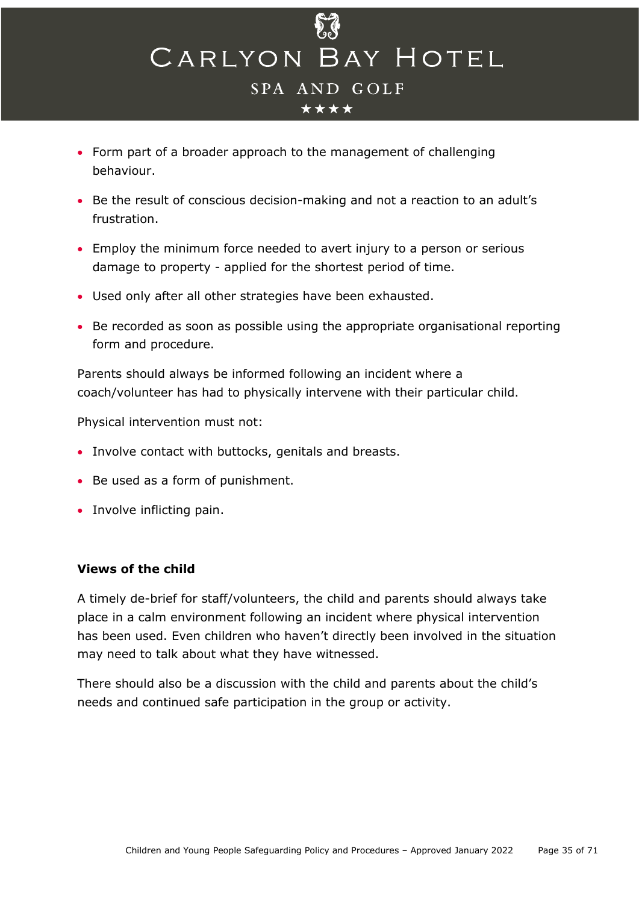- Form part of a broader approach to the management of challenging behaviour.
- Be the result of conscious decision-making and not a reaction to an adult's frustration.
- Employ the minimum force needed to avert injury to a person or serious damage to property - applied for the shortest period of time.
- Used only after all other strategies have been exhausted.
- Be recorded as soon as possible using the appropriate organisational reporting form and procedure.

Parents should always be informed following an incident where a coach/volunteer has had to physically intervene with their particular child.

Physical intervention must not:

- Involve contact with buttocks, genitals and breasts.
- Be used as a form of punishment.
- Involve inflicting pain.

**Views of the child**

A timely de-brief for staff/volunteers, the child and parents should always take place in a calm environment following an incident where physical intervention has been used. Even children who haven't directly been involved in the situation may need to talk about what they have witnessed.

There should also be a discussion with the child and parents about the child's needs and continued safe participation in the group or activity.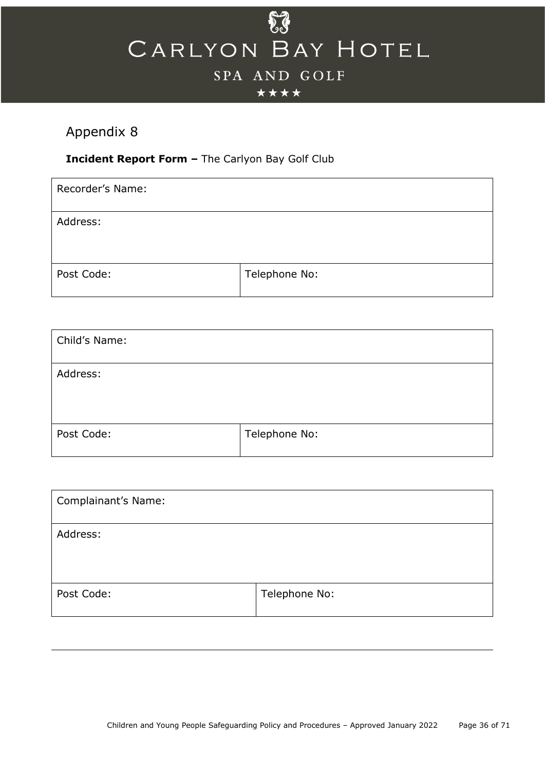## Appendix 8

**Incident Report Form –** The Carlyon Bay Golf Club

| Recorder's Name: | |
|---|---|
| Address: | |
| Post Code: | Telephone No: |

| Child's Name: | |
|---|---|
| Address: | |
| Post Code: | Telephone No: |

| Complainant's Name: | |
|---|---|
| Address: | |
| Post Code: | Telephone No: |

---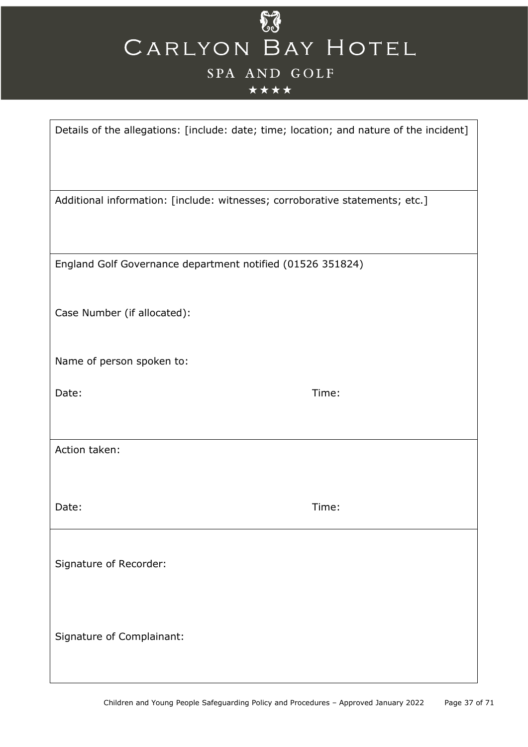Details of the allegations: [include: date; time; location; and nature of the incident]

Additional information: [include: witnesses; corroborative statements; etc.]

England Golf Governance department notified (01526 351824)

Case Number (if allocated):

Name of person spoken to:

Date: Time:

Action taken:

Date: Time:

Signature of Recorder:

Signature of Complainant: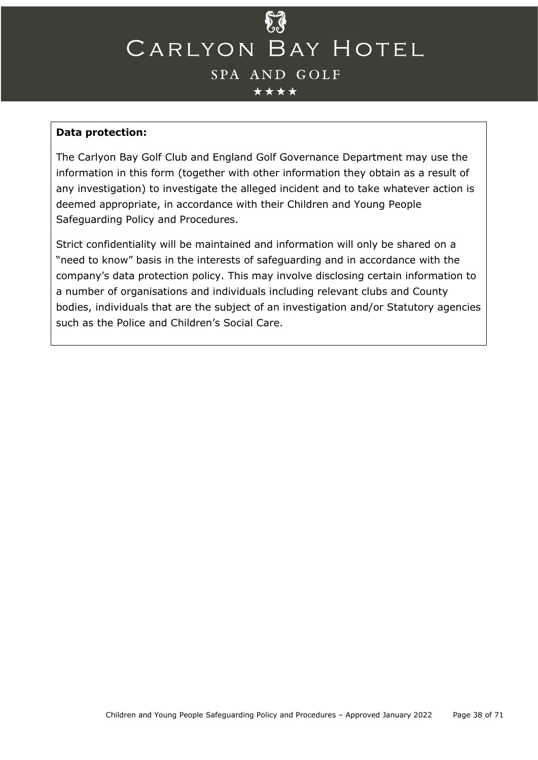**Data protection:**

The Carlyon Bay Golf Club and England Golf Governance Department may use the information in this form (together with other information they obtain as a result of any investigation) to investigate the alleged incident and to take whatever action is deemed appropriate, in accordance with their Children and Young People Safeguarding Policy and Procedures.

Strict confidentiality will be maintained and information will only be shared on a "need to know" basis in the interests of safeguarding and in accordance with the company's data protection policy. This may involve disclosing certain information to a number of organisations and individuals including relevant clubs and County bodies, individuals that are the subject of an investigation and/or Statutory agencies such as the Police and Children's Social Care.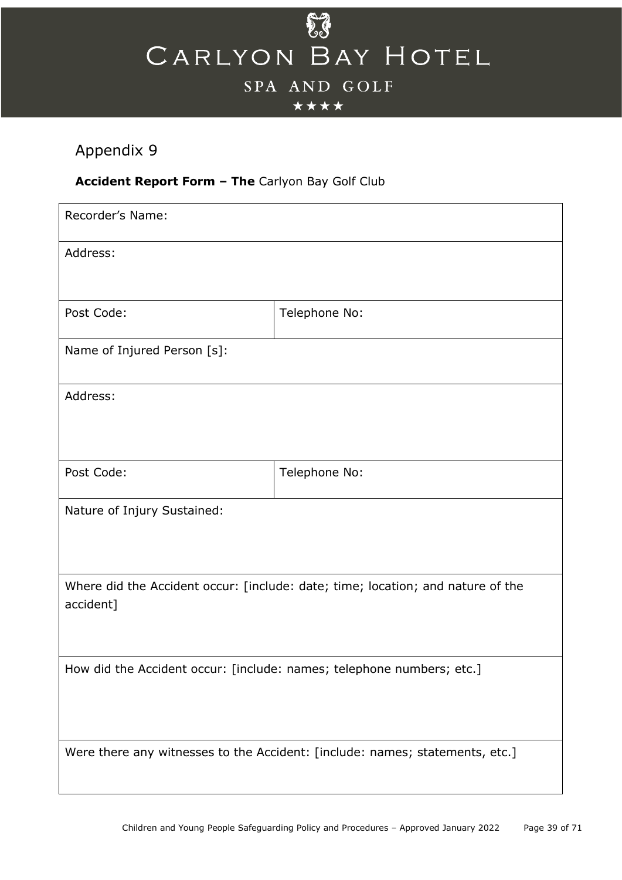# CARLYON BAY HOTEL

SPA AND GOLF

★★★★

## Appendix 9

**Accident Report Form – The** Carlyon Bay Golf Club

| Recorder's Name: | |
|---|---|
| Address: | |
| Post Code: | Telephone No: |
| Name of Injured Person [s]: | |
| Address: | |
| Post Code: | Telephone No: |
| Nature of Injury Sustained: | |
| Where did the Accident occur: [include: date; time; location; and nature of the accident] | |
| How did the Accident occur: [include: names; telephone numbers; etc.] | |
| Were there any witnesses to the Accident: [include: names; statements, etc.] | |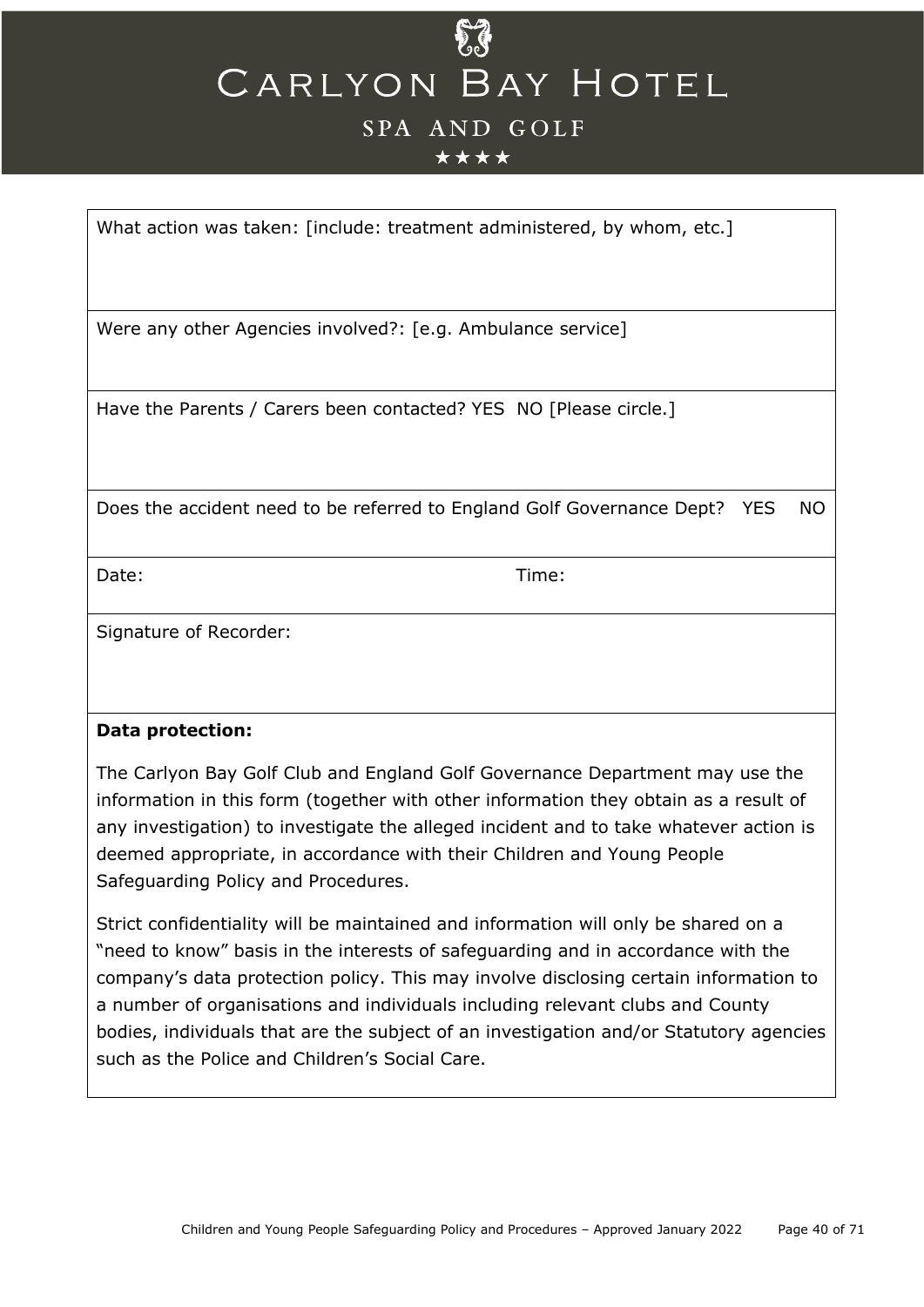What action was taken: [include: treatment administered, by whom, etc.]

Were any other Agencies involved?: [e.g. Ambulance service]

Have the Parents / Carers been contacted? YES NO [Please circle.]

Does the accident need to be referred to England Golf Governance Dept? YES NO

Date: Time:

Signature of Recorder:

**Data protection:**

The Carlyon Bay Golf Club and England Golf Governance Department may use the information in this form (together with other information they obtain as a result of any investigation) to investigate the alleged incident and to take whatever action is deemed appropriate, in accordance with their Children and Young People Safeguarding Policy and Procedures.

Strict confidentiality will be maintained and information will only be shared on a "need to know" basis in the interests of safeguarding and in accordance with the company's data protection policy. This may involve disclosing certain information to a number of organisations and individuals including relevant clubs and County bodies, individuals that are the subject of an investigation and/or Statutory agencies such as the Police and Children's Social Care.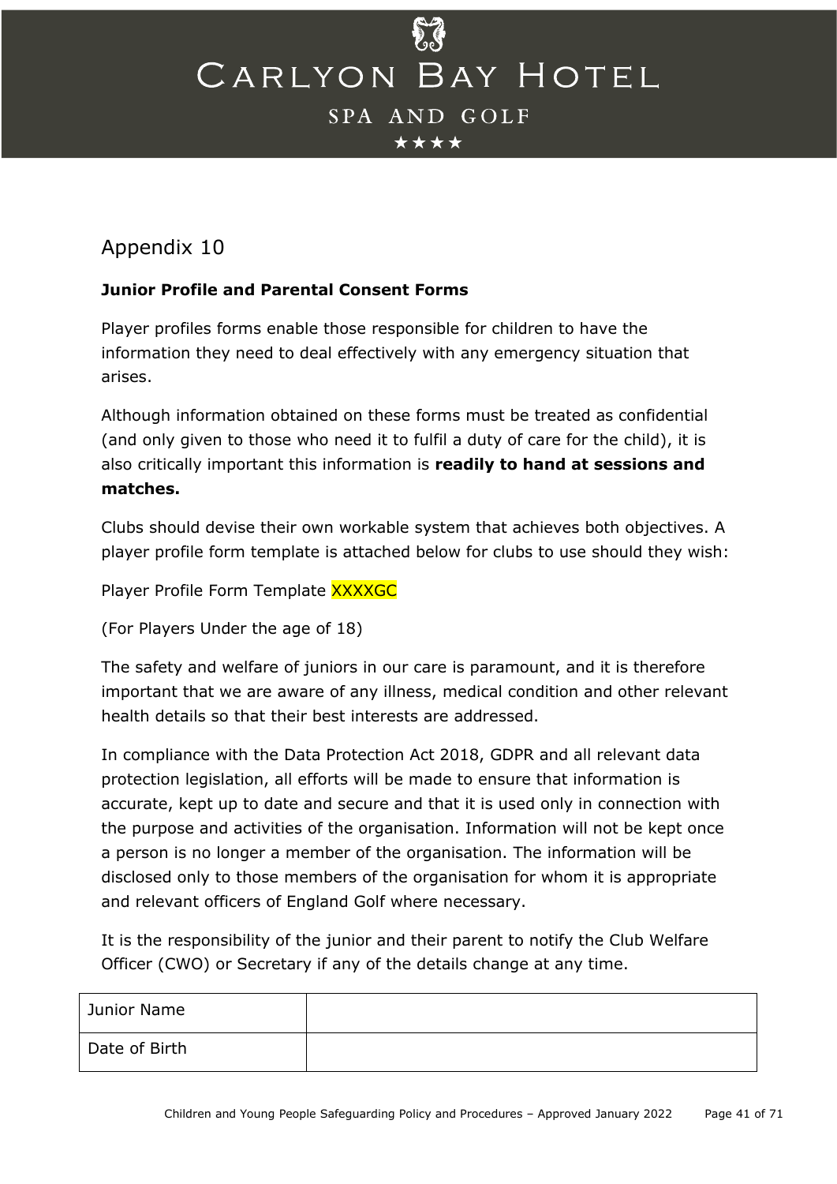## Appendix 10

**Junior Profile and Parental Consent Forms**

Player profiles forms enable those responsible for children to have the information they need to deal effectively with any emergency situation that arises.

Although information obtained on these forms must be treated as confidential (and only given to those who need it to fulfil a duty of care for the child), it is also critically important this information is **readily to hand at sessions and matches.**

Clubs should devise their own workable system that achieves both objectives. A player profile form template is attached below for clubs to use should they wish:

Player Profile Form Template XXXXGC

(For Players Under the age of 18)

The safety and welfare of juniors in our care is paramount, and it is therefore important that we are aware of any illness, medical condition and other relevant health details so that their best interests are addressed.

In compliance with the Data Protection Act 2018, GDPR and all relevant data protection legislation, all efforts will be made to ensure that information is accurate, kept up to date and secure and that it is used only in connection with the purpose and activities of the organisation. Information will not be kept once a person is no longer a member of the organisation. The information will be disclosed only to those members of the organisation for whom it is appropriate and relevant officers of England Golf where necessary.

It is the responsibility of the junior and their parent to notify the Club Welfare Officer (CWO) or Secretary if any of the details change at any time.

| Junior Name | |
|---|---|
| Date of Birth | |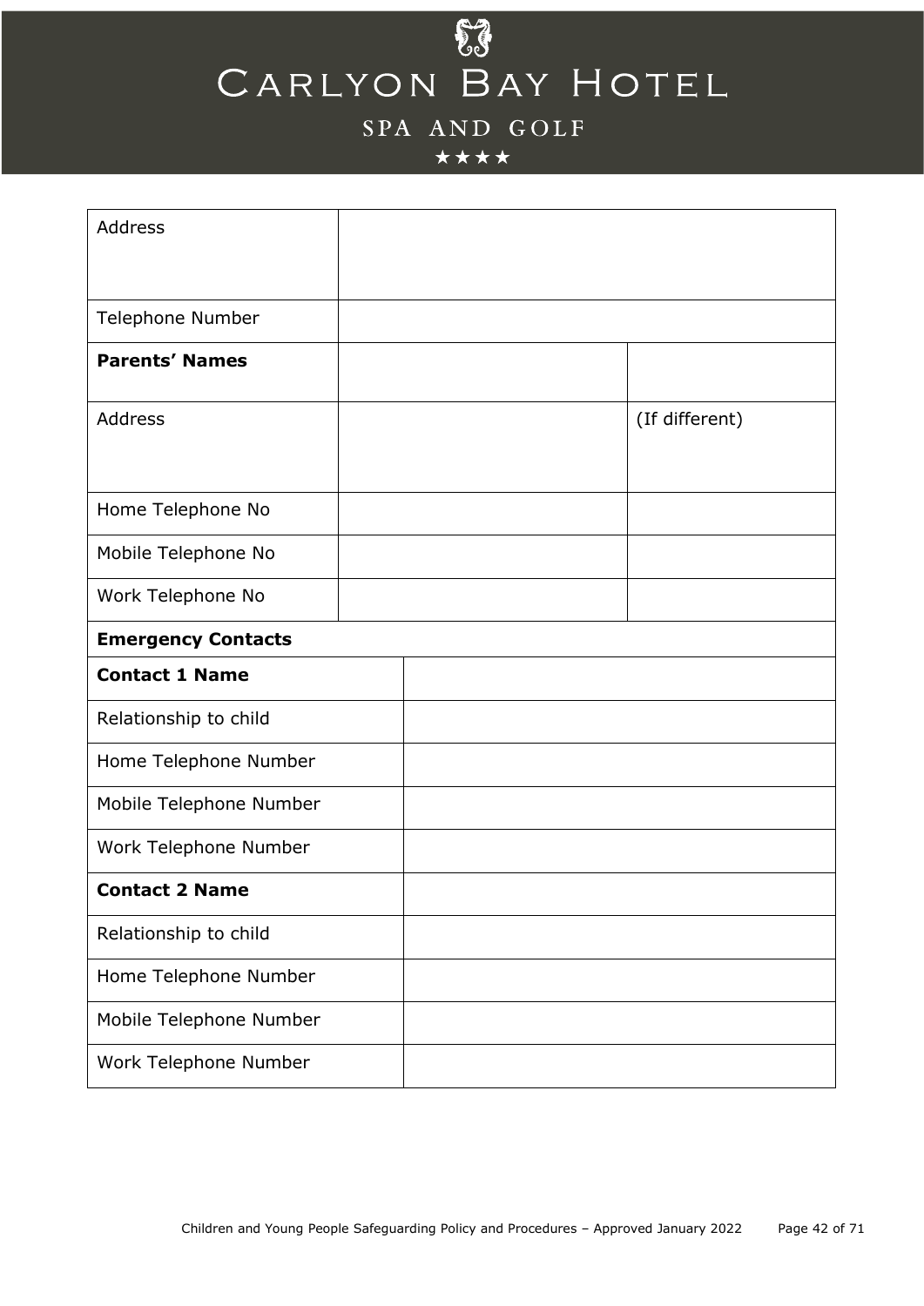| Address | | |
|---|---|---|
| Telephone Number | | |
| **Parents' Names** | | |
| Address | | (If different) |
| Home Telephone No | | |
| Mobile Telephone No | | |
| Work Telephone No | | |

| **Emergency Contacts** | |
|---|---|
| **Contact 1 Name** | |
| Relationship to child | |
| Home Telephone Number | |
| Mobile Telephone Number | |
| Work Telephone Number | |
| **Contact 2 Name** | |
| Relationship to child | |
| Home Telephone Number | |
| Mobile Telephone Number | |
| Work Telephone Number | |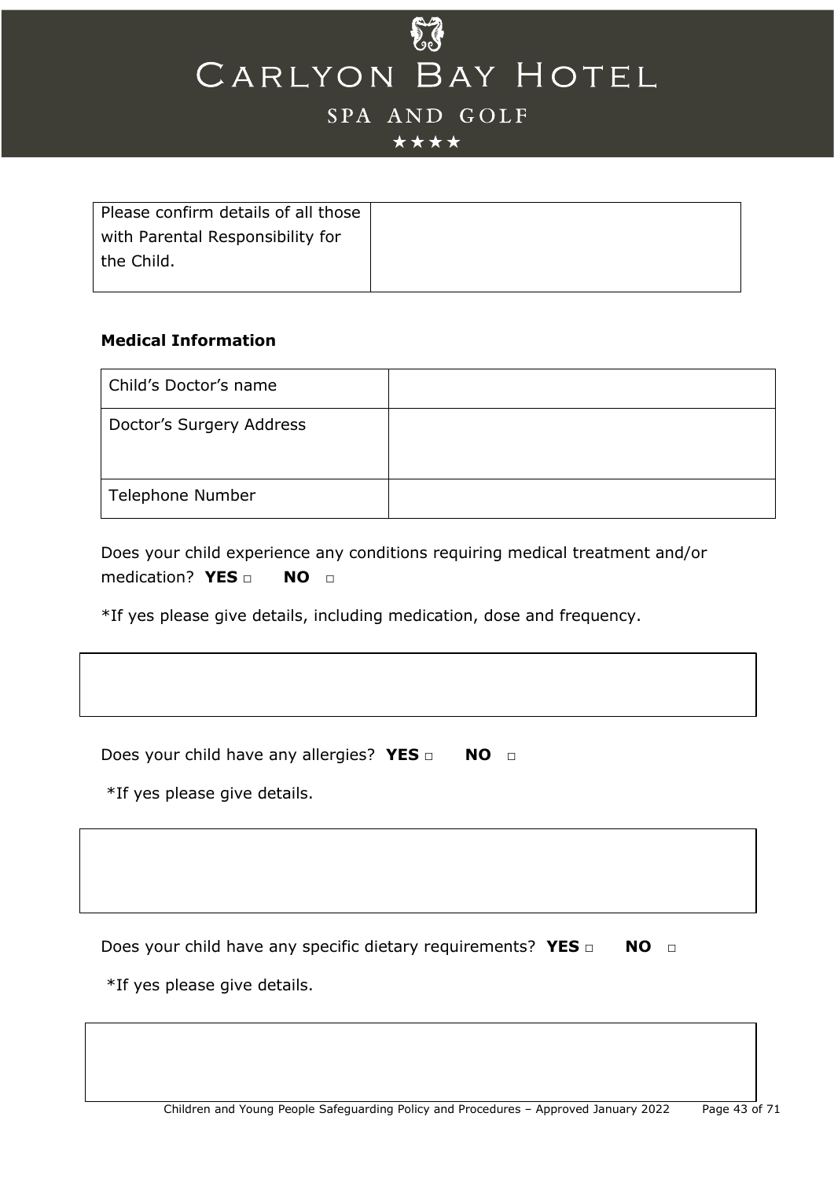| Please confirm details of all those with Parental Responsibility for the Child. | |
|---|---|

**Medical Information**

| Child's Doctor's name | |
|---|---|
| Doctor's Surgery Address | |
| Telephone Number | |

Does your child experience any conditions requiring medical treatment and/or medication? **YES** □ **NO** □

*If yes please give details, including medication, dose and frequency.

| |
|---|

Does your child have any allergies? **YES** □ **NO** □

*If yes please give details.

| |
|---|

Does your child have any specific dietary requirements? **YES** □ **NO** □

*If yes please give details.

| |
|---|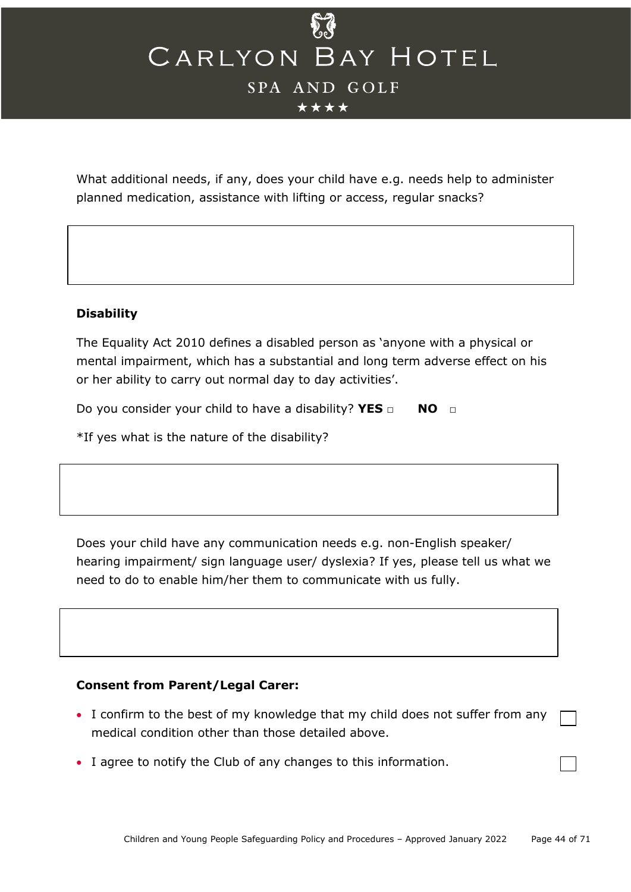What additional needs, if any, does your child have e.g. needs help to administer planned medication, assistance with lifting or access, regular snacks?

| |
|---|
| |

**Disability**

The Equality Act 2010 defines a disabled person as 'anyone with a physical or mental impairment, which has a substantial and long term adverse effect on his or her ability to carry out normal day to day activities'.

Do you consider your child to have a disability? **YES** ☐ **NO** ☐

*If yes what is the nature of the disability?

| |
|---|
| |

Does your child have any communication needs e.g. non-English speaker/ hearing impairment/ sign language user/ dyslexia? If yes, please tell us what we need to do to enable him/her them to communicate with us fully.

| |
|---|
| |

**Consent from Parent/Legal Carer:**

- I confirm to the best of my knowledge that my child does not suffer from any medical condition other than those detailed above. ☐
- I agree to notify the Club of any changes to this information. ☐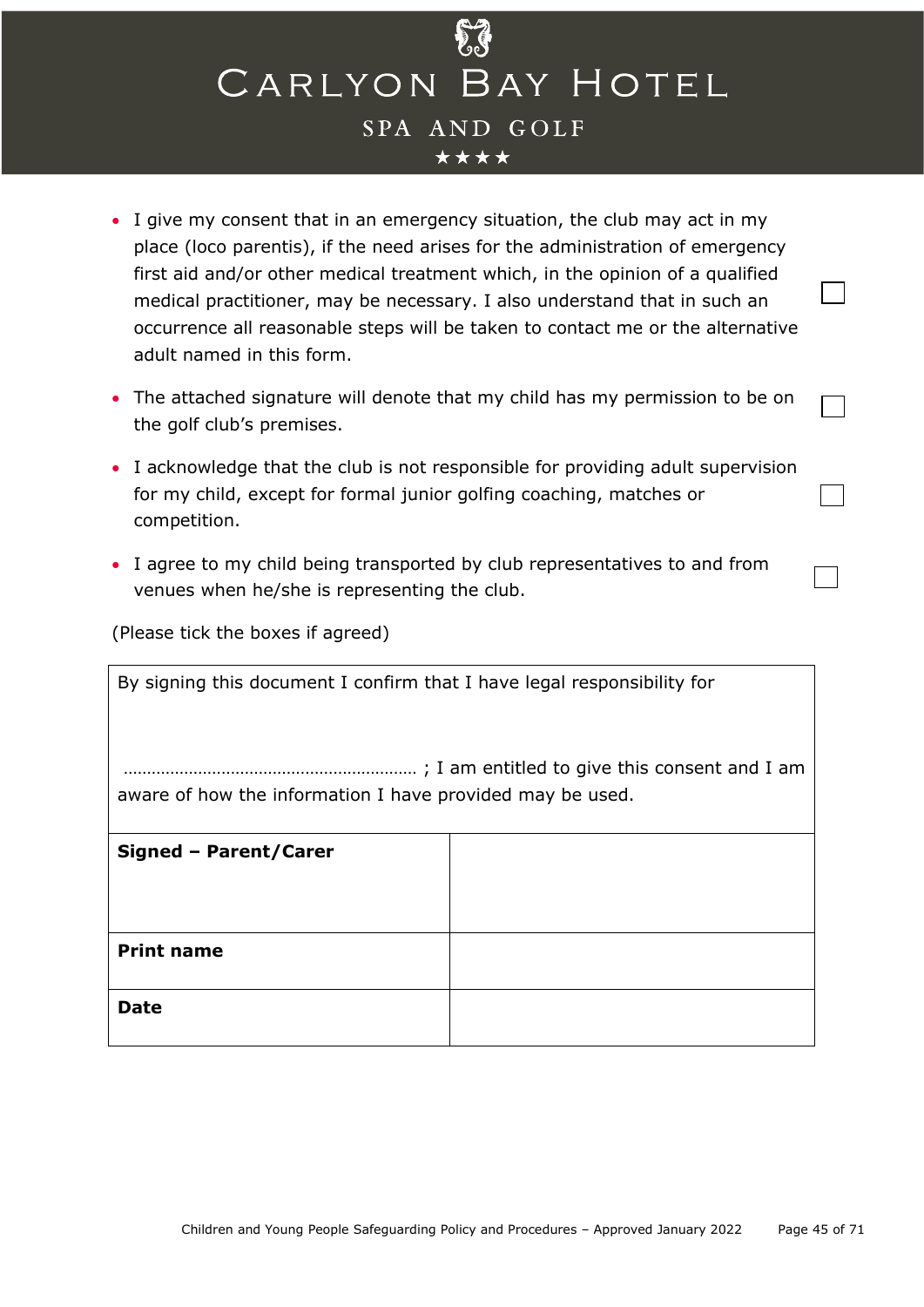- I give my consent that in an emergency situation, the club may act in my place (loco parentis), if the need arises for the administration of emergency first aid and/or other medical treatment which, in the opinion of a qualified medical practitioner, may be necessary. I also understand that in such an occurrence all reasonable steps will be taken to contact me or the alternative adult named in this form. ☐
- The attached signature will denote that my child has my permission to be on the golf club's premises. ☐
- I acknowledge that the club is not responsible for providing adult supervision for my child, except for formal junior golfing coaching, matches or competition. ☐
- I agree to my child being transported by club representatives to and from venues when he/she is representing the club. ☐

(Please tick the boxes if agreed)

| By signing this document I confirm that I have legal responsibility for<br><br>……………………………………………………… ; I am entitled to give this consent and I am aware of how the information I have provided may be used. | |
|---|---|
| **Signed – Parent/Carer** | |
| **Print name** | |
| **Date** | |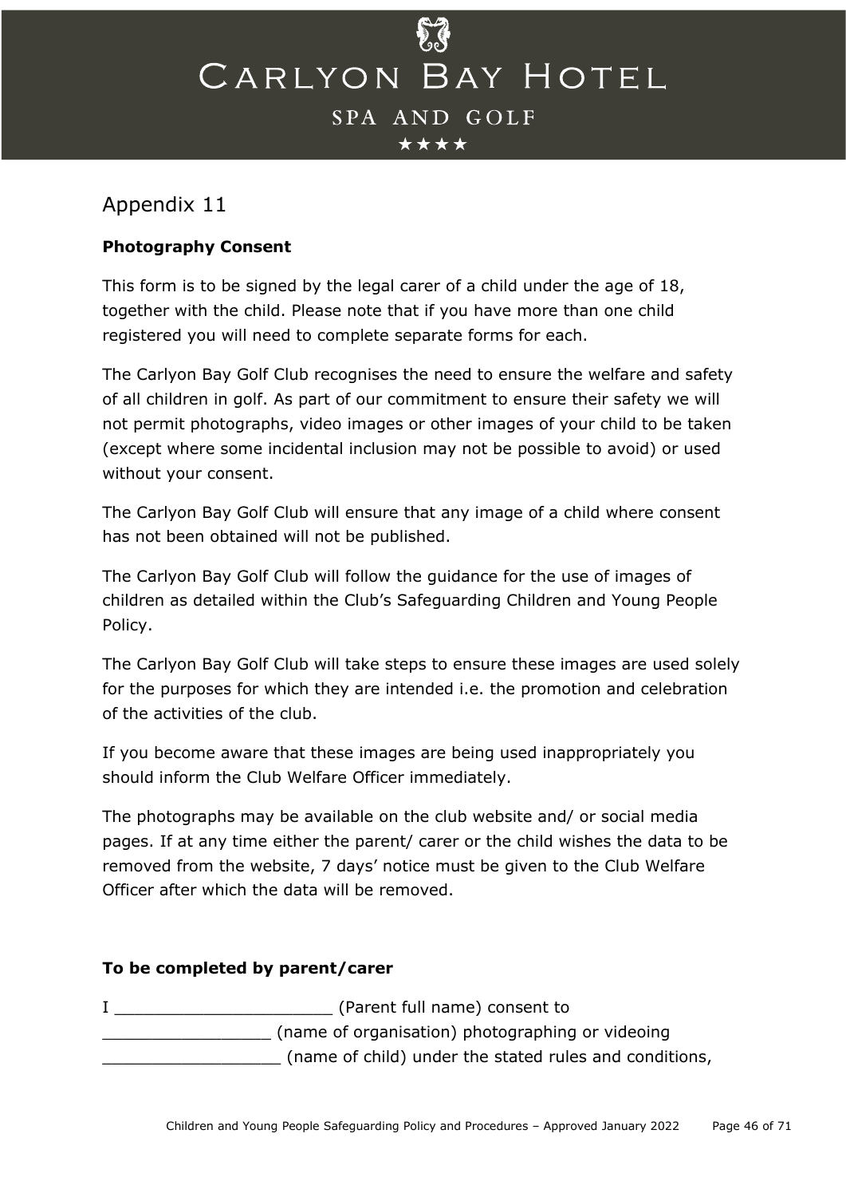## Appendix 11

**Photography Consent**

This form is to be signed by the legal carer of a child under the age of 18, together with the child. Please note that if you have more than one child registered you will need to complete separate forms for each.

The Carlyon Bay Golf Club recognises the need to ensure the welfare and safety of all children in golf. As part of our commitment to ensure their safety we will not permit photographs, video images or other images of your child to be taken (except where some incidental inclusion may not be possible to avoid) or used without your consent.

The Carlyon Bay Golf Club will ensure that any image of a child where consent has not been obtained will not be published.

The Carlyon Bay Golf Club will follow the guidance for the use of images of children as detailed within the Club's Safeguarding Children and Young People Policy.

The Carlyon Bay Golf Club will take steps to ensure these images are used solely for the purposes for which they are intended i.e. the promotion and celebration of the activities of the club.

If you become aware that these images are being used inappropriately you should inform the Club Welfare Officer immediately.

The photographs may be available on the club website and/ or social media pages. If at any time either the parent/ carer or the child wishes the data to be removed from the website, 7 days' notice must be given to the Club Welfare Officer after which the data will be removed.

**To be completed by parent/carer**

I ______________________ (Parent full name) consent to _________________ (name of organisation) photographing or videoing __________________ (name of child) under the stated rules and conditions,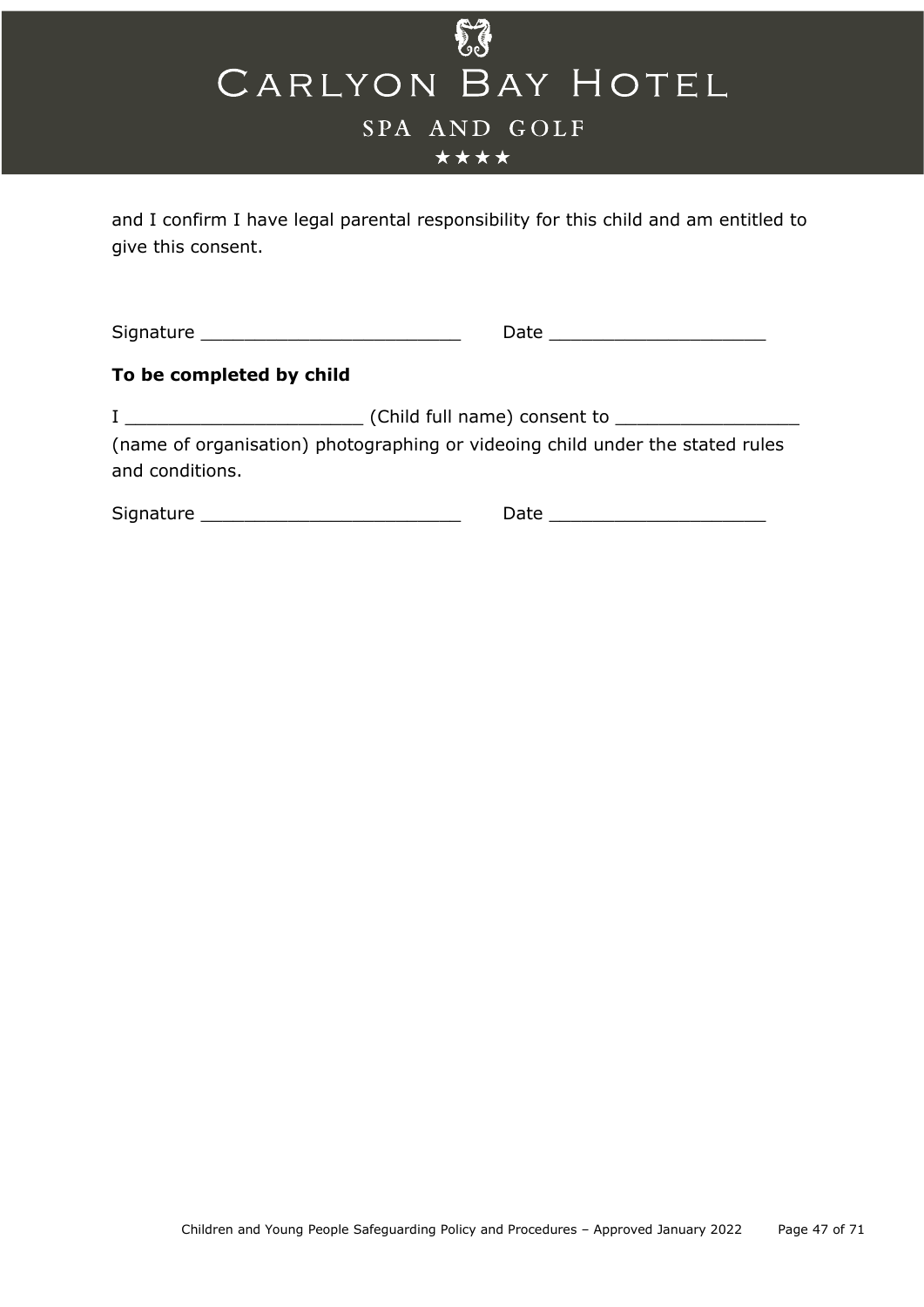and I confirm I have legal parental responsibility for this child and am entitled to give this consent.

Signature ________________________ Date ____________________

**To be completed by child**

I ______________________ (Child full name) consent to _________________ (name of organisation) photographing or videoing child under the stated rules and conditions.

Signature ________________________ Date ____________________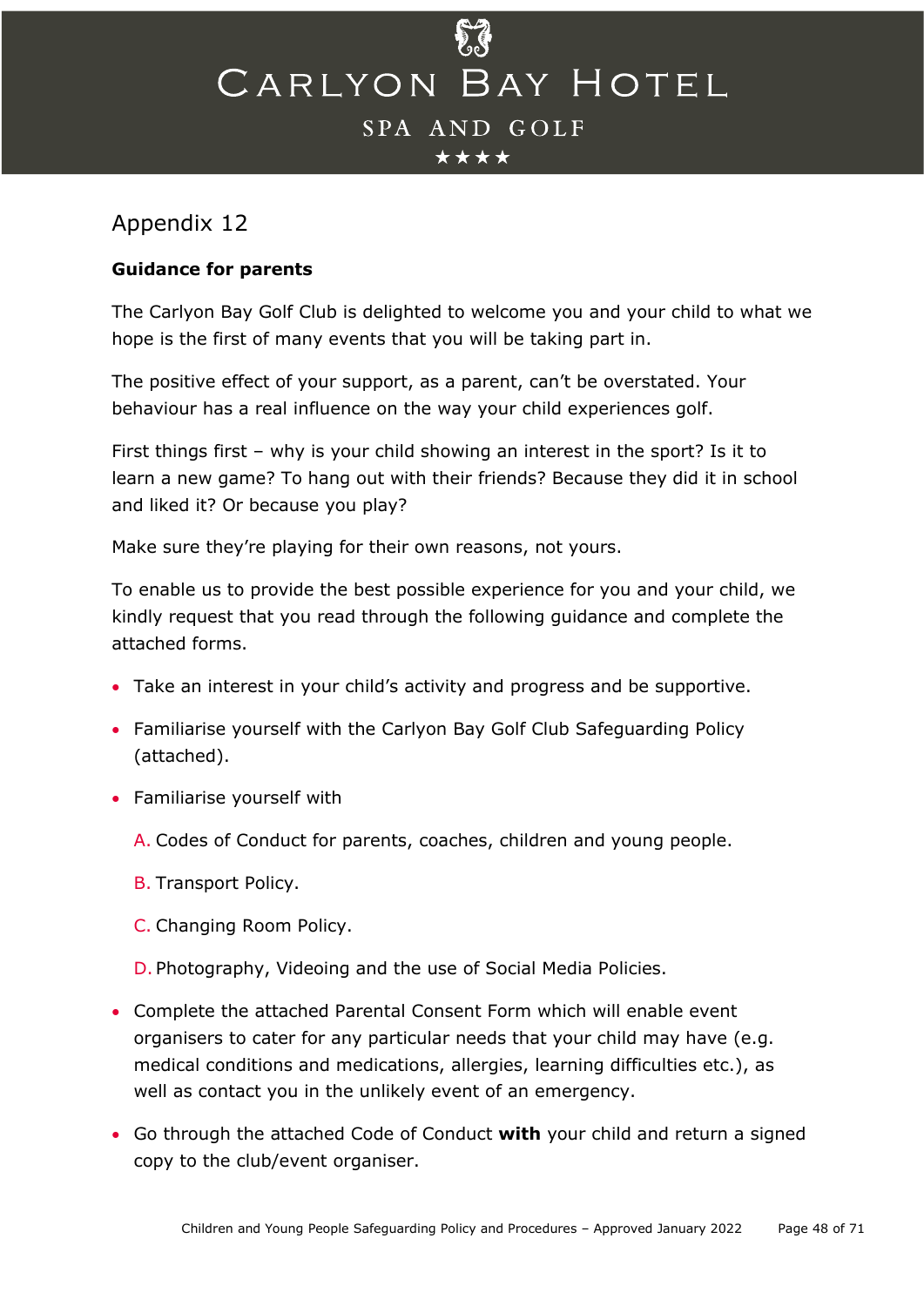## Appendix 12

**Guidance for parents**

The Carlyon Bay Golf Club is delighted to welcome you and your child to what we hope is the first of many events that you will be taking part in.

The positive effect of your support, as a parent, can't be overstated. Your behaviour has a real influence on the way your child experiences golf.

First things first – why is your child showing an interest in the sport? Is it to learn a new game? To hang out with their friends? Because they did it in school and liked it? Or because you play?

Make sure they're playing for their own reasons, not yours.

To enable us to provide the best possible experience for you and your child, we kindly request that you read through the following guidance and complete the attached forms.

- Take an interest in your child's activity and progress and be supportive.
- Familiarise yourself with the Carlyon Bay Golf Club Safeguarding Policy (attached).
- Familiarise yourself with

  A. Codes of Conduct for parents, coaches, children and young people.

  B. Transport Policy.

  C. Changing Room Policy.

  D. Photography, Videoing and the use of Social Media Policies.

- Complete the attached Parental Consent Form which will enable event organisers to cater for any particular needs that your child may have (e.g. medical conditions and medications, allergies, learning difficulties etc.), as well as contact you in the unlikely event of an emergency.
- Go through the attached Code of Conduct **with** your child and return a signed copy to the club/event organiser.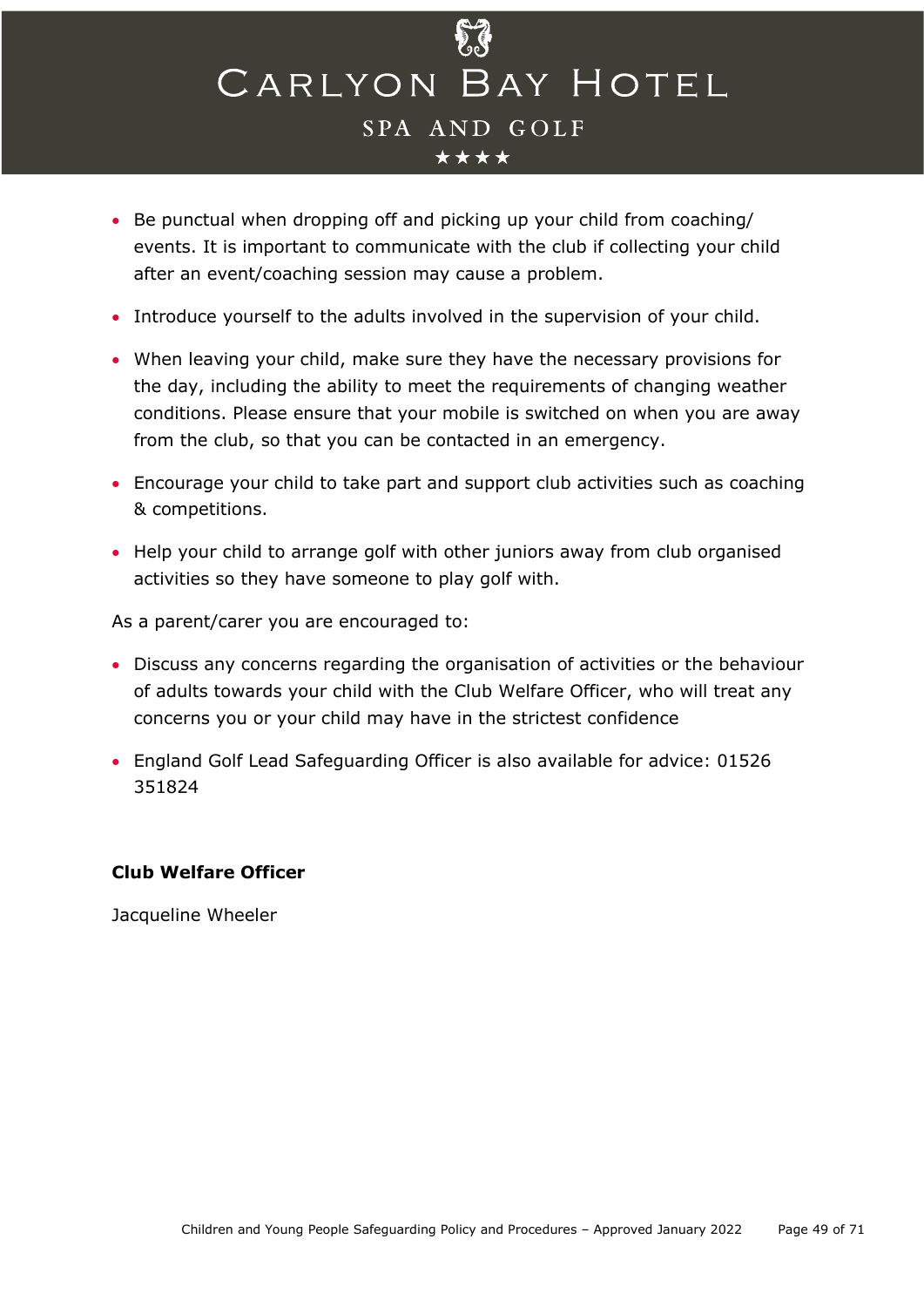- Be punctual when dropping off and picking up your child from coaching/ events. It is important to communicate with the club if collecting your child after an event/coaching session may cause a problem.
- Introduce yourself to the adults involved in the supervision of your child.
- When leaving your child, make sure they have the necessary provisions for the day, including the ability to meet the requirements of changing weather conditions. Please ensure that your mobile is switched on when you are away from the club, so that you can be contacted in an emergency.
- Encourage your child to take part and support club activities such as coaching & competitions.
- Help your child to arrange golf with other juniors away from club organised activities so they have someone to play golf with.

As a parent/carer you are encouraged to:

- Discuss any concerns regarding the organisation of activities or the behaviour of adults towards your child with the Club Welfare Officer, who will treat any concerns you or your child may have in the strictest confidence
- England Golf Lead Safeguarding Officer is also available for advice: 01526 351824

**Club Welfare Officer**

Jacqueline Wheeler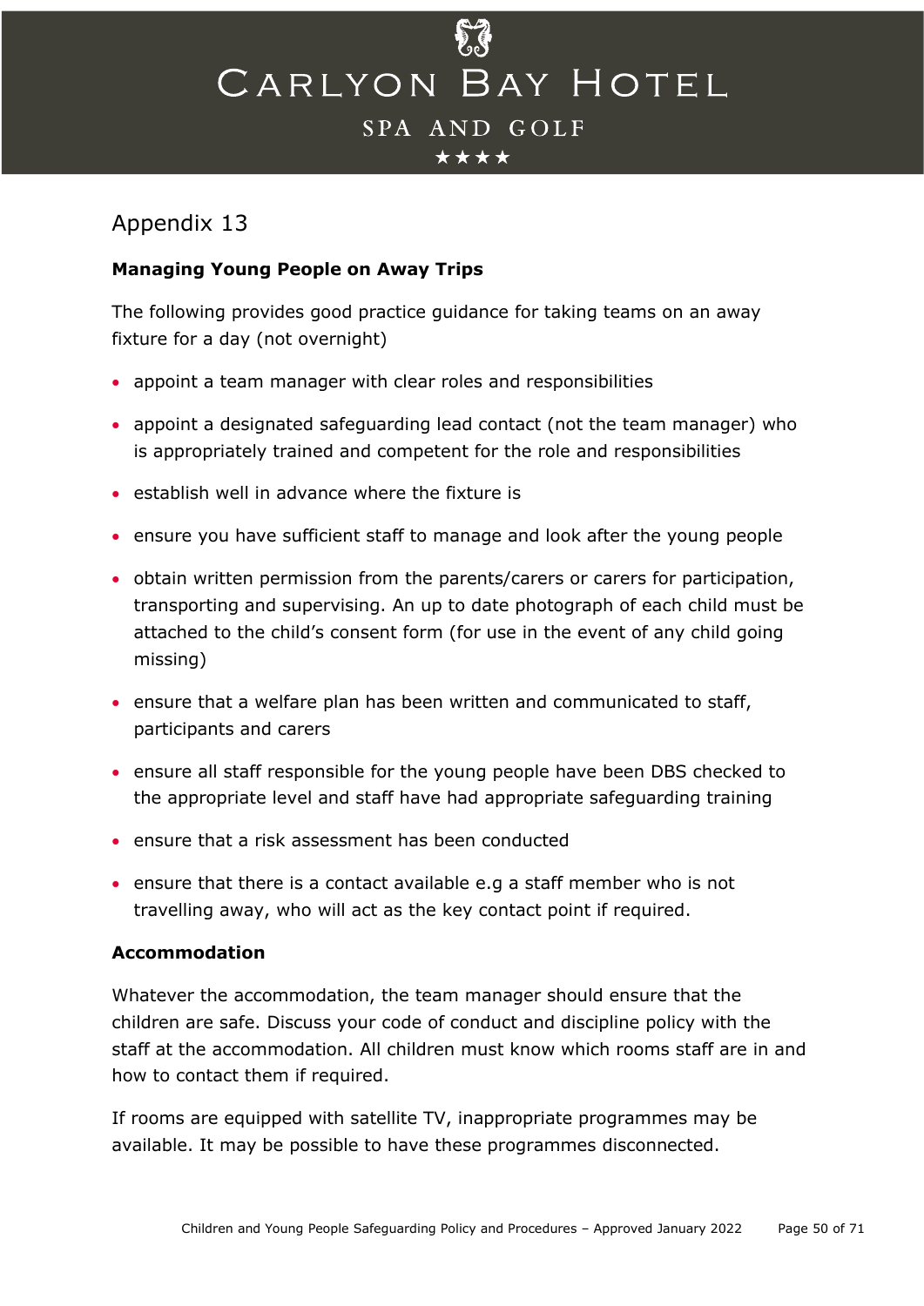## Appendix 13

**Managing Young People on Away Trips**

The following provides good practice guidance for taking teams on an away fixture for a day (not overnight)

- appoint a team manager with clear roles and responsibilities
- appoint a designated safeguarding lead contact (not the team manager) who is appropriately trained and competent for the role and responsibilities
- establish well in advance where the fixture is
- ensure you have sufficient staff to manage and look after the young people
- obtain written permission from the parents/carers or carers for participation, transporting and supervising. An up to date photograph of each child must be attached to the child's consent form (for use in the event of any child going missing)
- ensure that a welfare plan has been written and communicated to staff, participants and carers
- ensure all staff responsible for the young people have been DBS checked to the appropriate level and staff have had appropriate safeguarding training
- ensure that a risk assessment has been conducted
- ensure that there is a contact available e.g a staff member who is not travelling away, who will act as the key contact point if required.

**Accommodation**

Whatever the accommodation, the team manager should ensure that the children are safe. Discuss your code of conduct and discipline policy with the staff at the accommodation. All children must know which rooms staff are in and how to contact them if required.

If rooms are equipped with satellite TV, inappropriate programmes may be available. It may be possible to have these programmes disconnected.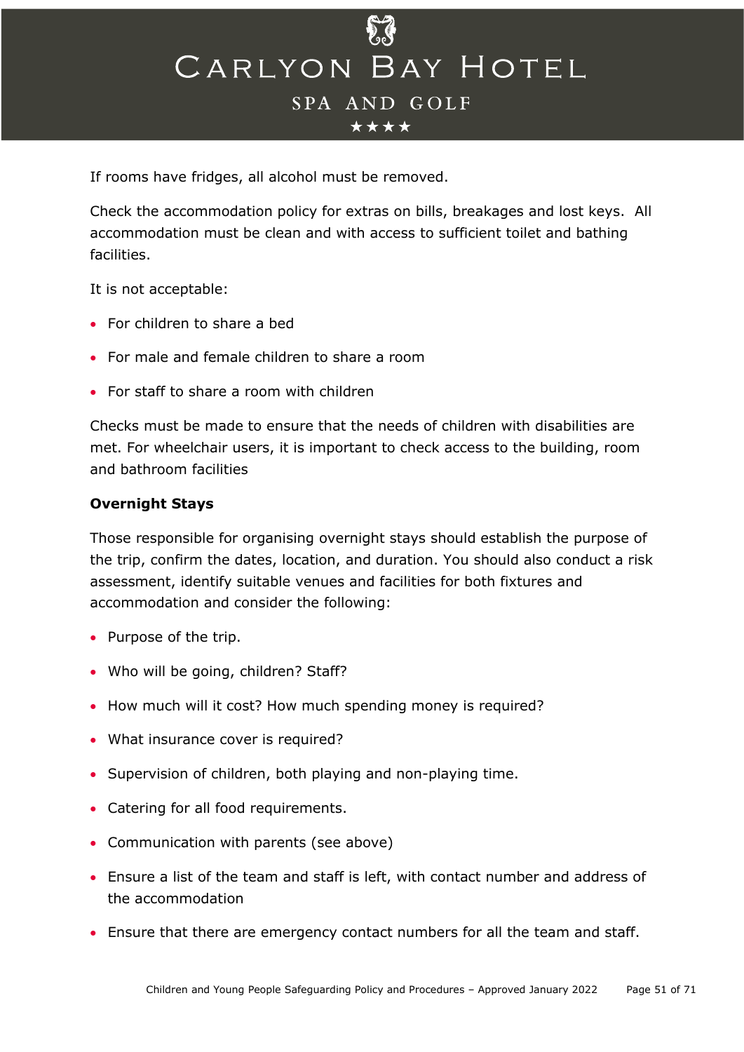If rooms have fridges, all alcohol must be removed.

Check the accommodation policy for extras on bills, breakages and lost keys. All accommodation must be clean and with access to sufficient toilet and bathing facilities.

It is not acceptable:

- For children to share a bed
- For male and female children to share a room
- For staff to share a room with children

Checks must be made to ensure that the needs of children with disabilities are met. For wheelchair users, it is important to check access to the building, room and bathroom facilities

**Overnight Stays**

Those responsible for organising overnight stays should establish the purpose of the trip, confirm the dates, location, and duration. You should also conduct a risk assessment, identify suitable venues and facilities for both fixtures and accommodation and consider the following:

- Purpose of the trip.
- Who will be going, children? Staff?
- How much will it cost? How much spending money is required?
- What insurance cover is required?
- Supervision of children, both playing and non-playing time.
- Catering for all food requirements.
- Communication with parents (see above)
- Ensure a list of the team and staff is left, with contact number and address of the accommodation
- Ensure that there are emergency contact numbers for all the team and staff.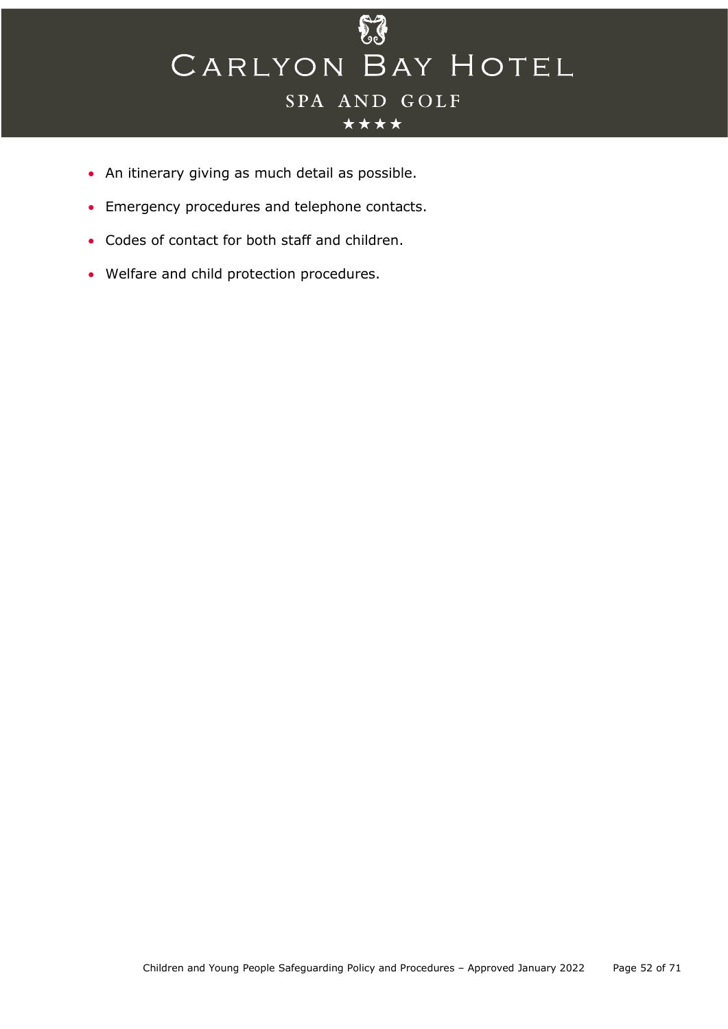- An itinerary giving as much detail as possible.
- Emergency procedures and telephone contacts.
- Codes of contact for both staff and children.
- Welfare and child protection procedures.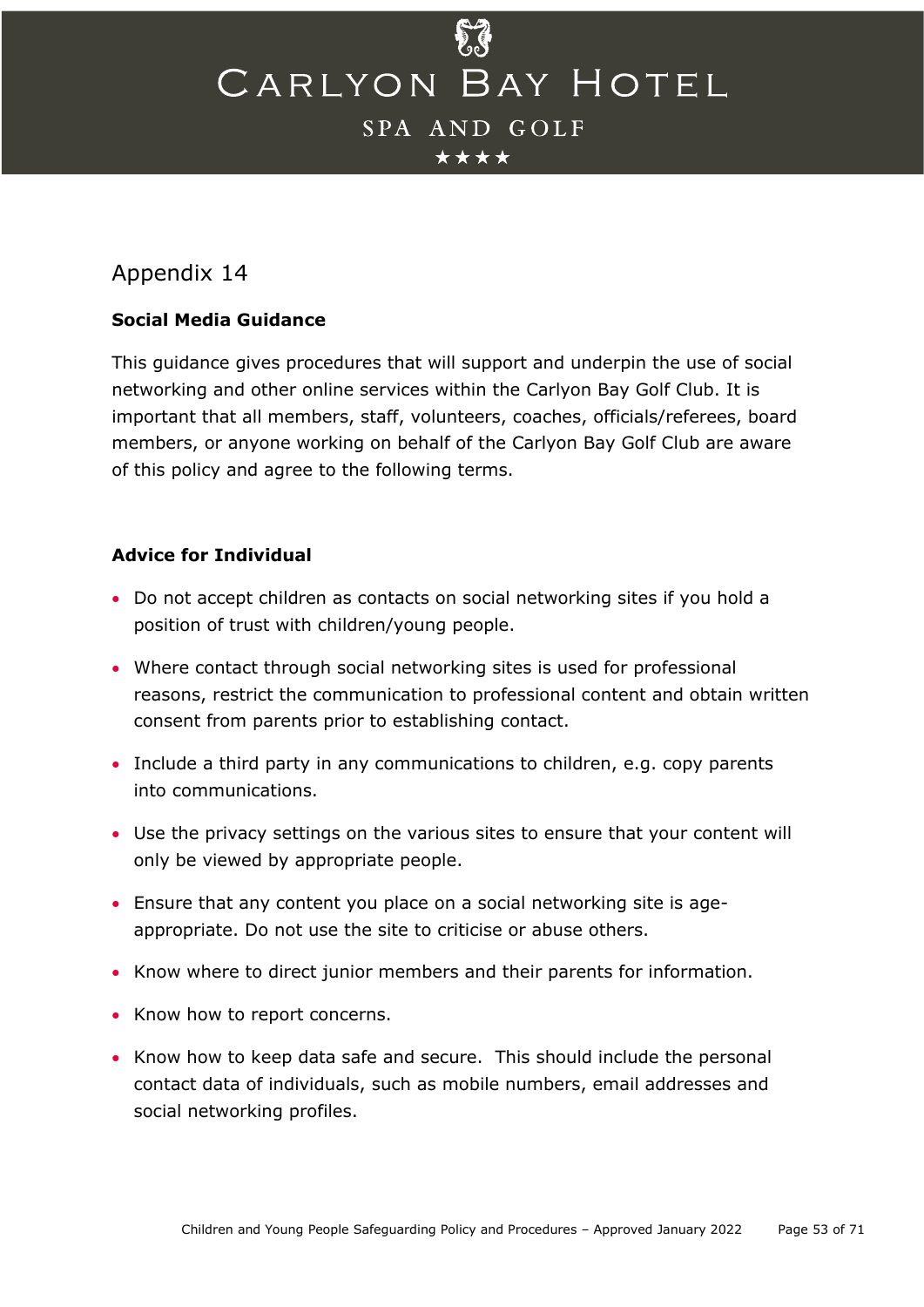## Appendix 14

**Social Media Guidance**

This guidance gives procedures that will support and underpin the use of social networking and other online services within the Carlyon Bay Golf Club. It is important that all members, staff, volunteers, coaches, officials/referees, board members, or anyone working on behalf of the Carlyon Bay Golf Club are aware of this policy and agree to the following terms.

**Advice for Individual**

- Do not accept children as contacts on social networking sites if you hold a position of trust with children/young people.
- Where contact through social networking sites is used for professional reasons, restrict the communication to professional content and obtain written consent from parents prior to establishing contact.
- Include a third party in any communications to children, e.g. copy parents into communications.
- Use the privacy settings on the various sites to ensure that your content will only be viewed by appropriate people.
- Ensure that any content you place on a social networking site is age-appropriate. Do not use the site to criticise or abuse others.
- Know where to direct junior members and their parents for information.
- Know how to report concerns.
- Know how to keep data safe and secure. This should include the personal contact data of individuals, such as mobile numbers, email addresses and social networking profiles.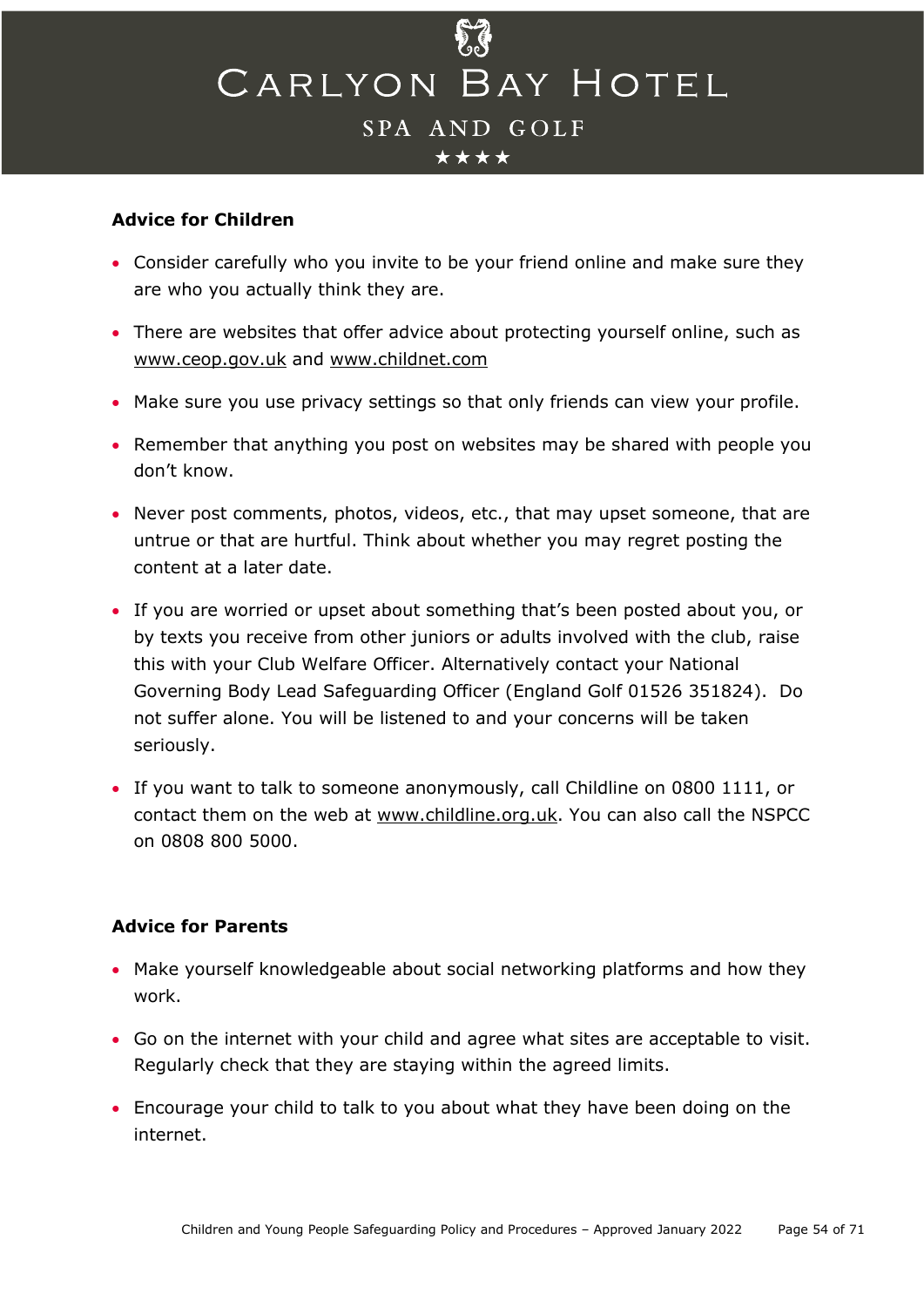**Advice for Children**

- Consider carefully who you invite to be your friend online and make sure they are who you actually think they are.
- There are websites that offer advice about protecting yourself online, such as www.ceop.gov.uk and www.childnet.com
- Make sure you use privacy settings so that only friends can view your profile.
- Remember that anything you post on websites may be shared with people you don't know.
- Never post comments, photos, videos, etc., that may upset someone, that are untrue or that are hurtful. Think about whether you may regret posting the content at a later date.
- If you are worried or upset about something that's been posted about you, or by texts you receive from other juniors or adults involved with the club, raise this with your Club Welfare Officer. Alternatively contact your National Governing Body Lead Safeguarding Officer (England Golf 01526 351824). Do not suffer alone. You will be listened to and your concerns will be taken seriously.
- If you want to talk to someone anonymously, call Childline on 0800 1111, or contact them on the web at www.childline.org.uk. You can also call the NSPCC on 0808 800 5000.

**Advice for Parents**

- Make yourself knowledgeable about social networking platforms and how they work.
- Go on the internet with your child and agree what sites are acceptable to visit. Regularly check that they are staying within the agreed limits.
- Encourage your child to talk to you about what they have been doing on the internet.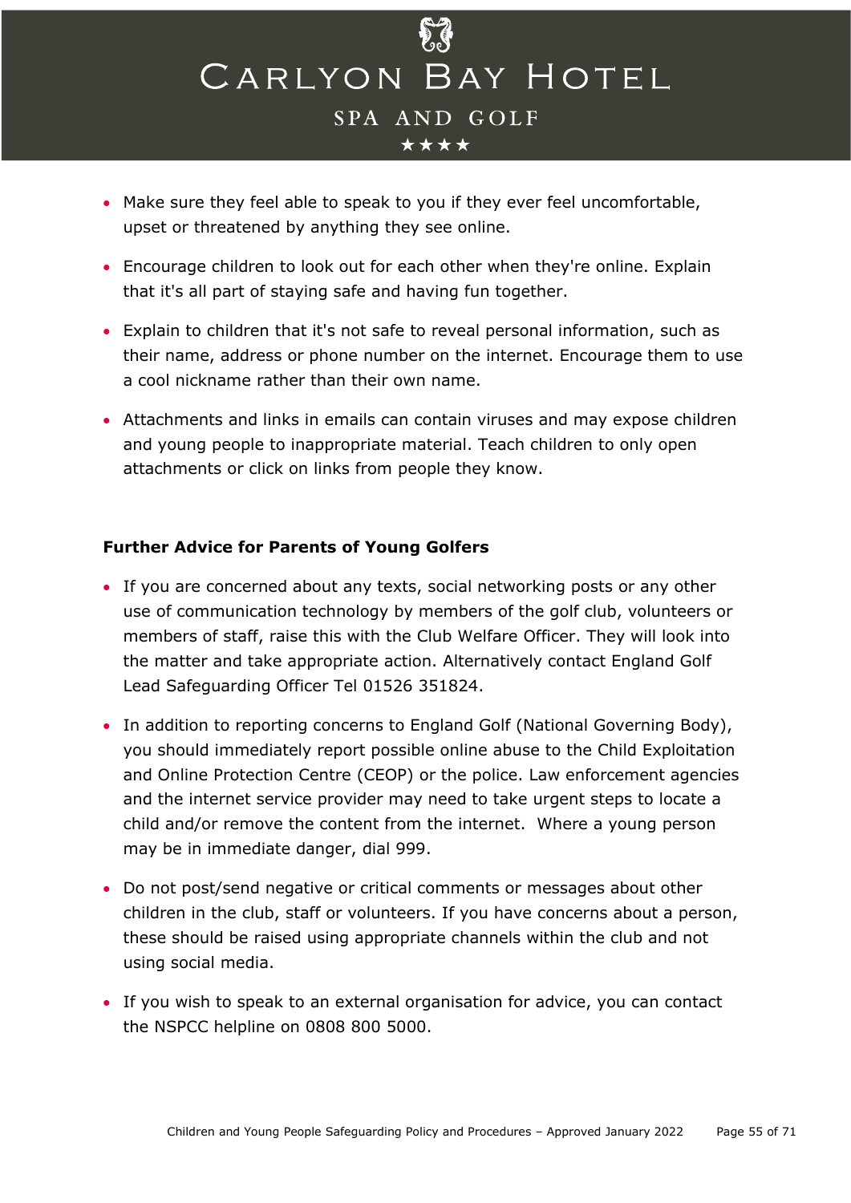- Make sure they feel able to speak to you if they ever feel uncomfortable, upset or threatened by anything they see online.
- Encourage children to look out for each other when they're online. Explain that it's all part of staying safe and having fun together.
- Explain to children that it's not safe to reveal personal information, such as their name, address or phone number on the internet. Encourage them to use a cool nickname rather than their own name.
- Attachments and links in emails can contain viruses and may expose children and young people to inappropriate material. Teach children to only open attachments or click on links from people they know.

**Further Advice for Parents of Young Golfers**

- If you are concerned about any texts, social networking posts or any other use of communication technology by members of the golf club, volunteers or members of staff, raise this with the Club Welfare Officer. They will look into the matter and take appropriate action. Alternatively contact England Golf Lead Safeguarding Officer Tel 01526 351824.
- In addition to reporting concerns to England Golf (National Governing Body), you should immediately report possible online abuse to the Child Exploitation and Online Protection Centre (CEOP) or the police. Law enforcement agencies and the internet service provider may need to take urgent steps to locate a child and/or remove the content from the internet. Where a young person may be in immediate danger, dial 999.
- Do not post/send negative or critical comments or messages about other children in the club, staff or volunteers. If you have concerns about a person, these should be raised using appropriate channels within the club and not using social media.
- If you wish to speak to an external organisation for advice, you can contact the NSPCC helpline on 0808 800 5000.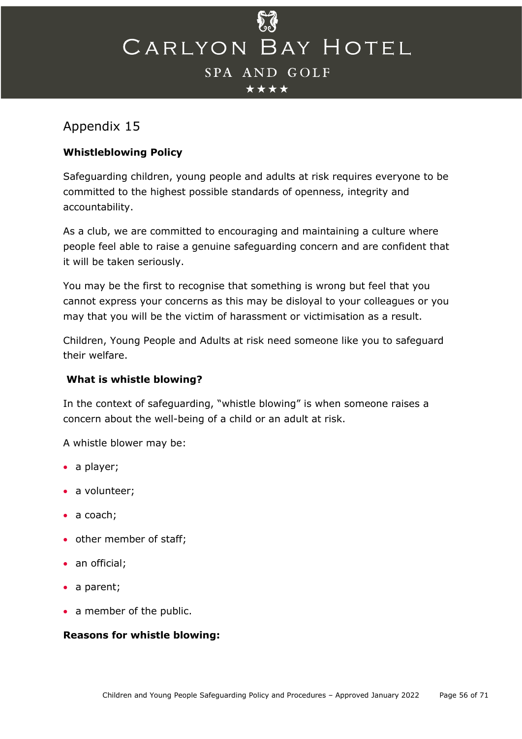# Appendix 15

**Whistleblowing Policy**

Safeguarding children, young people and adults at risk requires everyone to be committed to the highest possible standards of openness, integrity and accountability.

As a club, we are committed to encouraging and maintaining a culture where people feel able to raise a genuine safeguarding concern and are confident that it will be taken seriously.

You may be the first to recognise that something is wrong but feel that you cannot express your concerns as this may be disloyal to your colleagues or you may that you will be the victim of harassment or victimisation as a result.

Children, Young People and Adults at risk need someone like you to safeguard their welfare.

**What is whistle blowing?**

In the context of safeguarding, "whistle blowing" is when someone raises a concern about the well-being of a child or an adult at risk.

A whistle blower may be:

- a player;
- a volunteer;
- a coach;
- other member of staff;
- an official;
- a parent;
- a member of the public.

**Reasons for whistle blowing:**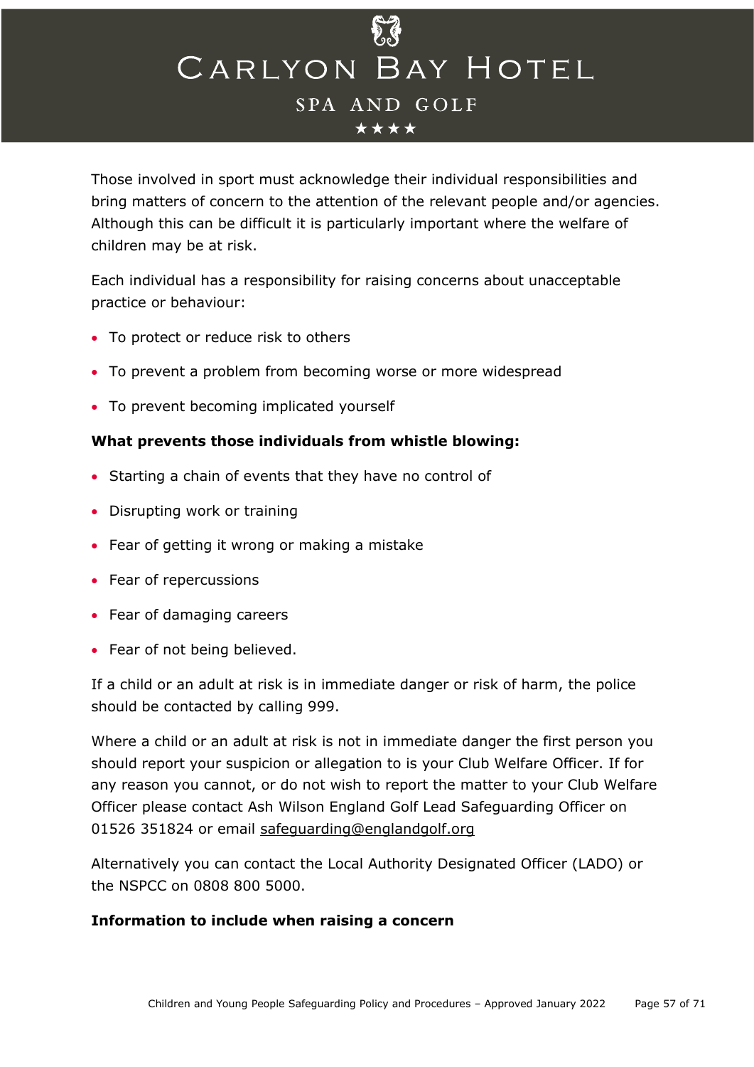Those involved in sport must acknowledge their individual responsibilities and bring matters of concern to the attention of the relevant people and/or agencies. Although this can be difficult it is particularly important where the welfare of children may be at risk.

Each individual has a responsibility for raising concerns about unacceptable practice or behaviour:

- To protect or reduce risk to others
- To prevent a problem from becoming worse or more widespread
- To prevent becoming implicated yourself

**What prevents those individuals from whistle blowing:**

- Starting a chain of events that they have no control of
- Disrupting work or training
- Fear of getting it wrong or making a mistake
- Fear of repercussions
- Fear of damaging careers
- Fear of not being believed.

If a child or an adult at risk is in immediate danger or risk of harm, the police should be contacted by calling 999.

Where a child or an adult at risk is not in immediate danger the first person you should report your suspicion or allegation to is your Club Welfare Officer. If for any reason you cannot, or do not wish to report the matter to your Club Welfare Officer please contact Ash Wilson England Golf Lead Safeguarding Officer on 01526 351824 or email safeguarding@englandgolf.org

Alternatively you can contact the Local Authority Designated Officer (LADO) or the NSPCC on 0808 800 5000.

**Information to include when raising a concern**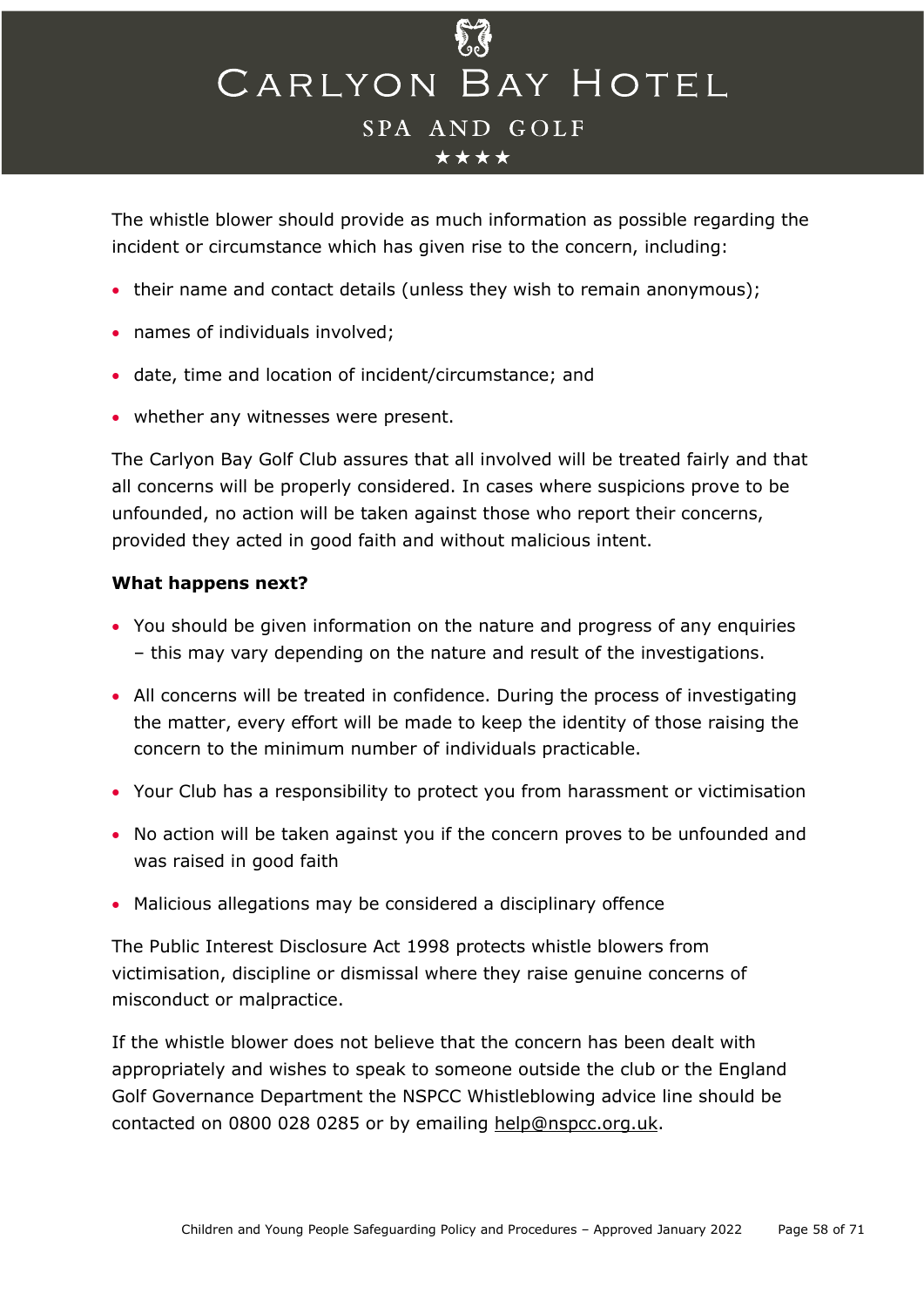The whistle blower should provide as much information as possible regarding the incident or circumstance which has given rise to the concern, including:

- their name and contact details (unless they wish to remain anonymous);
- names of individuals involved;
- date, time and location of incident/circumstance; and
- whether any witnesses were present.

The Carlyon Bay Golf Club assures that all involved will be treated fairly and that all concerns will be properly considered. In cases where suspicions prove to be unfounded, no action will be taken against those who report their concerns, provided they acted in good faith and without malicious intent.

**What happens next?**

- You should be given information on the nature and progress of any enquiries – this may vary depending on the nature and result of the investigations.
- All concerns will be treated in confidence. During the process of investigating the matter, every effort will be made to keep the identity of those raising the concern to the minimum number of individuals practicable.
- Your Club has a responsibility to protect you from harassment or victimisation
- No action will be taken against you if the concern proves to be unfounded and was raised in good faith
- Malicious allegations may be considered a disciplinary offence

The Public Interest Disclosure Act 1998 protects whistle blowers from victimisation, discipline or dismissal where they raise genuine concerns of misconduct or malpractice.

If the whistle blower does not believe that the concern has been dealt with appropriately and wishes to speak to someone outside the club or the England Golf Governance Department the NSPCC Whistleblowing advice line should be contacted on 0800 028 0285 or by emailing help@nspcc.org.uk.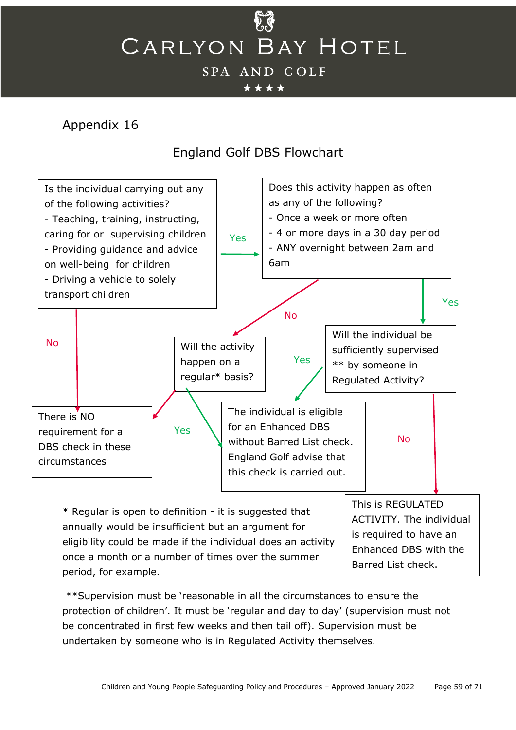Appendix 16

## England Golf DBS Flowchart

**Is the individual carrying out any of the following activities?**
- Teaching, training, instructing, caring for or supervising children
- Providing guidance and advice on well-being for children
- Driving a vehicle to solely transport children

Yes → **Does this activity happen as often as any of the following?**
- Once a week or more often
- 4 or more days in a 30 day period
- ANY overnight between 2am and 6am

No → There is NO requirement for a DBS check in these circumstances

**Does this activity happen as often as any of the following?**

Yes → **Will the individual be sufficiently supervised \*\* by someone in Regulated Activity?**

No → **Will the activity happen on a regular\* basis?**

**Will the individual be sufficiently supervised \*\* by someone in Regulated Activity?**

Yes → The individual is eligible for an Enhanced DBS without Barred List check. England Golf advise that this check is carried out.

No → This is REGULATED ACTIVITY. The individual is required to have an Enhanced DBS with the Barred List check.

**Will the activity happen on a regular\* basis?**

Yes → The individual is eligible for an Enhanced DBS without Barred List check. England Golf advise that this check is carried out.

No → There is NO requirement for a DBS check in these circumstances

\* Regular is open to definition - it is suggested that annually would be insufficient but an argument for eligibility could be made if the individual does an activity once a month or a number of times over the summer period, for example.

\*\*Supervision must be 'reasonable in all the circumstances to ensure the protection of children'. It must be 'regular and day to day' (supervision must not be concentrated in first few weeks and then tail off). Supervision must be undertaken by someone who is in Regulated Activity themselves.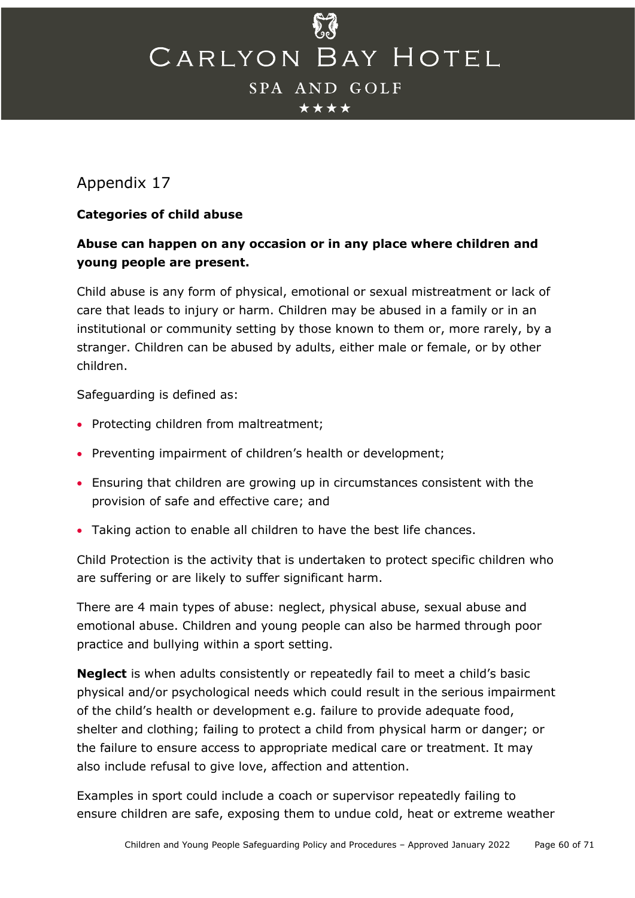## Appendix 17

**Categories of child abuse**

**Abuse can happen on any occasion or in any place where children and young people are present.**

Child abuse is any form of physical, emotional or sexual mistreatment or lack of care that leads to injury or harm. Children may be abused in a family or in an institutional or community setting by those known to them or, more rarely, by a stranger. Children can be abused by adults, either male or female, or by other children.

Safeguarding is defined as:

- Protecting children from maltreatment;
- Preventing impairment of children's health or development;
- Ensuring that children are growing up in circumstances consistent with the provision of safe and effective care; and
- Taking action to enable all children to have the best life chances.

Child Protection is the activity that is undertaken to protect specific children who are suffering or are likely to suffer significant harm.

There are 4 main types of abuse: neglect, physical abuse, sexual abuse and emotional abuse. Children and young people can also be harmed through poor practice and bullying within a sport setting.

**Neglect** is when adults consistently or repeatedly fail to meet a child's basic physical and/or psychological needs which could result in the serious impairment of the child's health or development e.g. failure to provide adequate food, shelter and clothing; failing to protect a child from physical harm or danger; or the failure to ensure access to appropriate medical care or treatment. It may also include refusal to give love, affection and attention.

Examples in sport could include a coach or supervisor repeatedly failing to ensure children are safe, exposing them to undue cold, heat or extreme weather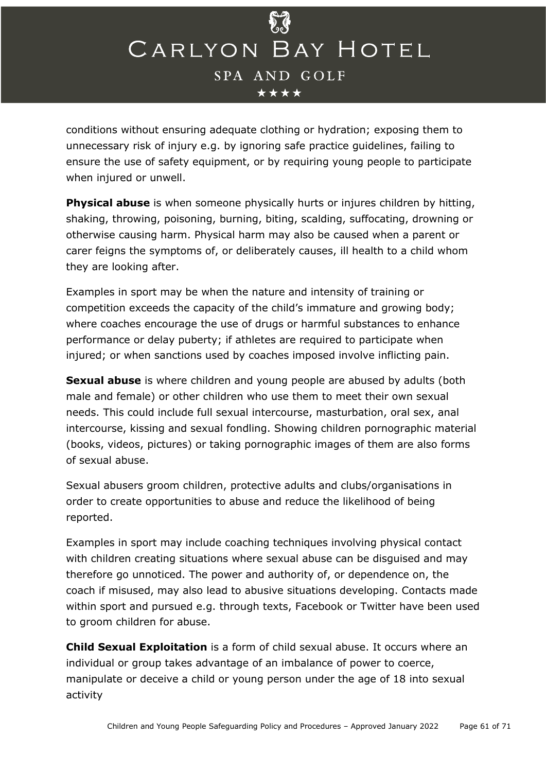conditions without ensuring adequate clothing or hydration; exposing them to unnecessary risk of injury e.g. by ignoring safe practice guidelines, failing to ensure the use of safety equipment, or by requiring young people to participate when injured or unwell.

**Physical abuse** is when someone physically hurts or injures children by hitting, shaking, throwing, poisoning, burning, biting, scalding, suffocating, drowning or otherwise causing harm. Physical harm may also be caused when a parent or carer feigns the symptoms of, or deliberately causes, ill health to a child whom they are looking after.

Examples in sport may be when the nature and intensity of training or competition exceeds the capacity of the child's immature and growing body; where coaches encourage the use of drugs or harmful substances to enhance performance or delay puberty; if athletes are required to participate when injured; or when sanctions used by coaches imposed involve inflicting pain.

**Sexual abuse** is where children and young people are abused by adults (both male and female) or other children who use them to meet their own sexual needs. This could include full sexual intercourse, masturbation, oral sex, anal intercourse, kissing and sexual fondling. Showing children pornographic material (books, videos, pictures) or taking pornographic images of them are also forms of sexual abuse.

Sexual abusers groom children, protective adults and clubs/organisations in order to create opportunities to abuse and reduce the likelihood of being reported.

Examples in sport may include coaching techniques involving physical contact with children creating situations where sexual abuse can be disguised and may therefore go unnoticed. The power and authority of, or dependence on, the coach if misused, may also lead to abusive situations developing. Contacts made within sport and pursued e.g. through texts, Facebook or Twitter have been used to groom children for abuse.

**Child Sexual Exploitation** is a form of child sexual abuse. It occurs where an individual or group takes advantage of an imbalance of power to coerce, manipulate or deceive a child or young person under the age of 18 into sexual activity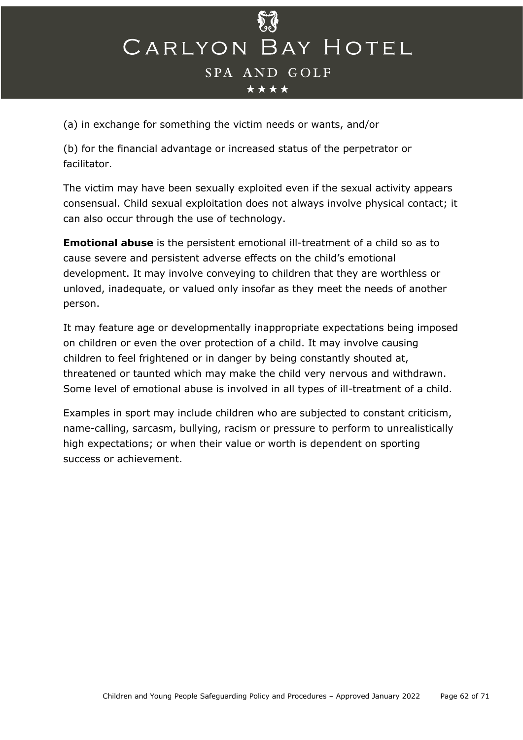(a) in exchange for something the victim needs or wants, and/or

(b) for the financial advantage or increased status of the perpetrator or facilitator.

The victim may have been sexually exploited even if the sexual activity appears consensual. Child sexual exploitation does not always involve physical contact; it can also occur through the use of technology.

**Emotional abuse** is the persistent emotional ill-treatment of a child so as to cause severe and persistent adverse effects on the child's emotional development. It may involve conveying to children that they are worthless or unloved, inadequate, or valued only insofar as they meet the needs of another person.

It may feature age or developmentally inappropriate expectations being imposed on children or even the over protection of a child. It may involve causing children to feel frightened or in danger by being constantly shouted at, threatened or taunted which may make the child very nervous and withdrawn. Some level of emotional abuse is involved in all types of ill-treatment of a child.

Examples in sport may include children who are subjected to constant criticism, name-calling, sarcasm, bullying, racism or pressure to perform to unrealistically high expectations; or when their value or worth is dependent on sporting success or achievement.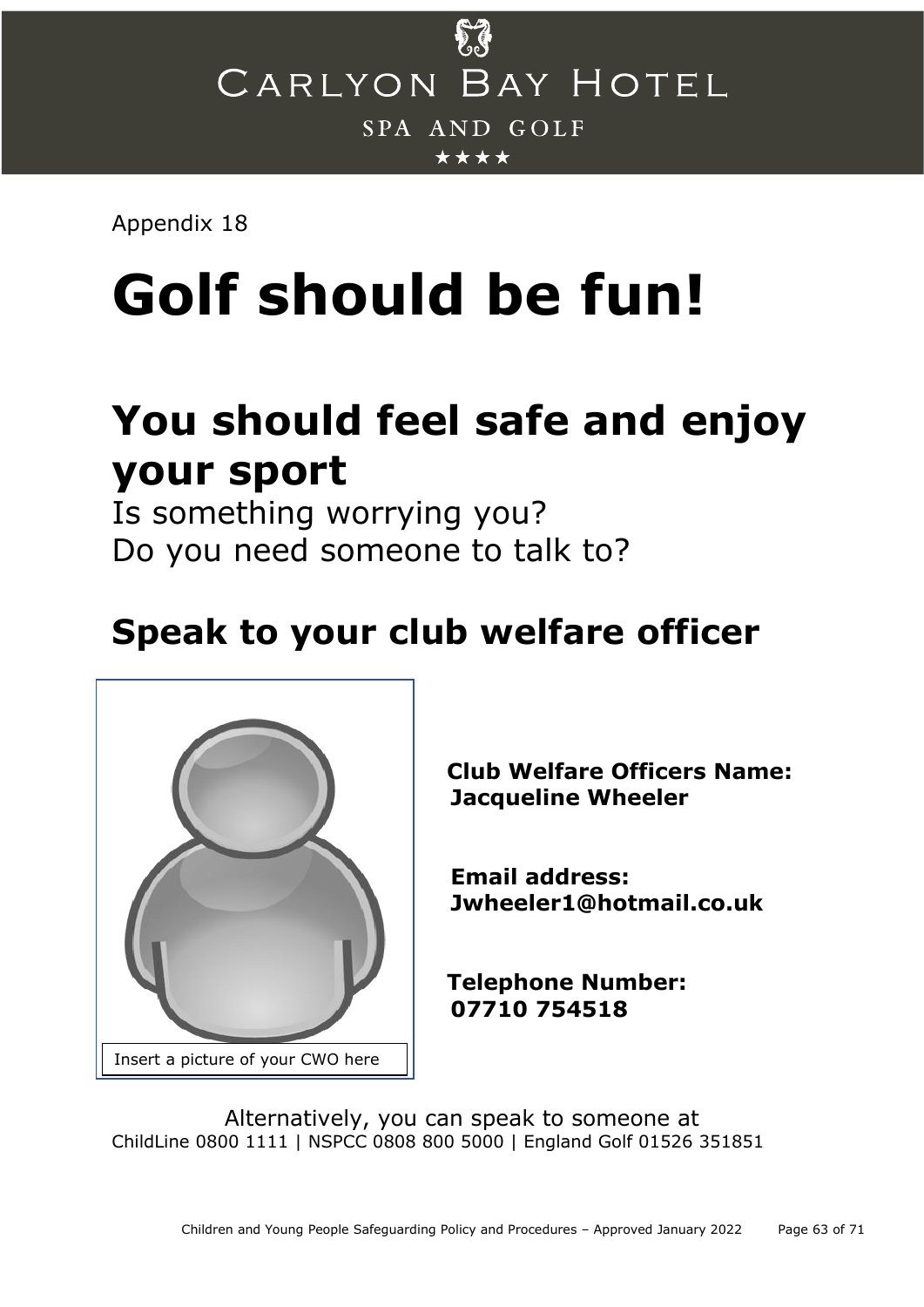Appendix 18

# Golf should be fun!

## You should feel safe and enjoy your sport

Is something worrying you?
Do you need someone to talk to?

## Speak to your club welfare officer

Insert a picture of your CWO here

**Club Welfare Officers Name:**
**Jacqueline Wheeler**

**Email address:**
**Jwheeler1@hotmail.co.uk**

**Telephone Number:**
**07710 754518**

Alternatively, you can speak to someone at
ChildLine 0800 1111 | NSPCC 0808 800 5000 | England Golf 01526 351851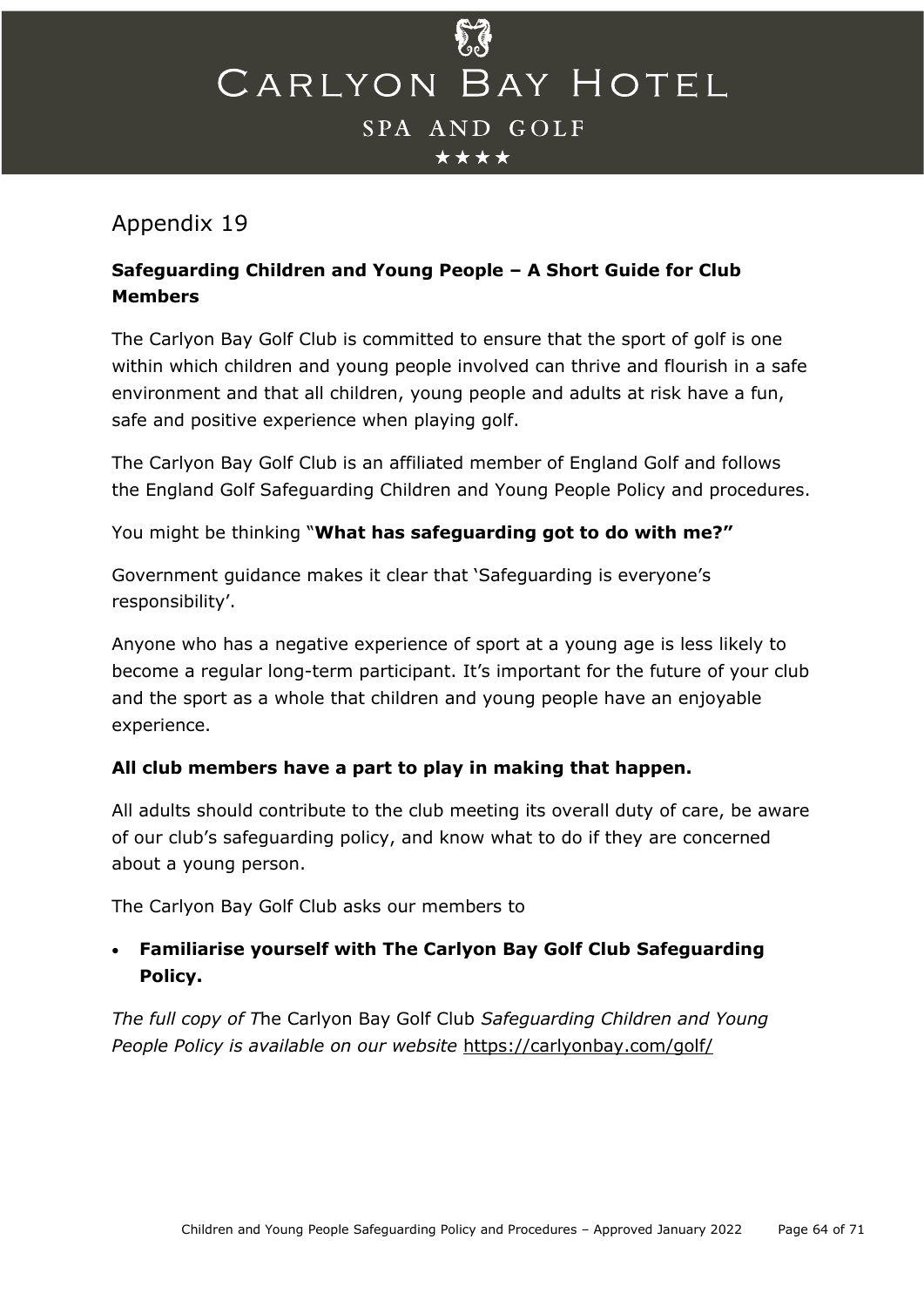# Appendix 19

**Safeguarding Children and Young People – A Short Guide for Club Members**

The Carlyon Bay Golf Club is committed to ensure that the sport of golf is one within which children and young people involved can thrive and flourish in a safe environment and that all children, young people and adults at risk have a fun, safe and positive experience when playing golf.

The Carlyon Bay Golf Club is an affiliated member of England Golf and follows the England Golf Safeguarding Children and Young People Policy and procedures.

You might be thinking "**What has safeguarding got to do with me?"**

Government guidance makes it clear that 'Safeguarding is everyone's responsibility'.

Anyone who has a negative experience of sport at a young age is less likely to become a regular long-term participant. It's important for the future of your club and the sport as a whole that children and young people have an enjoyable experience.

**All club members have a part to play in making that happen.**

All adults should contribute to the club meeting its overall duty of care, be aware of our club's safeguarding policy, and know what to do if they are concerned about a young person.

The Carlyon Bay Golf Club asks our members to

- **Familiarise yourself with The Carlyon Bay Golf Club Safeguarding Policy.**

*The full copy of T*he Carlyon Bay Golf Club *Safeguarding Children and Young People Policy is available on our website* https://carlyonbay.com/golf/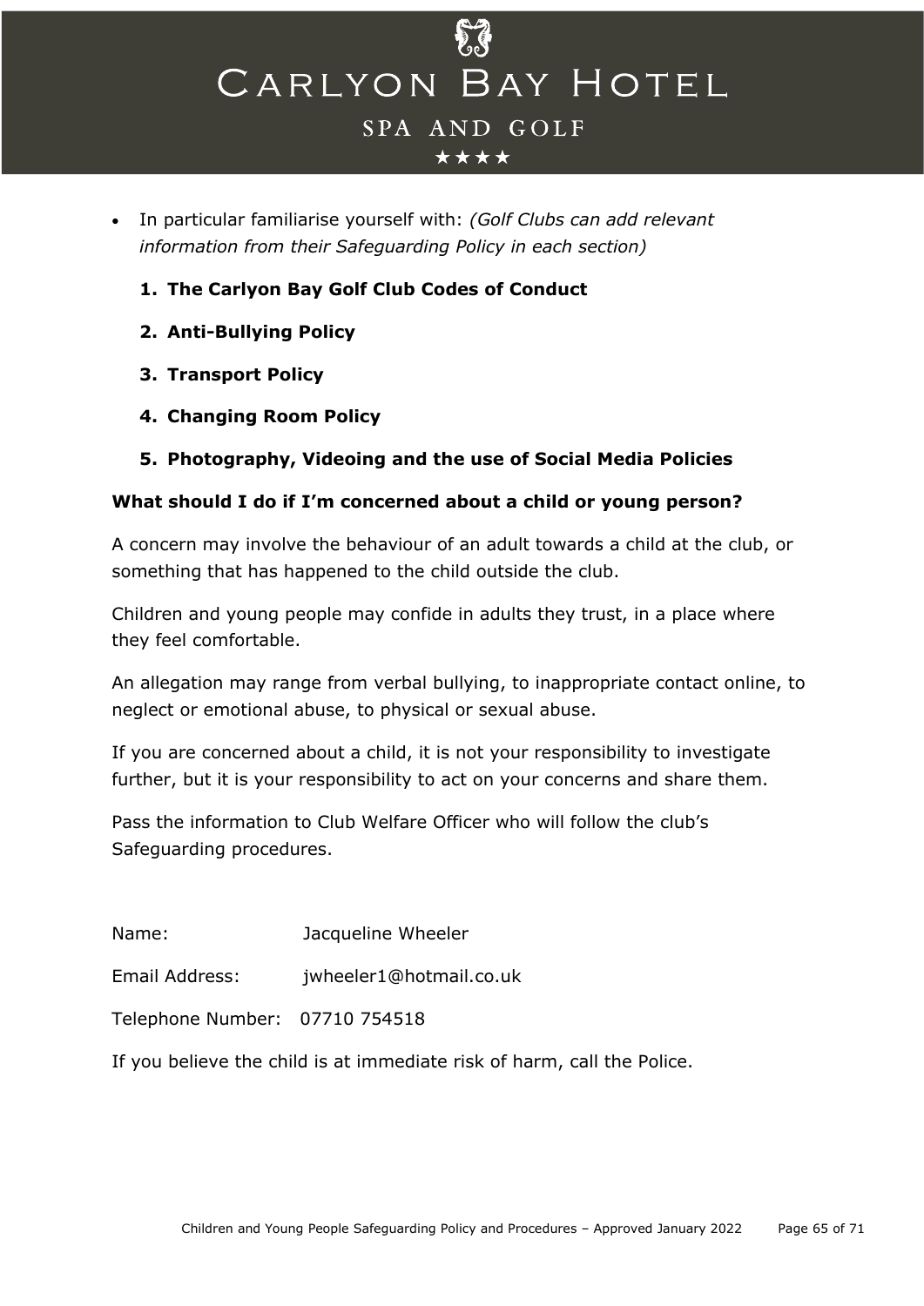- In particular familiarise yourself with: *(Golf Clubs can add relevant information from their Safeguarding Policy in each section)*

  1. **The Carlyon Bay Golf Club Codes of Conduct**
  2. **Anti-Bullying Policy**
  3. **Transport Policy**
  4. **Changing Room Policy**
  5. **Photography, Videoing and the use of Social Media Policies**

**What should I do if I'm concerned about a child or young person?**

A concern may involve the behaviour of an adult towards a child at the club, or something that has happened to the child outside the club.

Children and young people may confide in adults they trust, in a place where they feel comfortable.

An allegation may range from verbal bullying, to inappropriate contact online, to neglect or emotional abuse, to physical or sexual abuse.

If you are concerned about a child, it is not your responsibility to investigate further, but it is your responsibility to act on your concerns and share them.

Pass the information to Club Welfare Officer who will follow the club's Safeguarding procedures.

Name: Jacqueline Wheeler

Email Address: jwheeler1@hotmail.co.uk

Telephone Number: 07710 754518

If you believe the child is at immediate risk of harm, call the Police.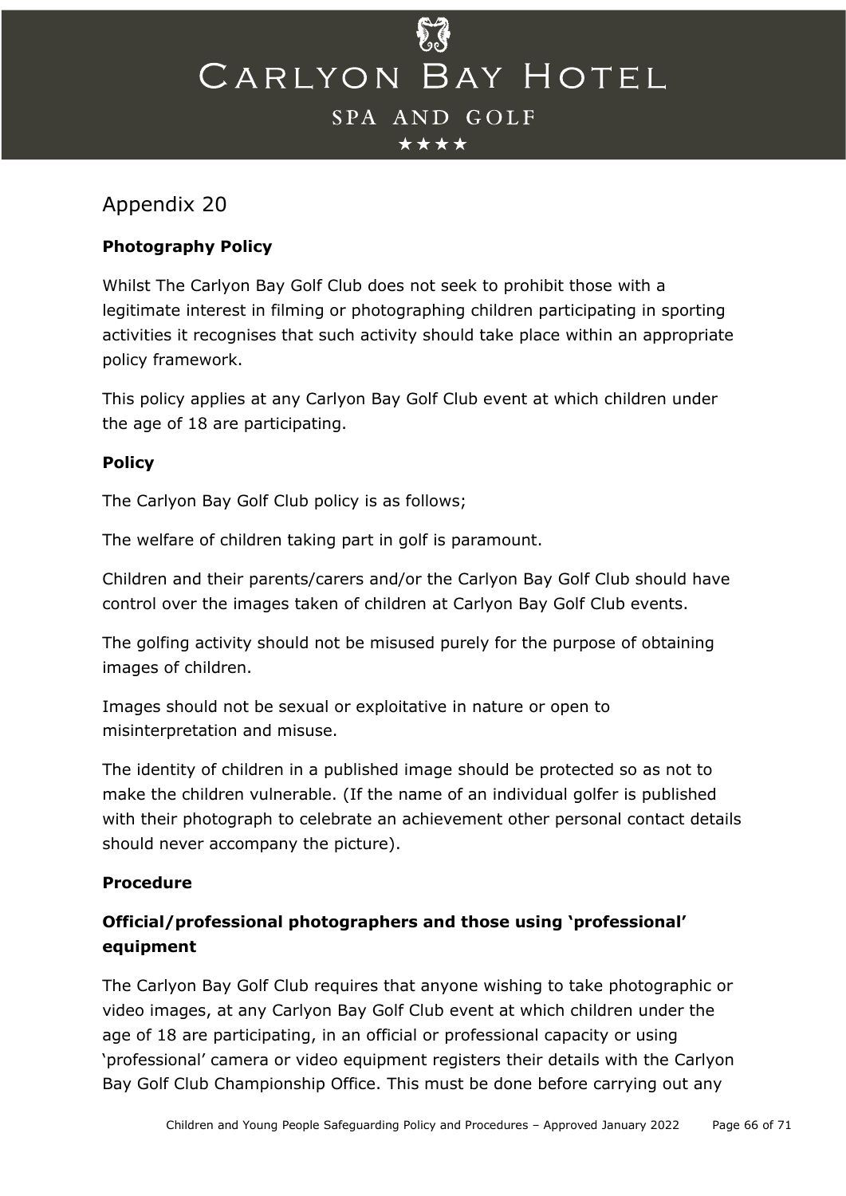## Appendix 20

**Photography Policy**

Whilst The Carlyon Bay Golf Club does not seek to prohibit those with a legitimate interest in filming or photographing children participating in sporting activities it recognises that such activity should take place within an appropriate policy framework.

This policy applies at any Carlyon Bay Golf Club event at which children under the age of 18 are participating.

**Policy**

The Carlyon Bay Golf Club policy is as follows;

The welfare of children taking part in golf is paramount.

Children and their parents/carers and/or the Carlyon Bay Golf Club should have control over the images taken of children at Carlyon Bay Golf Club events.

The golfing activity should not be misused purely for the purpose of obtaining images of children.

Images should not be sexual or exploitative in nature or open to misinterpretation and misuse.

The identity of children in a published image should be protected so as not to make the children vulnerable. (If the name of an individual golfer is published with their photograph to celebrate an achievement other personal contact details should never accompany the picture).

**Procedure**

**Official/professional photographers and those using 'professional' equipment**

The Carlyon Bay Golf Club requires that anyone wishing to take photographic or video images, at any Carlyon Bay Golf Club event at which children under the age of 18 are participating, in an official or professional capacity or using 'professional' camera or video equipment registers their details with the Carlyon Bay Golf Club Championship Office. This must be done before carrying out any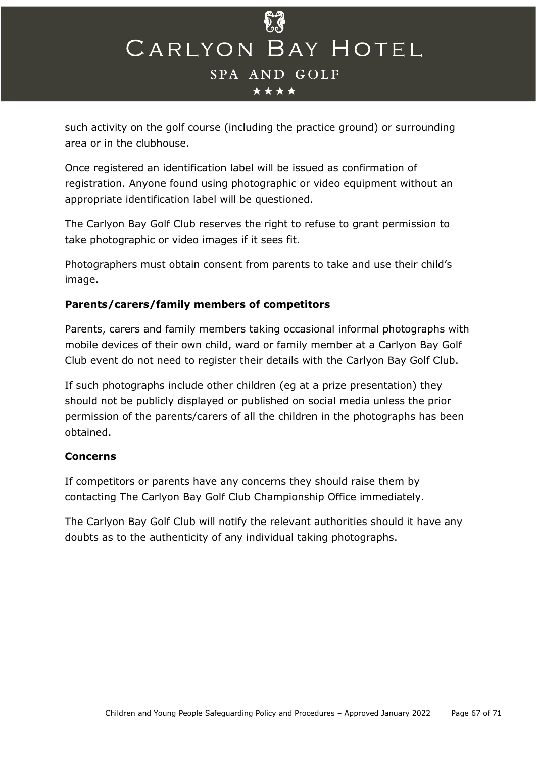such activity on the golf course (including the practice ground) or surrounding area or in the clubhouse.

Once registered an identification label will be issued as confirmation of registration. Anyone found using photographic or video equipment without an appropriate identification label will be questioned.

The Carlyon Bay Golf Club reserves the right to refuse to grant permission to take photographic or video images if it sees fit.

Photographers must obtain consent from parents to take and use their child's image.

**Parents/carers/family members of competitors**

Parents, carers and family members taking occasional informal photographs with mobile devices of their own child, ward or family member at a Carlyon Bay Golf Club event do not need to register their details with the Carlyon Bay Golf Club.

If such photographs include other children (eg at a prize presentation) they should not be publicly displayed or published on social media unless the prior permission of the parents/carers of all the children in the photographs has been obtained.

**Concerns**

If competitors or parents have any concerns they should raise them by contacting The Carlyon Bay Golf Club Championship Office immediately.

The Carlyon Bay Golf Club will notify the relevant authorities should it have any doubts as to the authenticity of any individual taking photographs.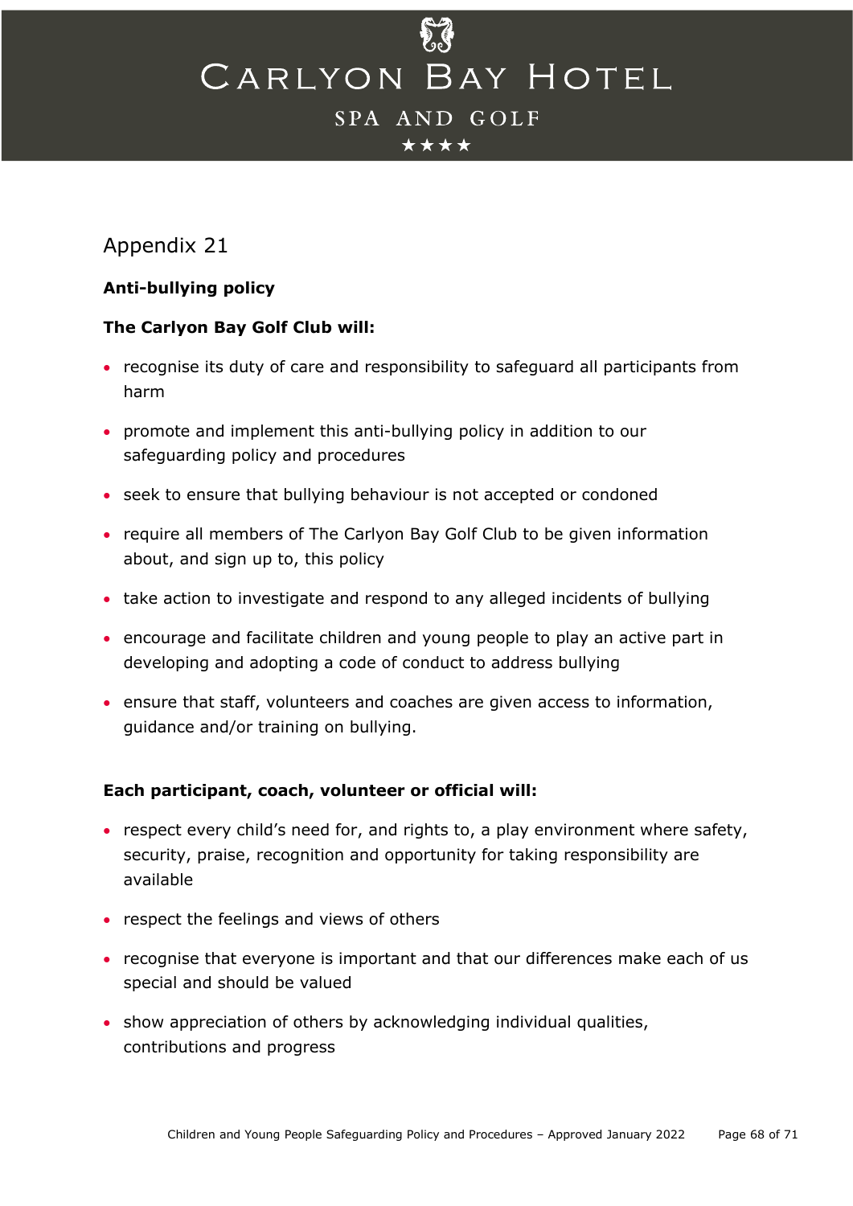## Appendix 21

**Anti-bullying policy**

**The Carlyon Bay Golf Club will:**

- recognise its duty of care and responsibility to safeguard all participants from harm
- promote and implement this anti-bullying policy in addition to our safeguarding policy and procedures
- seek to ensure that bullying behaviour is not accepted or condoned
- require all members of The Carlyon Bay Golf Club to be given information about, and sign up to, this policy
- take action to investigate and respond to any alleged incidents of bullying
- encourage and facilitate children and young people to play an active part in developing and adopting a code of conduct to address bullying
- ensure that staff, volunteers and coaches are given access to information, guidance and/or training on bullying.

**Each participant, coach, volunteer or official will:**

- respect every child's need for, and rights to, a play environment where safety, security, praise, recognition and opportunity for taking responsibility are available
- respect the feelings and views of others
- recognise that everyone is important and that our differences make each of us special and should be valued
- show appreciation of others by acknowledging individual qualities, contributions and progress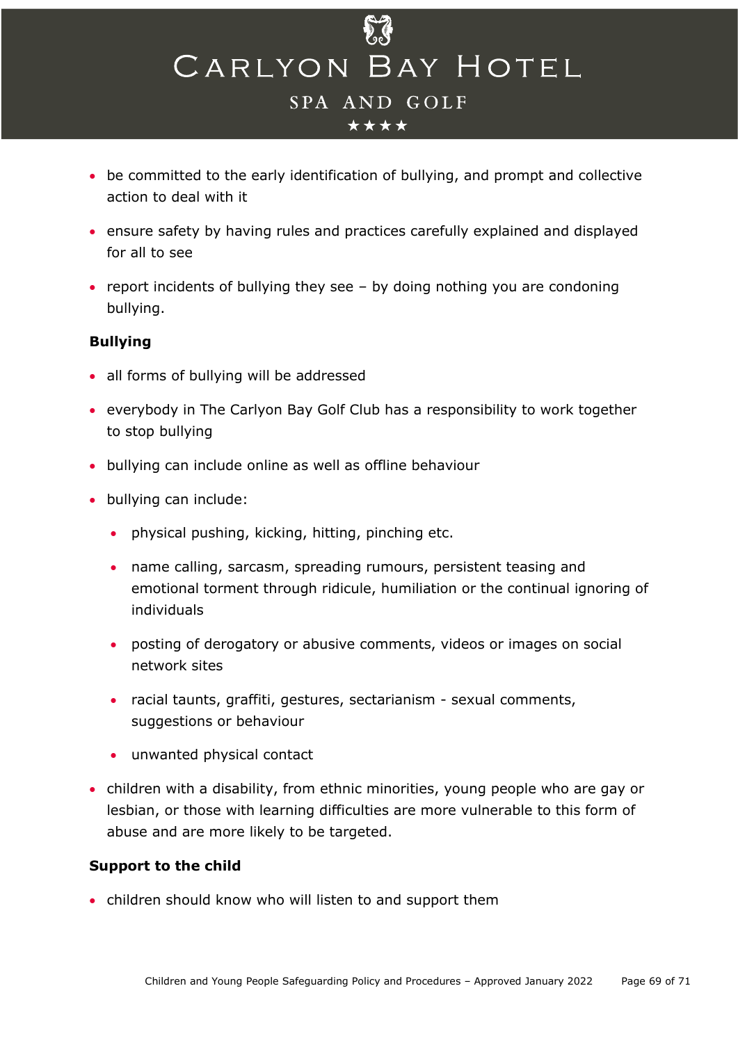- be committed to the early identification of bullying, and prompt and collective action to deal with it
- ensure safety by having rules and practices carefully explained and displayed for all to see
- report incidents of bullying they see – by doing nothing you are condoning bullying.

**Bullying**

- all forms of bullying will be addressed
- everybody in The Carlyon Bay Golf Club has a responsibility to work together to stop bullying
- bullying can include online as well as offline behaviour
- bullying can include:
  - physical pushing, kicking, hitting, pinching etc.
  - name calling, sarcasm, spreading rumours, persistent teasing and emotional torment through ridicule, humiliation or the continual ignoring of individuals
  - posting of derogatory or abusive comments, videos or images on social network sites
  - racial taunts, graffiti, gestures, sectarianism - sexual comments, suggestions or behaviour
  - unwanted physical contact
- children with a disability, from ethnic minorities, young people who are gay or lesbian, or those with learning difficulties are more vulnerable to this form of abuse and are more likely to be targeted.

**Support to the child**

- children should know who will listen to and support them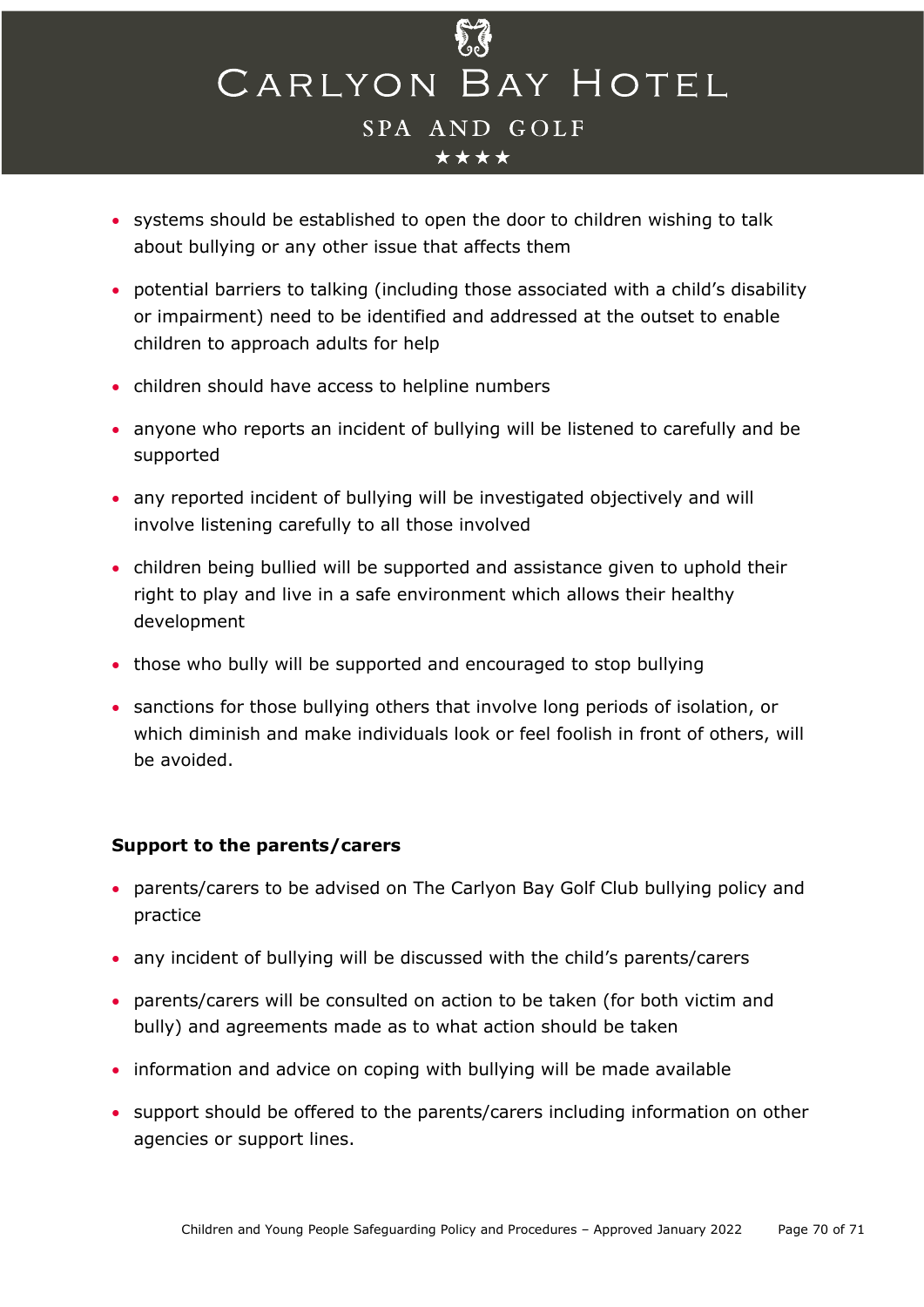- systems should be established to open the door to children wishing to talk about bullying or any other issue that affects them
- potential barriers to talking (including those associated with a child's disability or impairment) need to be identified and addressed at the outset to enable children to approach adults for help
- children should have access to helpline numbers
- anyone who reports an incident of bullying will be listened to carefully and be supported
- any reported incident of bullying will be investigated objectively and will involve listening carefully to all those involved
- children being bullied will be supported and assistance given to uphold their right to play and live in a safe environment which allows their healthy development
- those who bully will be supported and encouraged to stop bullying
- sanctions for those bullying others that involve long periods of isolation, or which diminish and make individuals look or feel foolish in front of others, will be avoided.

**Support to the parents/carers**

- parents/carers to be advised on The Carlyon Bay Golf Club bullying policy and practice
- any incident of bullying will be discussed with the child's parents/carers
- parents/carers will be consulted on action to be taken (for both victim and bully) and agreements made as to what action should be taken
- information and advice on coping with bullying will be made available
- support should be offered to the parents/carers including information on other agencies or support lines.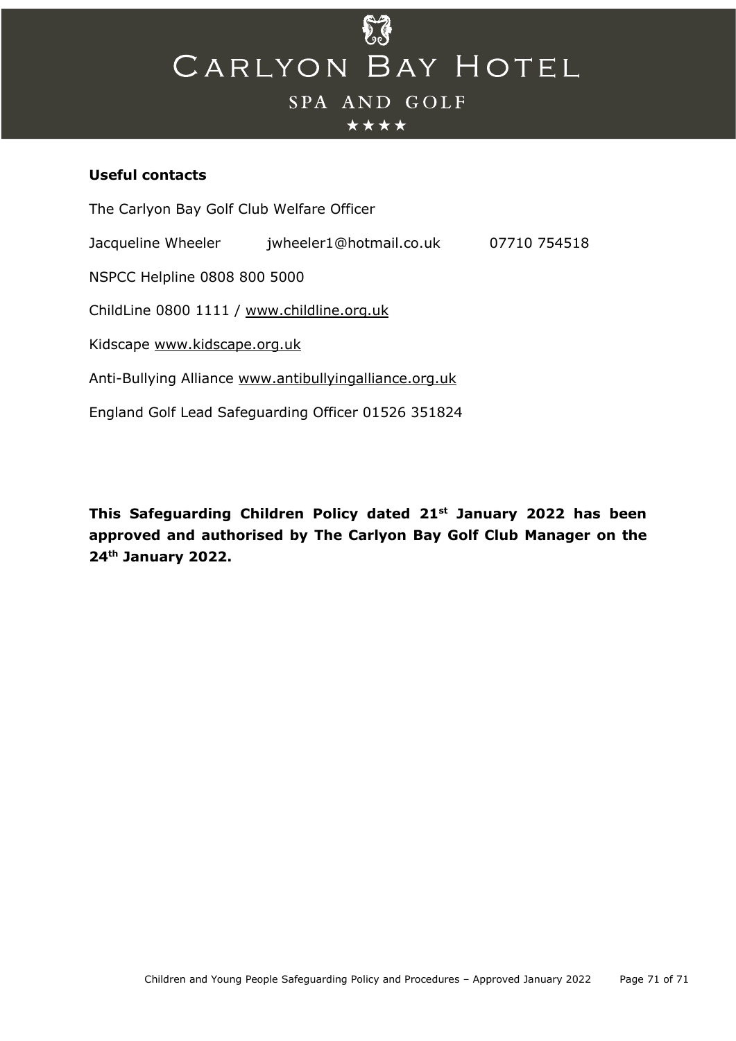**Useful contacts**

The Carlyon Bay Golf Club Welfare Officer

Jacqueline Wheeler jwheeler1@hotmail.co.uk 07710 754518

NSPCC Helpline 0808 800 5000

ChildLine 0800 1111 / www.childline.org.uk

Kidscape www.kidscape.org.uk

Anti-Bullying Alliance www.antibullyingalliance.org.uk

England Golf Lead Safeguarding Officer 01526 351824

**This Safeguarding Children Policy dated 21st January 2022 has been approved and authorised by The Carlyon Bay Golf Club Manager on the 24th January 2022.**